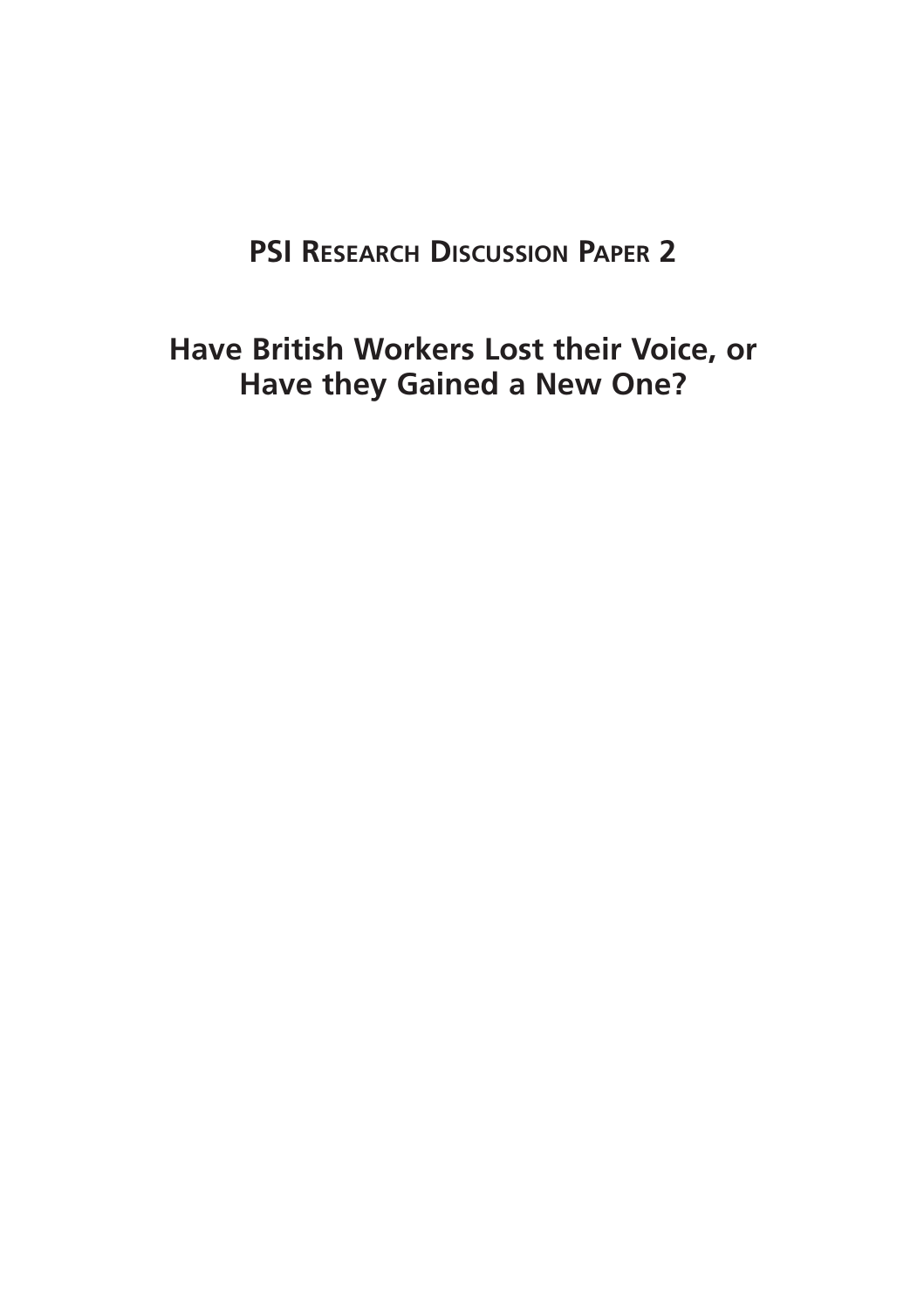# PSI Research Discussion Paper 2

## Have British Workers Lost their Voice, or Have they Gained a New One?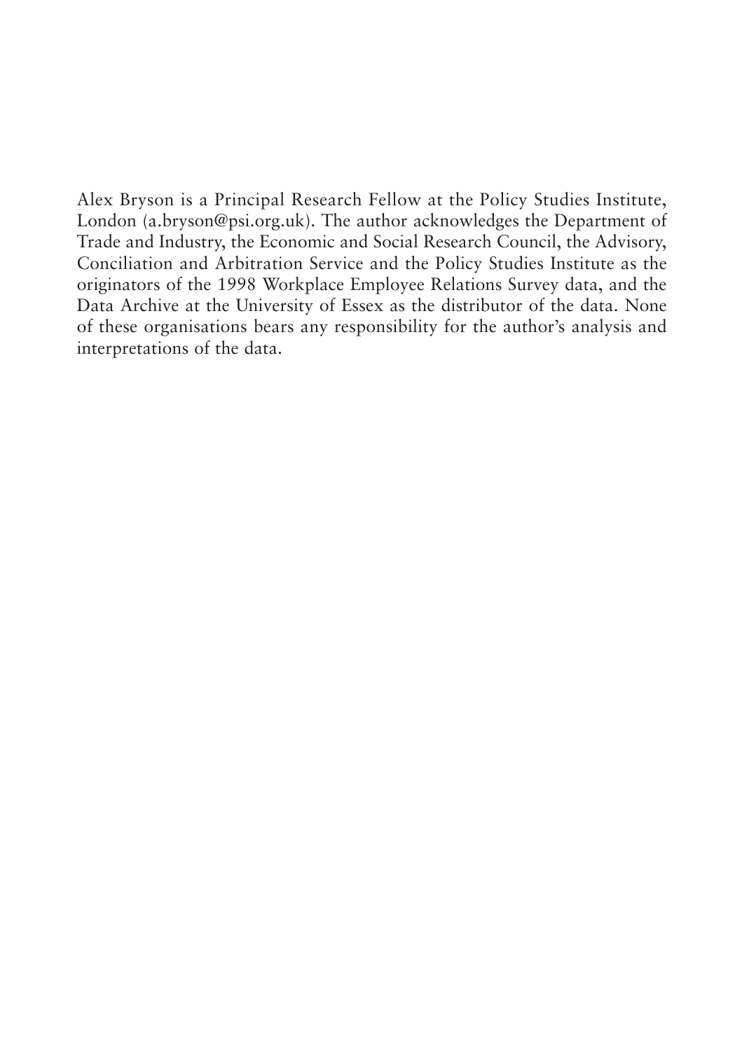Alex Bryson is a Principal Research Fellow at the Policy Studies Institute, London (a.bryson@psi.org.uk). The author acknowledges the Department of Trade and Industry, the Economic and Social Research Council, the Advisory, Conciliation and Arbitration Service and the Policy Studies Institute as the originators of the 1998 Workplace Employee Relations Survey data, and the Data Archive at the University of Essex as the distributor of the data. None of these organisations bears any responsibility for the author's analysis and interpretations of the data.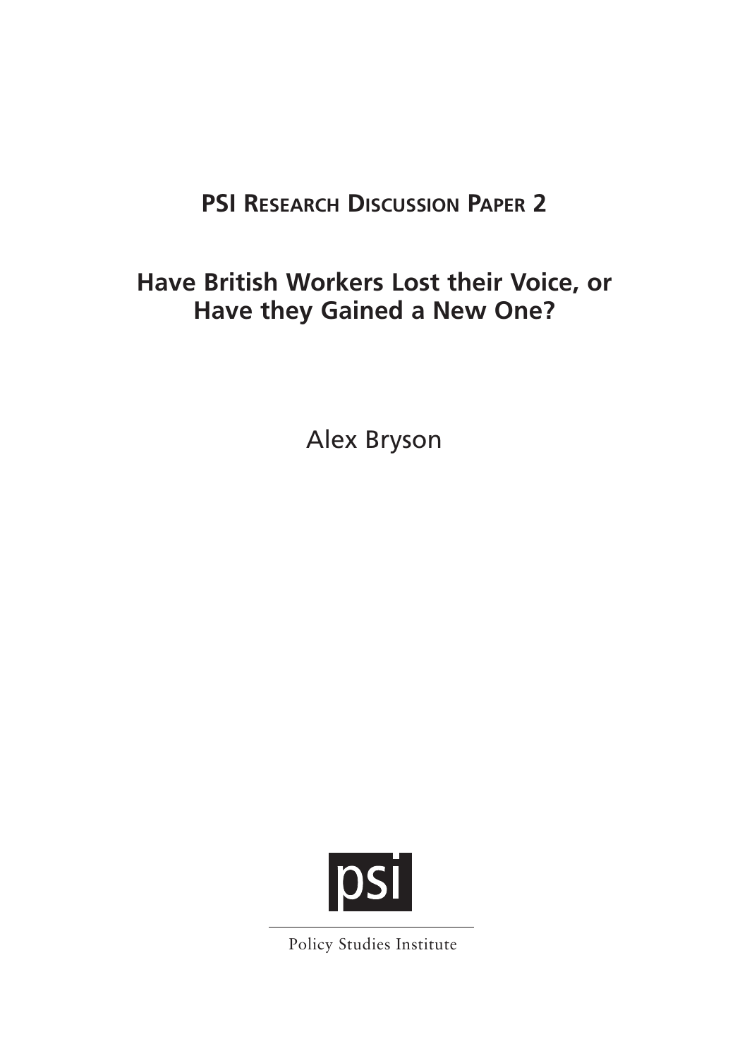**PSI RESEARCH DISCUSSION PAPER 2**

# Have British Workers Lost their Voice, or Have they Gained a New One?

Alex Bryson

psi

Policy Studies Institute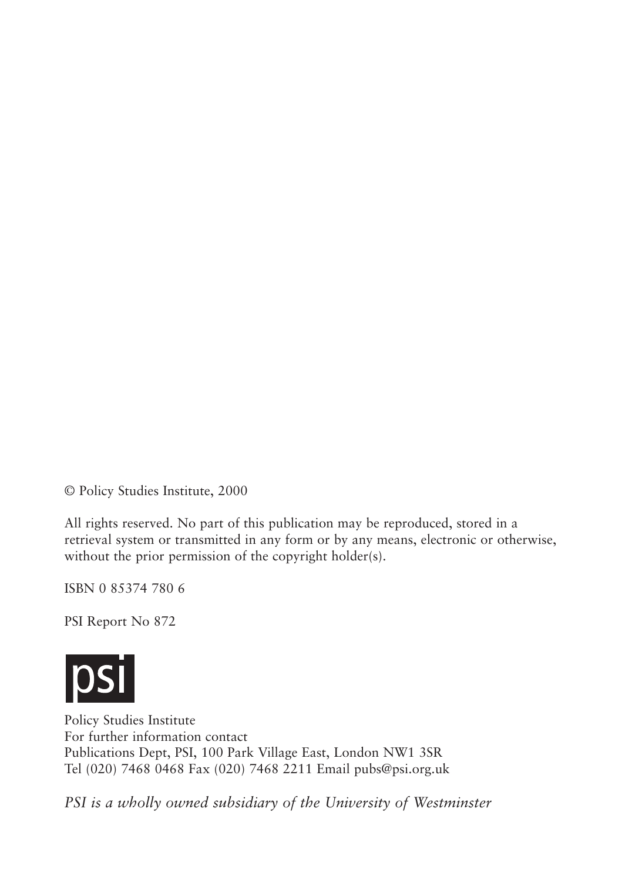© Policy Studies Institute, 2000

All rights reserved. No part of this publication may be reproduced, stored in a retrieval system or transmitted in any form or by any means, electronic or otherwise, without the prior permission of the copyright holder(s).

ISBN 0 85374 780 6

PSI Report No 872

psi

Policy Studies Institute
For further information contact
Publications Dept, PSI, 100 Park Village East, London NW1 3SR
Tel (020) 7468 0468 Fax (020) 7468 2211 Email pubs@psi.org.uk

*PSI is a wholly owned subsidiary of the University of Westminster*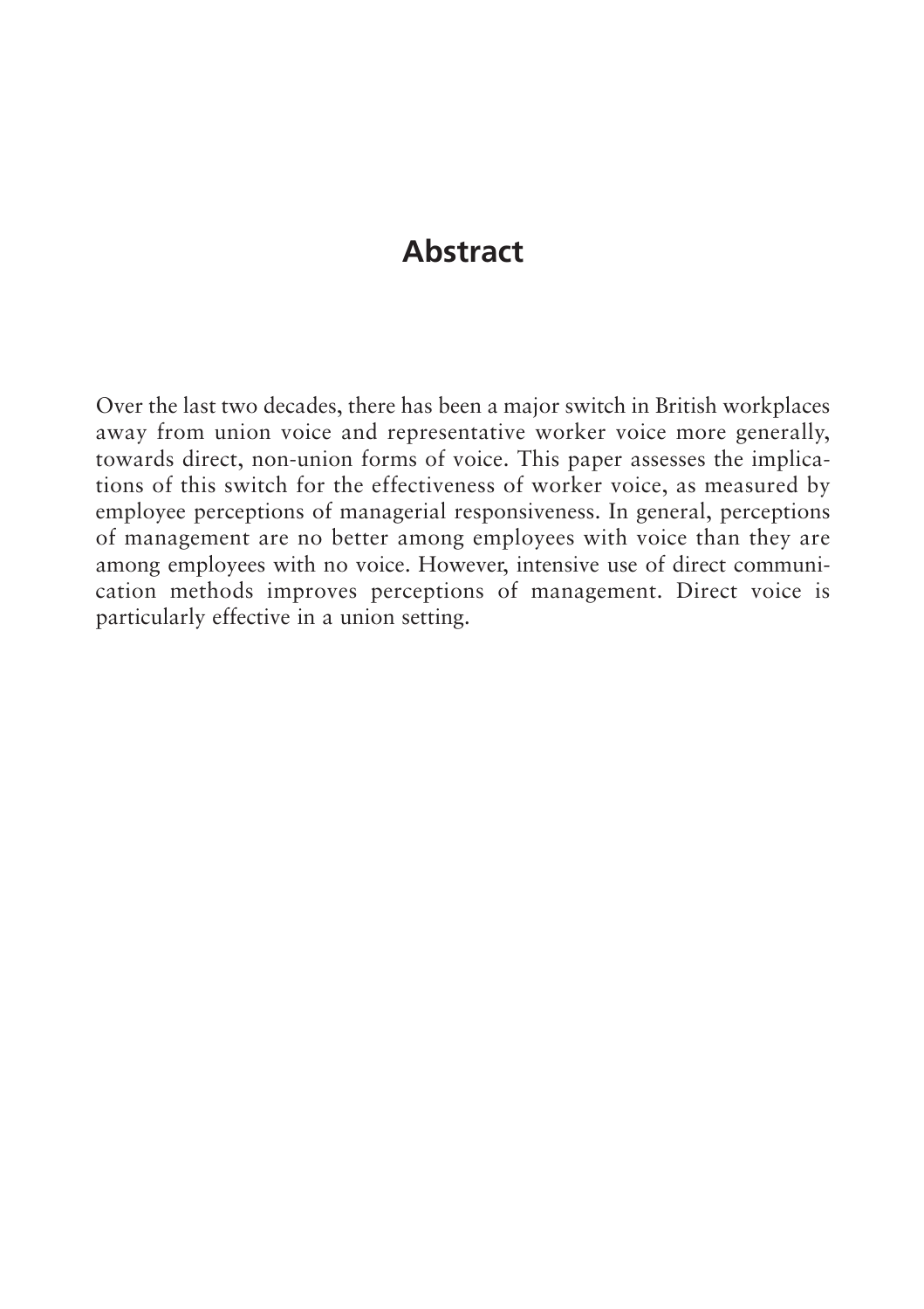## Abstract

Over the last two decades, there has been a major switch in British workplaces away from union voice and representative worker voice more generally, towards direct, non-union forms of voice. This paper assesses the implications of this switch for the effectiveness of worker voice, as measured by employee perceptions of managerial responsiveness. In general, perceptions of management are no better among employees with voice than they are among employees with no voice. However, intensive use of direct communication methods improves perceptions of management. Direct voice is particularly effective in a union setting.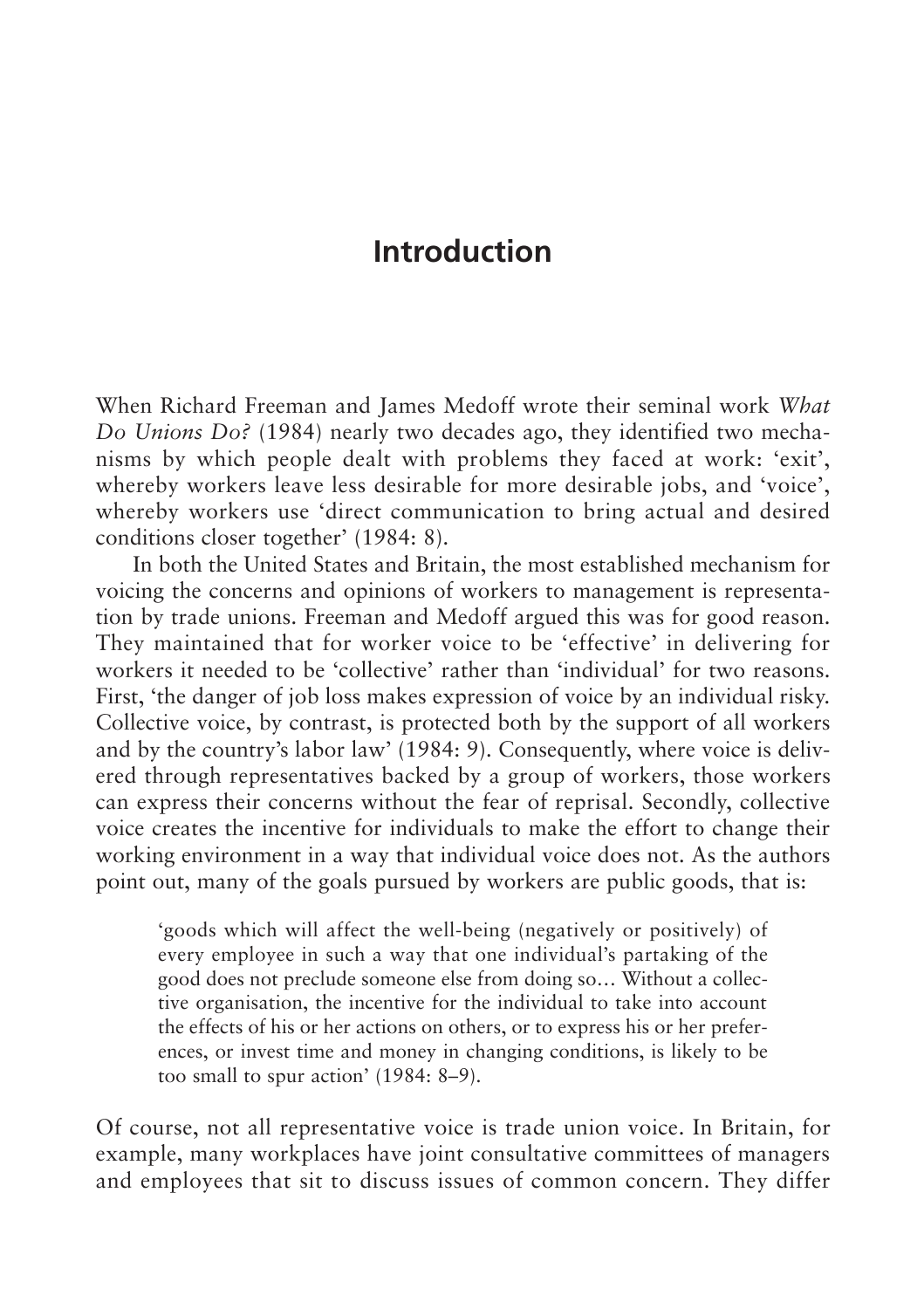# Introduction

When Richard Freeman and James Medoff wrote their seminal work *What Do Unions Do?* (1984) nearly two decades ago, they identified two mechanisms by which people dealt with problems they faced at work: 'exit', whereby workers leave less desirable for more desirable jobs, and 'voice', whereby workers use 'direct communication to bring actual and desired conditions closer together' (1984: 8).

In both the United States and Britain, the most established mechanism for voicing the concerns and opinions of workers to management is representation by trade unions. Freeman and Medoff argued this was for good reason. They maintained that for worker voice to be 'effective' in delivering for workers it needed to be 'collective' rather than 'individual' for two reasons. First, 'the danger of job loss makes expression of voice by an individual risky. Collective voice, by contrast, is protected both by the support of all workers and by the country's labor law' (1984: 9). Consequently, where voice is delivered through representatives backed by a group of workers, those workers can express their concerns without the fear of reprisal. Secondly, collective voice creates the incentive for individuals to make the effort to change their working environment in a way that individual voice does not. As the authors point out, many of the goals pursued by workers are public goods, that is:

> 'goods which will affect the well-being (negatively or positively) of every employee in such a way that one individual's partaking of the good does not preclude someone else from doing so… Without a collective organisation, the incentive for the individual to take into account the effects of his or her actions on others, or to express his or her preferences, or invest time and money in changing conditions, is likely to be too small to spur action' (1984: 8–9).

Of course, not all representative voice is trade union voice. In Britain, for example, many workplaces have joint consultative committees of managers and employees that sit to discuss issues of common concern. They differ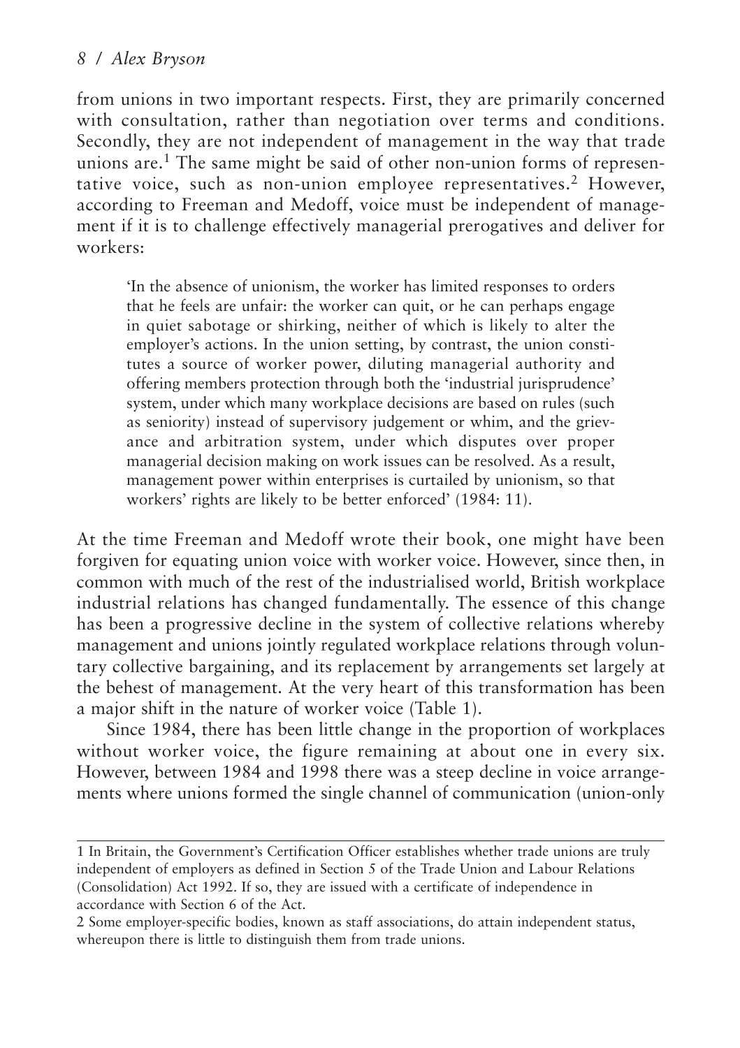from unions in two important respects. First, they are primarily concerned with consultation, rather than negotiation over terms and conditions. Secondly, they are not independent of management in the way that trade unions are.[1] The same might be said of other non-union forms of representative voice, such as non-union employee representatives.[2] However, according to Freeman and Medoff, voice must be independent of management if it is to challenge effectively managerial prerogatives and deliver for workers:

> 'In the absence of unionism, the worker has limited responses to orders that he feels are unfair: the worker can quit, or he can perhaps engage in quiet sabotage or shirking, neither of which is likely to alter the employer's actions. In the union setting, by contrast, the union constitutes a source of worker power, diluting managerial authority and offering members protection through both the 'industrial jurisprudence' system, under which many workplace decisions are based on rules (such as seniority) instead of supervisory judgement or whim, and the grievance and arbitration system, under which disputes over proper managerial decision making on work issues can be resolved. As a result, management power within enterprises is curtailed by unionism, so that workers' rights are likely to be better enforced' (1984: 11).

At the time Freeman and Medoff wrote their book, one might have been forgiven for equating union voice with worker voice. However, since then, in common with much of the rest of the industrialised world, British workplace industrial relations has changed fundamentally. The essence of this change has been a progressive decline in the system of collective relations whereby management and unions jointly regulated workplace relations through voluntary collective bargaining, and its replacement by arrangements set largely at the behest of management. At the very heart of this transformation has been a major shift in the nature of worker voice (Table 1).

Since 1984, there has been little change in the proportion of workplaces without worker voice, the figure remaining at about one in every six. However, between 1984 and 1998 there was a steep decline in voice arrangements where unions formed the single channel of communication (union-only

---

1 In Britain, the Government's Certification Officer establishes whether trade unions are truly independent of employers as defined in Section 5 of the Trade Union and Labour Relations (Consolidation) Act 1992. If so, they are issued with a certificate of independence in accordance with Section 6 of the Act.

2 Some employer-specific bodies, known as staff associations, do attain independent status, whereupon there is little to distinguish them from trade unions.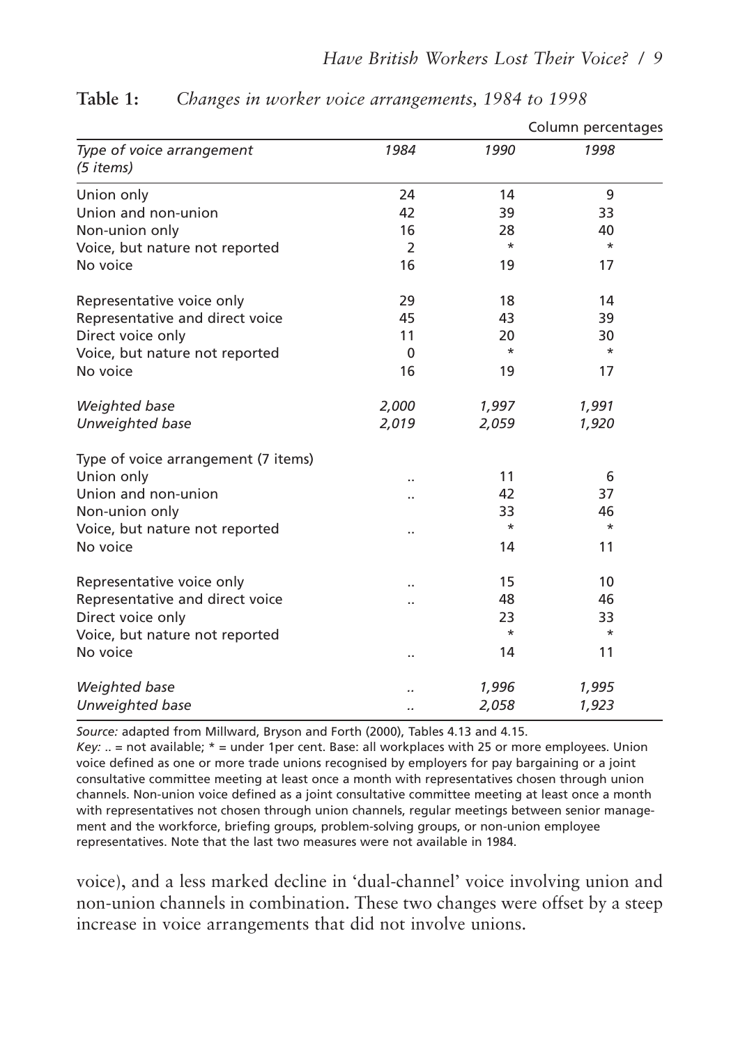**Table 1:** *Changes in worker voice arrangements, 1984 to 1998*

Column percentages

| *Type of voice arrangement (5 items)* | *1984* | *1990* | *1998* |
|---|---|---|---|
| Union only | 24 | 14 | 9 |
| Union and non-union | 42 | 39 | 33 |
| Non-union only | 16 | 28 | 40 |
| Voice, but nature not reported | 2 | * | * |
| No voice | 16 | 19 | 17 |
| | | | |
| Representative voice only | 29 | 18 | 14 |
| Representative and direct voice | 45 | 43 | 39 |
| Direct voice only | 11 | 20 | 30 |
| Voice, but nature not reported | 0 | * | * |
| No voice | 16 | 19 | 17 |
| | | | |
| *Weighted base* | *2,000* | *1,997* | *1,991* |
| *Unweighted base* | *2,019* | *2,059* | *1,920* |
| | | | |
| Type of voice arrangement (7 items) | | | |
| Union only | .. | 11 | 6 |
| Union and non-union | .. | 42 | 37 |
| Non-union only | | 33 | 46 |
| Voice, but nature not reported | .. | * | * |
| No voice | | 14 | 11 |
| | | | |
| Representative voice only | .. | 15 | 10 |
| Representative and direct voice | .. | 48 | 46 |
| Direct voice only | | 23 | 33 |
| Voice, but nature not reported | | * | * |
| No voice | .. | 14 | 11 |
| | | | |
| *Weighted base* | .. | *1,996* | *1,995* |
| *Unweighted base* | .. | *2,058* | *1,923* |

*Source:* adapted from Millward, Bryson and Forth (2000), Tables 4.13 and 4.15.

*Key:* .. = not available; * = under 1per cent. Base: all workplaces with 25 or more employees. Union voice defined as one or more trade unions recognised by employers for pay bargaining or a joint consultative committee meeting at least once a month with representatives chosen through union channels. Non-union voice defined as a joint consultative committee meeting at least once a month with representatives not chosen through union channels, regular meetings between senior management and the workforce, briefing groups, problem-solving groups, or non-union employee representatives. Note that the last two measures were not available in 1984.

voice), and a less marked decline in 'dual-channel' voice involving union and non-union channels in combination. These two changes were offset by a steep increase in voice arrangements that did not involve unions.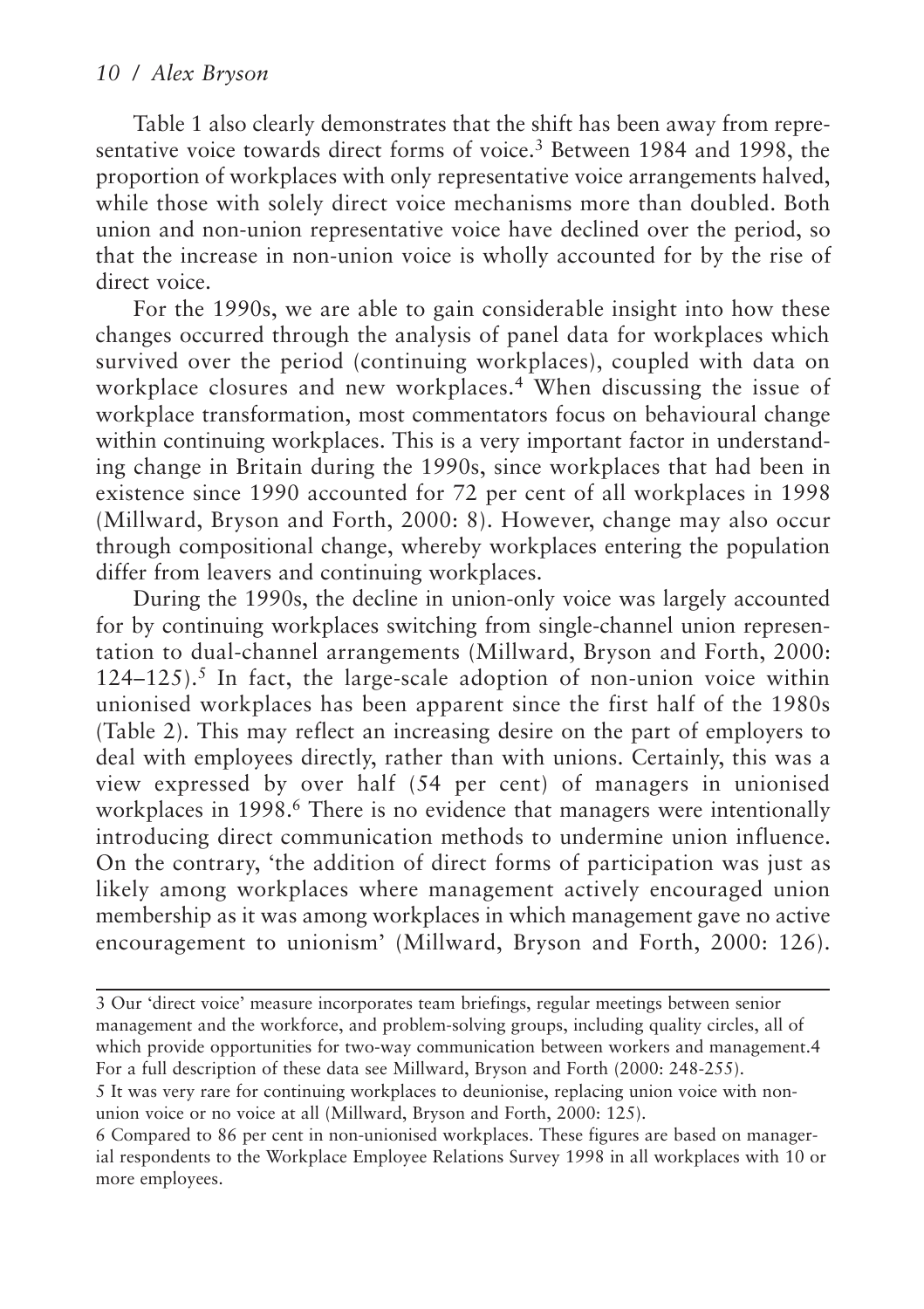Table 1 also clearly demonstrates that the shift has been away from representative voice towards direct forms of voice.[3] Between 1984 and 1998, the proportion of workplaces with only representative voice arrangements halved, while those with solely direct voice mechanisms more than doubled. Both union and non-union representative voice have declined over the period, so that the increase in non-union voice is wholly accounted for by the rise of direct voice.

For the 1990s, we are able to gain considerable insight into how these changes occurred through the analysis of panel data for workplaces which survived over the period (continuing workplaces), coupled with data on workplace closures and new workplaces.[4] When discussing the issue of workplace transformation, most commentators focus on behavioural change within continuing workplaces. This is a very important factor in understanding change in Britain during the 1990s, since workplaces that had been in existence since 1990 accounted for 72 per cent of all workplaces in 1998 (Millward, Bryson and Forth, 2000: 8). However, change may also occur through compositional change, whereby workplaces entering the population differ from leavers and continuing workplaces.

During the 1990s, the decline in union-only voice was largely accounted for by continuing workplaces switching from single-channel union representation to dual-channel arrangements (Millward, Bryson and Forth, 2000: 124–125).[5] In fact, the large-scale adoption of non-union voice within unionised workplaces has been apparent since the first half of the 1980s (Table 2). This may reflect an increasing desire on the part of employers to deal with employees directly, rather than with unions. Certainly, this was a view expressed by over half (54 per cent) of managers in unionised workplaces in 1998.[6] There is no evidence that managers were intentionally introducing direct communication methods to undermine union influence. On the contrary, 'the addition of direct forms of participation was just as likely among workplaces where management actively encouraged union membership as it was among workplaces in which management gave no active encouragement to unionism' (Millward, Bryson and Forth, 2000: 126).

---

3 Our 'direct voice' measure incorporates team briefings, regular meetings between senior management and the workforce, and problem-solving groups, including quality circles, all of which provide opportunities for two-way communication between workers and management.

4 For a full description of these data see Millward, Bryson and Forth (2000: 248-255).

5 It was very rare for continuing workplaces to deunionise, replacing union voice with non-union voice or no voice at all (Millward, Bryson and Forth, 2000: 125).

6 Compared to 86 per cent in non-unionised workplaces. These figures are based on managerial respondents to the Workplace Employee Relations Survey 1998 in all workplaces with 10 or more employees.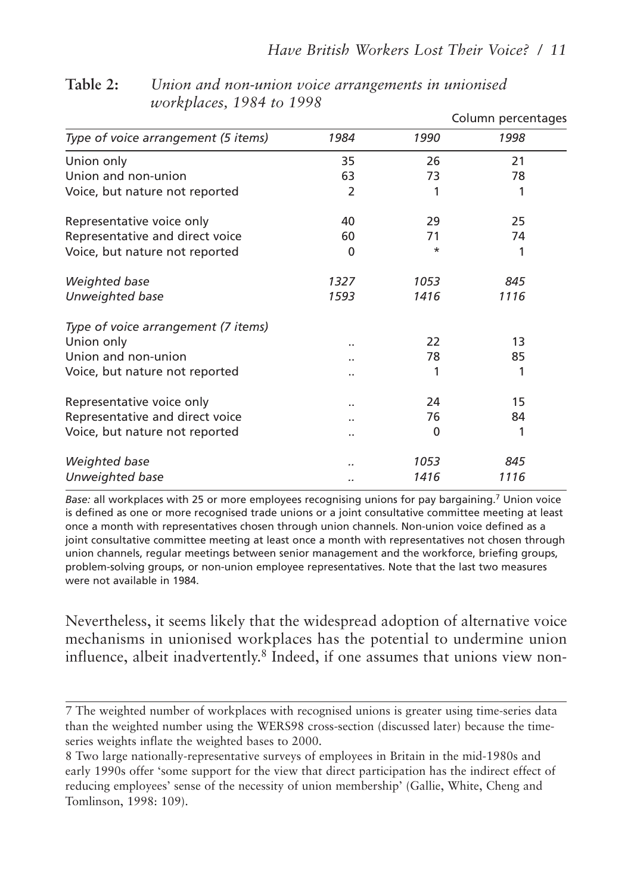**Table 2:** *Union and non-union voice arrangements in unionised workplaces, 1984 to 1998*

Column percentages

| *Type of voice arrangement (5 items)* | *1984* | *1990* | *1998* |
|---|---|---|---|
| Union only | 35 | 26 | 21 |
| Union and non-union | 63 | 73 | 78 |
| Voice, but nature not reported | 2 | 1 | 1 |
| | | | |
| Representative voice only | 40 | 29 | 25 |
| Representative and direct voice | 60 | 71 | 74 |
| Voice, but nature not reported | 0 | * | 1 |
| | | | |
| *Weighted base* | *1327* | *1053* | *845* |
| *Unweighted base* | *1593* | *1416* | *1116* |
| | | | |
| *Type of voice arrangement (7 items)* | | | |
| Union only | .. | 22 | 13 |
| Union and non-union | .. | 78 | 85 |
| Voice, but nature not reported | .. | 1 | 1 |
| | | | |
| Representative voice only | .. | 24 | 15 |
| Representative and direct voice | .. | 76 | 84 |
| Voice, but nature not reported | .. | 0 | 1 |
| | | | |
| *Weighted base* | .. | *1053* | *845* |
| *Unweighted base* | .. | *1416* | *1116* |

*Base:* all workplaces with 25 or more employees recognising unions for pay bargaining.[7] Union voice is defined as one or more recognised trade unions or a joint consultative committee meeting at least once a month with representatives chosen through union channels. Non-union voice defined as a joint consultative committee meeting at least once a month with representatives not chosen through union channels, regular meetings between senior management and the workforce, briefing groups, problem-solving groups, or non-union employee representatives. Note that the last two measures were not available in 1984.

Nevertheless, it seems likely that the widespread adoption of alternative voice mechanisms in unionised workplaces has the potential to undermine union influence, albeit inadvertently.[8] Indeed, if one assumes that unions view non-

---

7 The weighted number of workplaces with recognised unions is greater using time-series data than the weighted number using the WERS98 cross-section (discussed later) because the time-series weights inflate the weighted bases to 2000.

8 Two large nationally-representative surveys of employees in Britain in the mid-1980s and early 1990s offer 'some support for the view that direct participation has the indirect effect of reducing employees' sense of the necessity of union membership' (Gallie, White, Cheng and Tomlinson, 1998: 109).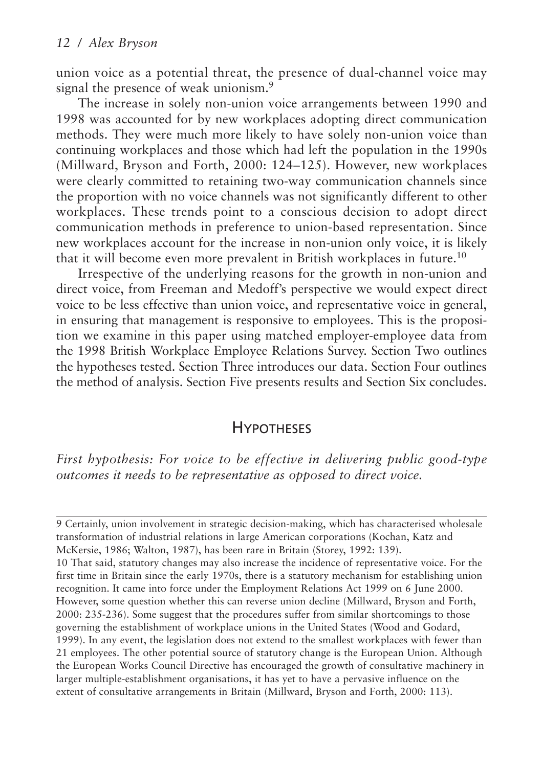union voice as a potential threat, the presence of dual-channel voice may signal the presence of weak unionism.[9]

The increase in solely non-union voice arrangements between 1990 and 1998 was accounted for by new workplaces adopting direct communication methods. They were much more likely to have solely non-union voice than continuing workplaces and those which had left the population in the 1990s (Millward, Bryson and Forth, 2000: 124–125). However, new workplaces were clearly committed to retaining two-way communication channels since the proportion with no voice channels was not significantly different to other workplaces. These trends point to a conscious decision to adopt direct communication methods in preference to union-based representation. Since new workplaces account for the increase in non-union only voice, it is likely that it will become even more prevalent in British workplaces in future.[10]

Irrespective of the underlying reasons for the growth in non-union and direct voice, from Freeman and Medoff's perspective we would expect direct voice to be less effective than union voice, and representative voice in general, in ensuring that management is responsive to employees. This is the proposition we examine in this paper using matched employer-employee data from the 1998 British Workplace Employee Relations Survey. Section Two outlines the hypotheses tested. Section Three introduces our data. Section Four outlines the method of analysis. Section Five presents results and Section Six concludes.

## Hypotheses

*First hypothesis: For voice to be effective in delivering public good-type outcomes it needs to be representative as opposed to direct voice.*

---

9 Certainly, union involvement in strategic decision-making, which has characterised wholesale transformation of industrial relations in large American corporations (Kochan, Katz and McKersie, 1986; Walton, 1987), has been rare in Britain (Storey, 1992: 139).

10 That said, statutory changes may also increase the incidence of representative voice. For the first time in Britain since the early 1970s, there is a statutory mechanism for establishing union recognition. It came into force under the Employment Relations Act 1999 on 6 June 2000. However, some question whether this can reverse union decline (Millward, Bryson and Forth, 2000: 235-236). Some suggest that the procedures suffer from similar shortcomings to those governing the establishment of workplace unions in the United States (Wood and Godard, 1999). In any event, the legislation does not extend to the smallest workplaces with fewer than 21 employees. The other potential source of statutory change is the European Union. Although the European Works Council Directive has encouraged the growth of consultative machinery in larger multiple-establishment organisations, it has yet to have a pervasive influence on the extent of consultative arrangements in Britain (Millward, Bryson and Forth, 2000: 113).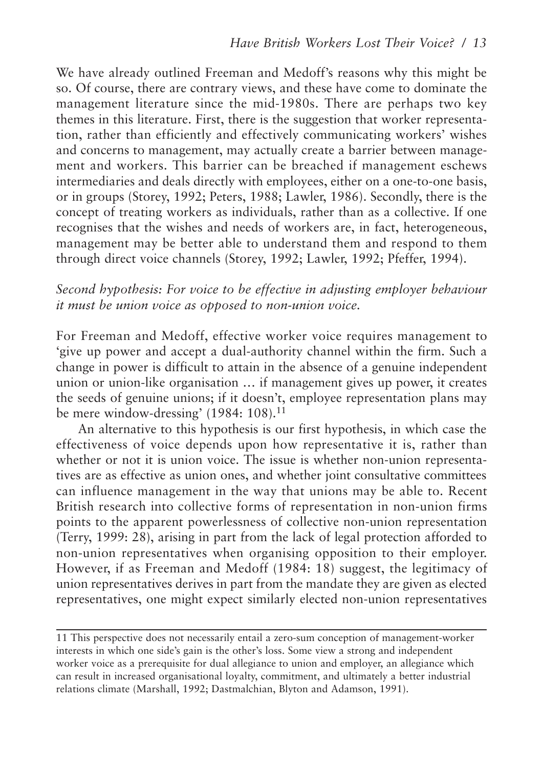We have already outlined Freeman and Medoff's reasons why this might be so. Of course, there are contrary views, and these have come to dominate the management literature since the mid-1980s. There are perhaps two key themes in this literature. First, there is the suggestion that worker representation, rather than efficiently and effectively communicating workers' wishes and concerns to management, may actually create a barrier between management and workers. This barrier can be breached if management eschews intermediaries and deals directly with employees, either on a one-to-one basis, or in groups (Storey, 1992; Peters, 1988; Lawler, 1986). Secondly, there is the concept of treating workers as individuals, rather than as a collective. If one recognises that the wishes and needs of workers are, in fact, heterogeneous, management may be better able to understand them and respond to them through direct voice channels (Storey, 1992; Lawler, 1992; Pfeffer, 1994).

*Second hypothesis: For voice to be effective in adjusting employer behaviour it must be union voice as opposed to non-union voice.*

For Freeman and Medoff, effective worker voice requires management to 'give up power and accept a dual-authority channel within the firm. Such a change in power is difficult to attain in the absence of a genuine independent union or union-like organisation … if management gives up power, it creates the seeds of genuine unions; if it doesn't, employee representation plans may be mere window-dressing' (1984: 108).[11]

An alternative to this hypothesis is our first hypothesis, in which case the effectiveness of voice depends upon how representative it is, rather than whether or not it is union voice. The issue is whether non-union representatives are as effective as union ones, and whether joint consultative committees can influence management in the way that unions may be able to. Recent British research into collective forms of representation in non-union firms points to the apparent powerlessness of collective non-union representation (Terry, 1999: 28), arising in part from the lack of legal protection afforded to non-union representatives when organising opposition to their employer. However, if as Freeman and Medoff (1984: 18) suggest, the legitimacy of union representatives derives in part from the mandate they are given as elected representatives, one might expect similarly elected non-union representatives

---

11 This perspective does not necessarily entail a zero-sum conception of management-worker interests in which one side's gain is the other's loss. Some view a strong and independent worker voice as a prerequisite for dual allegiance to union and employer, an allegiance which can result in increased organisational loyalty, commitment, and ultimately a better industrial relations climate (Marshall, 1992; Dastmalchian, Blyton and Adamson, 1991).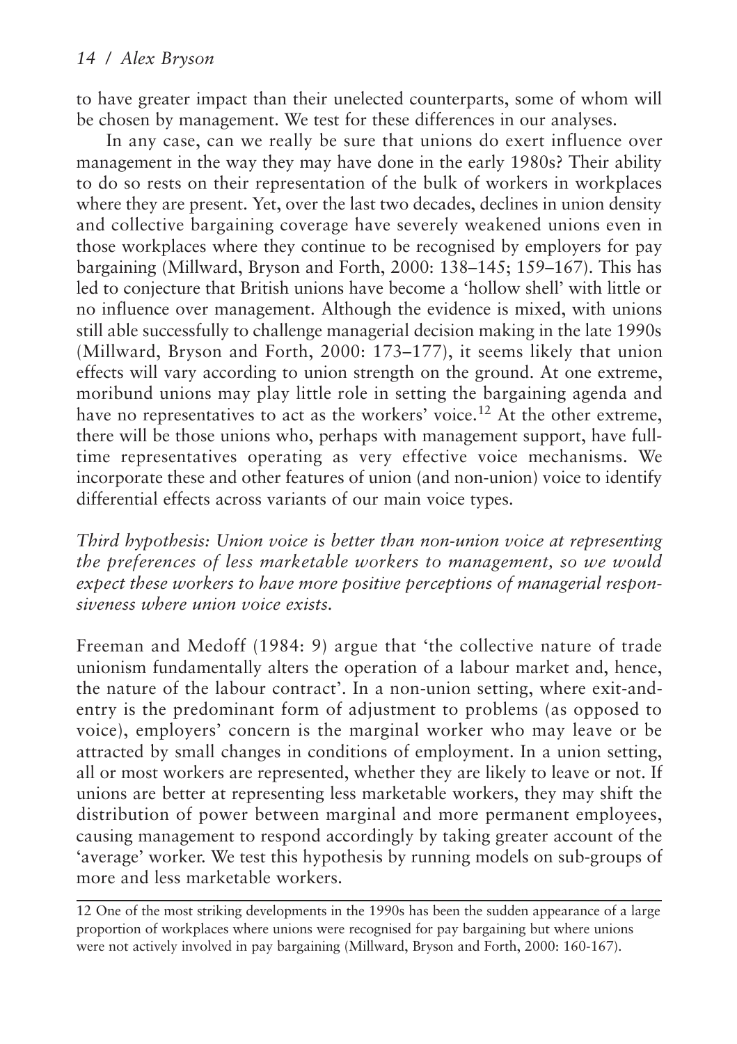to have greater impact than their unelected counterparts, some of whom will be chosen by management. We test for these differences in our analyses.

In any case, can we really be sure that unions do exert influence over management in the way they may have done in the early 1980s? Their ability to do so rests on their representation of the bulk of workers in workplaces where they are present. Yet, over the last two decades, declines in union density and collective bargaining coverage have severely weakened unions even in those workplaces where they continue to be recognised by employers for pay bargaining (Millward, Bryson and Forth, 2000: 138–145; 159–167). This has led to conjecture that British unions have become a 'hollow shell' with little or no influence over management. Although the evidence is mixed, with unions still able successfully to challenge managerial decision making in the late 1990s (Millward, Bryson and Forth, 2000: 173–177), it seems likely that union effects will vary according to union strength on the ground. At one extreme, moribund unions may play little role in setting the bargaining agenda and have no representatives to act as the workers' voice.[12] At the other extreme, there will be those unions who, perhaps with management support, have full-time representatives operating as very effective voice mechanisms. We incorporate these and other features of union (and non-union) voice to identify differential effects across variants of our main voice types.

*Third hypothesis: Union voice is better than non-union voice at representing the preferences of less marketable workers to management, so we would expect these workers to have more positive perceptions of managerial responsiveness where union voice exists.*

Freeman and Medoff (1984: 9) argue that 'the collective nature of trade unionism fundamentally alters the operation of a labour market and, hence, the nature of the labour contract'. In a non-union setting, where exit-and-entry is the predominant form of adjustment to problems (as opposed to voice), employers' concern is the marginal worker who may leave or be attracted by small changes in conditions of employment. In a union setting, all or most workers are represented, whether they are likely to leave or not. If unions are better at representing less marketable workers, they may shift the distribution of power between marginal and more permanent employees, causing management to respond accordingly by taking greater account of the 'average' worker. We test this hypothesis by running models on sub-groups of more and less marketable workers.

---

12 One of the most striking developments in the 1990s has been the sudden appearance of a large proportion of workplaces where unions were recognised for pay bargaining but where unions were not actively involved in pay bargaining (Millward, Bryson and Forth, 2000: 160-167).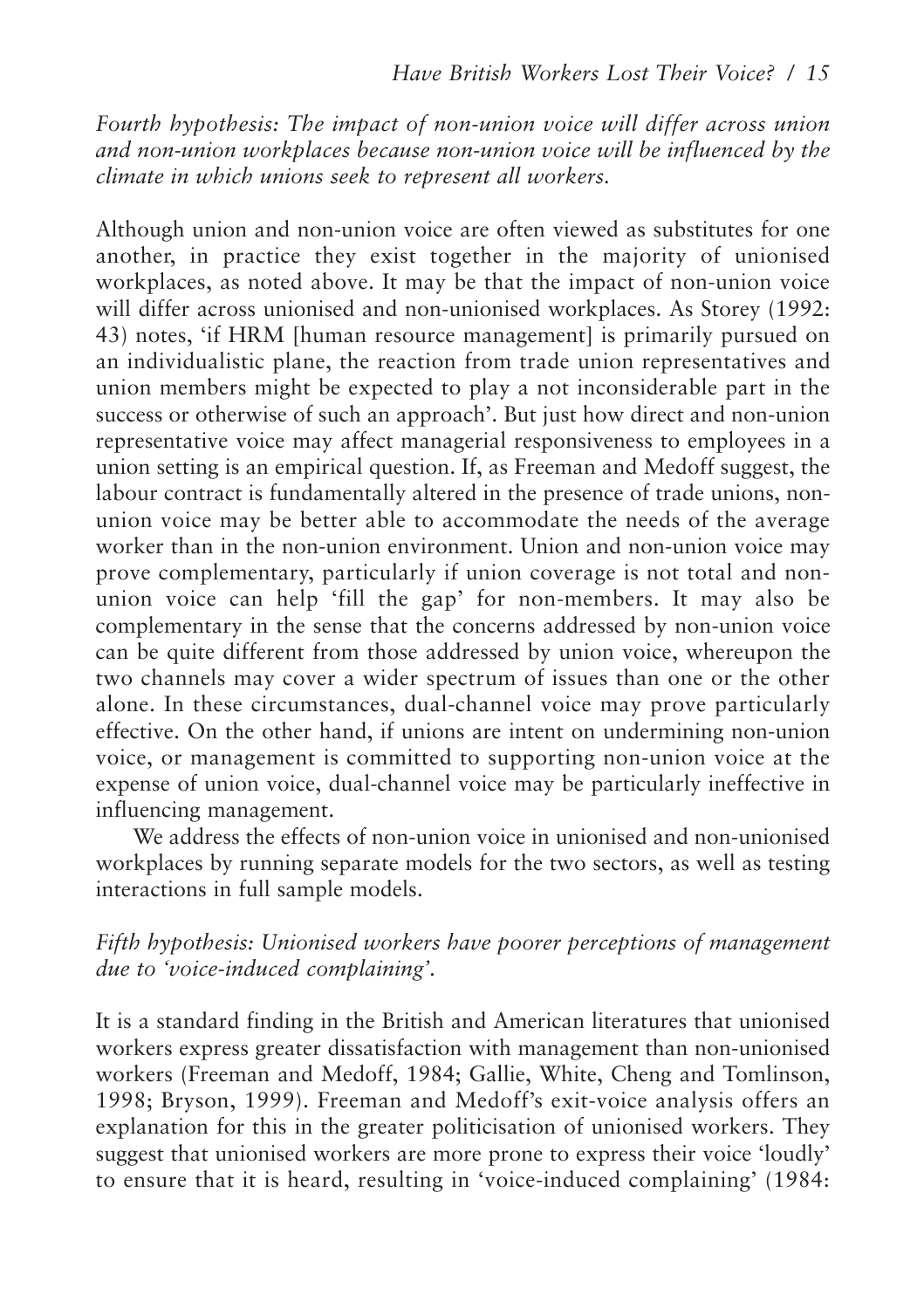*Fourth hypothesis: The impact of non-union voice will differ across union and non-union workplaces because non-union voice will be influenced by the climate in which unions seek to represent all workers.*

Although union and non-union voice are often viewed as substitutes for one another, in practice they exist together in the majority of unionised workplaces, as noted above. It may be that the impact of non-union voice will differ across unionised and non-unionised workplaces. As Storey (1992: 43) notes, 'if HRM [human resource management] is primarily pursued on an individualistic plane, the reaction from trade union representatives and union members might be expected to play a not inconsiderable part in the success or otherwise of such an approach'. But just how direct and non-union representative voice may affect managerial responsiveness to employees in a union setting is an empirical question. If, as Freeman and Medoff suggest, the labour contract is fundamentally altered in the presence of trade unions, non-union voice may be better able to accommodate the needs of the average worker than in the non-union environment. Union and non-union voice may prove complementary, particularly if union coverage is not total and non-union voice can help 'fill the gap' for non-members. It may also be complementary in the sense that the concerns addressed by non-union voice can be quite different from those addressed by union voice, whereupon the two channels may cover a wider spectrum of issues than one or the other alone. In these circumstances, dual-channel voice may prove particularly effective. On the other hand, if unions are intent on undermining non-union voice, or management is committed to supporting non-union voice at the expense of union voice, dual-channel voice may be particularly ineffective in influencing management.

We address the effects of non-union voice in unionised and non-unionised workplaces by running separate models for the two sectors, as well as testing interactions in full sample models.

*Fifth hypothesis: Unionised workers have poorer perceptions of management due to 'voice-induced complaining'.*

It is a standard finding in the British and American literatures that unionised workers express greater dissatisfaction with management than non-unionised workers (Freeman and Medoff, 1984; Gallie, White, Cheng and Tomlinson, 1998; Bryson, 1999). Freeman and Medoff's exit-voice analysis offers an explanation for this in the greater politicisation of unionised workers. They suggest that unionised workers are more prone to express their voice 'loudly' to ensure that it is heard, resulting in 'voice-induced complaining' (1984: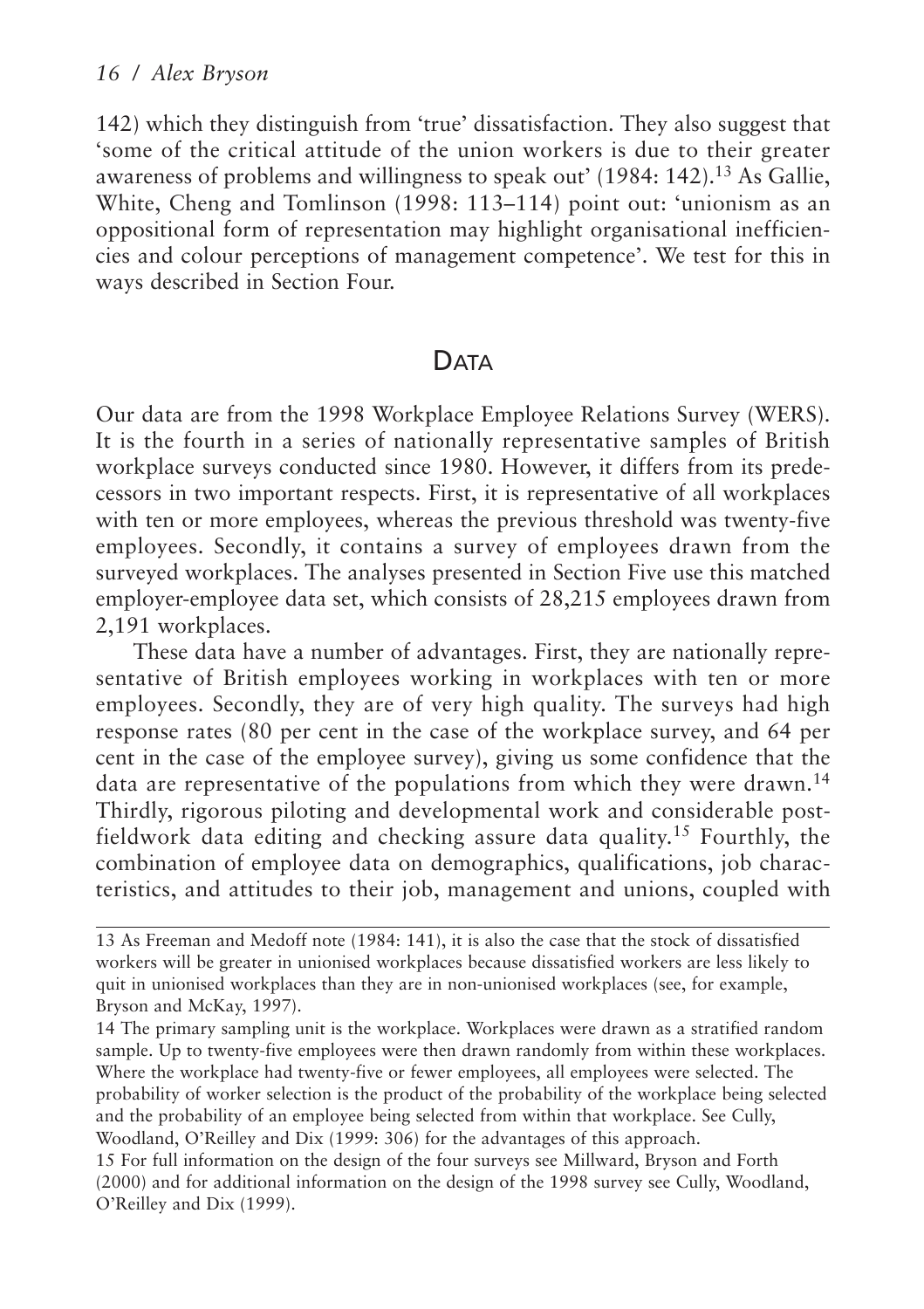142) which they distinguish from 'true' dissatisfaction. They also suggest that 'some of the critical attitude of the union workers is due to their greater awareness of problems and willingness to speak out' (1984: 142).[13] As Gallie, White, Cheng and Tomlinson (1998: 113–114) point out: 'unionism as an oppositional form of representation may highlight organisational inefficiencies and colour perceptions of management competence'. We test for this in ways described in Section Four.

## Data

Our data are from the 1998 Workplace Employee Relations Survey (WERS). It is the fourth in a series of nationally representative samples of British workplace surveys conducted since 1980. However, it differs from its predecessors in two important respects. First, it is representative of all workplaces with ten or more employees, whereas the previous threshold was twenty-five employees. Secondly, it contains a survey of employees drawn from the surveyed workplaces. The analyses presented in Section Five use this matched employer-employee data set, which consists of 28,215 employees drawn from 2,191 workplaces.

These data have a number of advantages. First, they are nationally representative of British employees working in workplaces with ten or more employees. Secondly, they are of very high quality. The surveys had high response rates (80 per cent in the case of the workplace survey, and 64 per cent in the case of the employee survey), giving us some confidence that the data are representative of the populations from which they were drawn.[14] Thirdly, rigorous piloting and developmental work and considerable post-fieldwork data editing and checking assure data quality.[15] Fourthly, the combination of employee data on demographics, qualifications, job characteristics, and attitudes to their job, management and unions, coupled with

---

13 As Freeman and Medoff note (1984: 141), it is also the case that the stock of dissatisfied workers will be greater in unionised workplaces because dissatisfied workers are less likely to quit in unionised workplaces than they are in non-unionised workplaces (see, for example, Bryson and McKay, 1997).

14 The primary sampling unit is the workplace. Workplaces were drawn as a stratified random sample. Up to twenty-five employees were then drawn randomly from within these workplaces. Where the workplace had twenty-five or fewer employees, all employees were selected. The probability of worker selection is the product of the probability of the workplace being selected and the probability of an employee being selected from within that workplace. See Cully, Woodland, O'Reilley and Dix (1999: 306) for the advantages of this approach.

15 For full information on the design of the four surveys see Millward, Bryson and Forth (2000) and for additional information on the design of the 1998 survey see Cully, Woodland, O'Reilley and Dix (1999).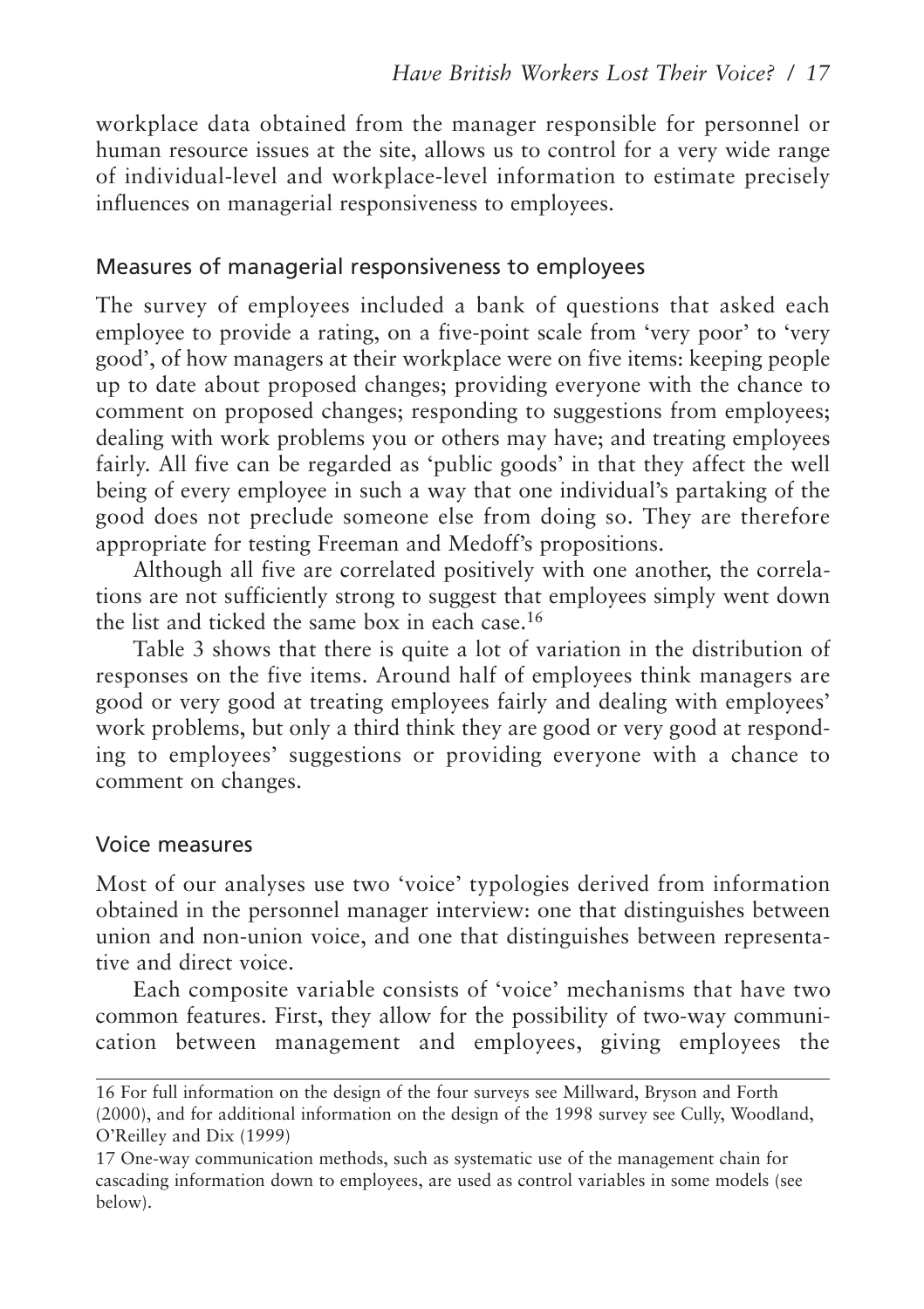workplace data obtained from the manager responsible for personnel or human resource issues at the site, allows us to control for a very wide range of individual-level and workplace-level information to estimate precisely influences on managerial responsiveness to employees.

## Measures of managerial responsiveness to employees

The survey of employees included a bank of questions that asked each employee to provide a rating, on a five-point scale from 'very poor' to 'very good', of how managers at their workplace were on five items: keeping people up to date about proposed changes; providing everyone with the chance to comment on proposed changes; responding to suggestions from employees; dealing with work problems you or others may have; and treating employees fairly. All five can be regarded as 'public goods' in that they affect the well being of every employee in such a way that one individual's partaking of the good does not preclude someone else from doing so. They are therefore appropriate for testing Freeman and Medoff's propositions.

Although all five are correlated positively with one another, the correlations are not sufficiently strong to suggest that employees simply went down the list and ticked the same box in each case.[16]

Table 3 shows that there is quite a lot of variation in the distribution of responses on the five items. Around half of employees think managers are good or very good at treating employees fairly and dealing with employees' work problems, but only a third think they are good or very good at responding to employees' suggestions or providing everyone with a chance to comment on changes.

## Voice measures

Most of our analyses use two 'voice' typologies derived from information obtained in the personnel manager interview: one that distinguishes between union and non-union voice, and one that distinguishes between representative and direct voice.

Each composite variable consists of 'voice' mechanisms that have two common features. First, they allow for the possibility of two-way communication between management and employees, giving employees the

---

16 For full information on the design of the four surveys see Millward, Bryson and Forth (2000), and for additional information on the design of the 1998 survey see Cully, Woodland, O'Reilley and Dix (1999)

17 One-way communication methods, such as systematic use of the management chain for cascading information down to employees, are used as control variables in some models (see below).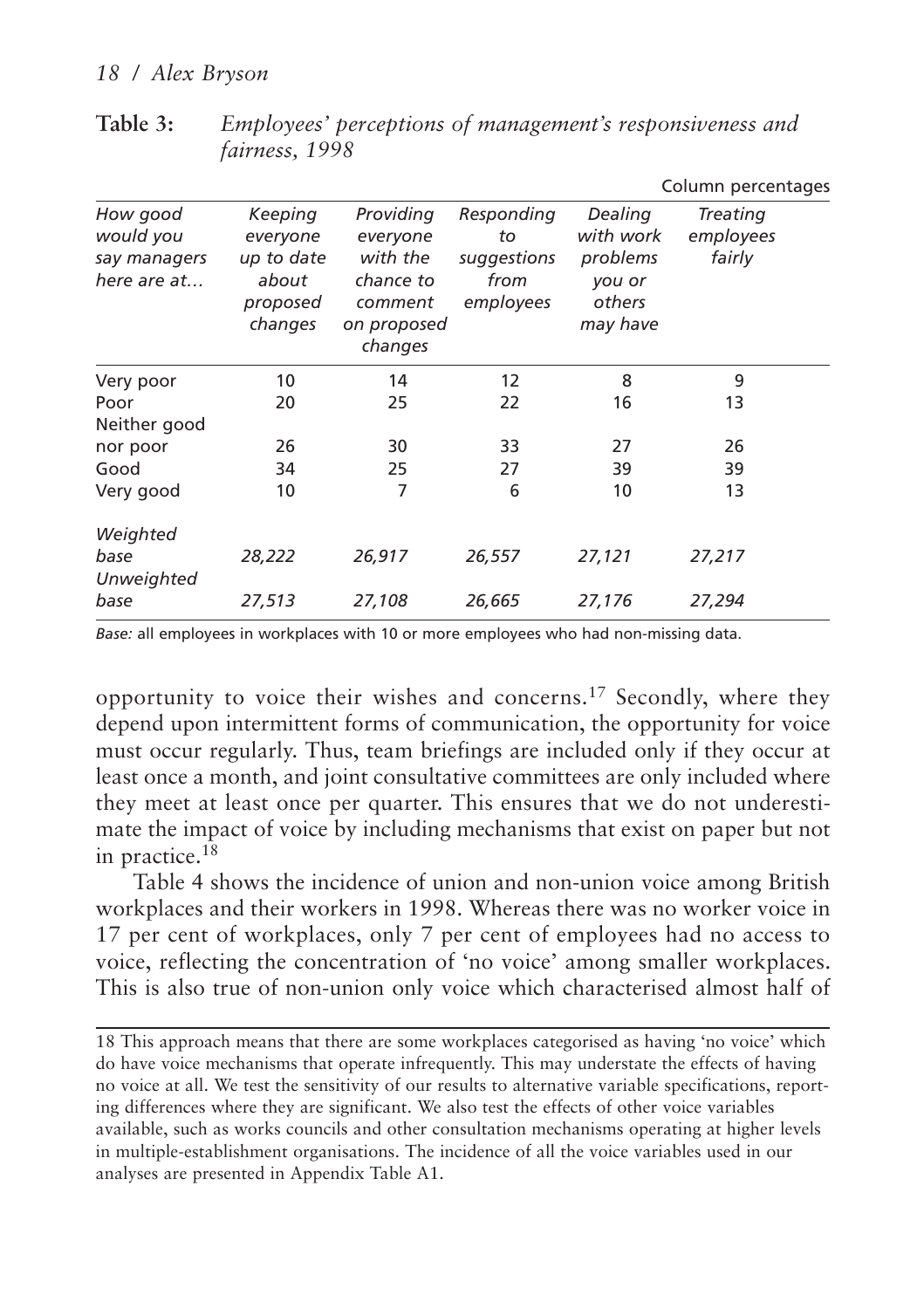**Table 3:** *Employees' perceptions of management's responsiveness and fairness, 1998*

Column percentages

| *How good would you say managers here are at…* | *Keeping everyone up to date about proposed changes* | *Providing everyone with the chance to comment on proposed changes* | *Responding to suggestions from employees* | *Dealing with work problems you or others may have* | *Treating employees fairly* |
|---|---|---|---|---|---|
| Very poor | 10 | 14 | 12 | 8 | 9 |
| Poor | 20 | 25 | 22 | 16 | 13 |
| Neither good nor poor | 26 | 30 | 33 | 27 | 26 |
| Good | 34 | 25 | 27 | 39 | 39 |
| Very good | 10 | 7 | 6 | 10 | 13 |
| *Weighted base* | *28,222* | *26,917* | *26,557* | *27,121* | *27,217* |
| *Unweighted base* | *27,513* | *27,108* | *26,665* | *27,176* | *27,294* |

*Base:* all employees in workplaces with 10 or more employees who had non-missing data.

opportunity to voice their wishes and concerns.[17] Secondly, where they depend upon intermittent forms of communication, the opportunity for voice must occur regularly. Thus, team briefings are included only if they occur at least once a month, and joint consultative committees are only included where they meet at least once per quarter. This ensures that we do not underestimate the impact of voice by including mechanisms that exist on paper but not in practice.[18]

Table 4 shows the incidence of union and non-union voice among British workplaces and their workers in 1998. Whereas there was no worker voice in 17 per cent of workplaces, only 7 per cent of employees had no access to voice, reflecting the concentration of 'no voice' among smaller workplaces. This is also true of non-union only voice which characterised almost half of

---

18 This approach means that there are some workplaces categorised as having 'no voice' which do have voice mechanisms that operate infrequently. This may understate the effects of having no voice at all. We test the sensitivity of our results to alternative variable specifications, reporting differences where they are significant. We also test the effects of other voice variables available, such as works councils and other consultation mechanisms operating at higher levels in multiple-establishment organisations. The incidence of all the voice variables used in our analyses are presented in Appendix Table A1.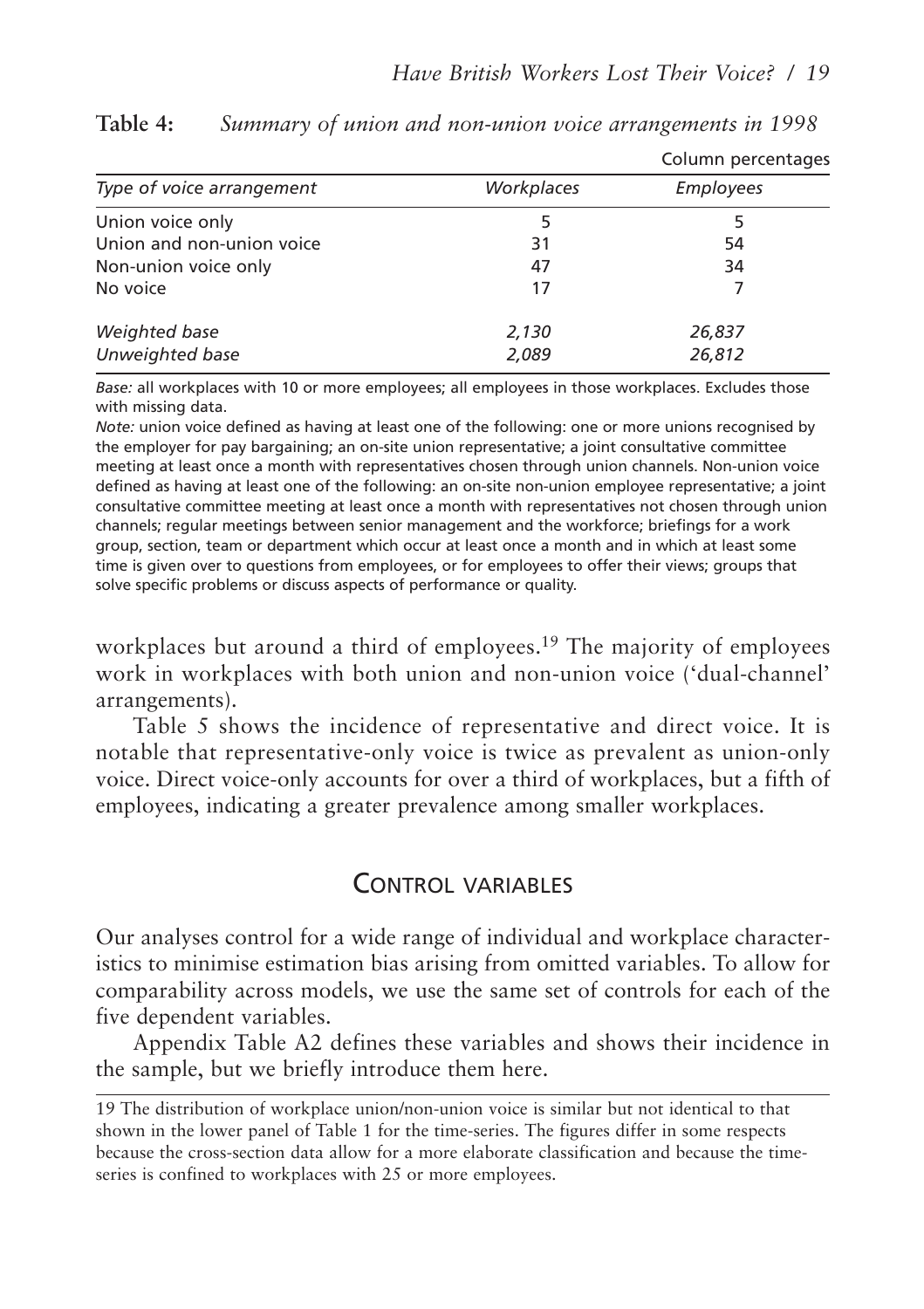**Table 4:** *Summary of union and non-union voice arrangements in 1998*

Column percentages

| *Type of voice arrangement* | *Workplaces* | *Employees* |
|---|---|---|
| Union voice only | 5 | 5 |
| Union and non-union voice | 31 | 54 |
| Non-union voice only | 47 | 34 |
| No voice | 17 | 7 |
| *Weighted base* | *2,130* | *26,837* |
| *Unweighted base* | *2,089* | *26,812* |

*Base:* all workplaces with 10 or more employees; all employees in those workplaces. Excludes those with missing data.

*Note:* union voice defined as having at least one of the following: one or more unions recognised by the employer for pay bargaining; an on-site union representative; a joint consultative committee meeting at least once a month with representatives chosen through union channels. Non-union voice defined as having at least one of the following: an on-site non-union employee representative; a joint consultative committee meeting at least once a month with representatives not chosen through union channels; regular meetings between senior management and the workforce; briefings for a work group, section, team or department which occur at least once a month and in which at least some time is given over to questions from employees, or for employees to offer their views; groups that solve specific problems or discuss aspects of performance or quality.

workplaces but around a third of employees.[19] The majority of employees work in workplaces with both union and non-union voice ('dual-channel' arrangements).

Table 5 shows the incidence of representative and direct voice. It is notable that representative-only voice is twice as prevalent as union-only voice. Direct voice-only accounts for over a third of workplaces, but a fifth of employees, indicating a greater prevalence among smaller workplaces.

## Control variables

Our analyses control for a wide range of individual and workplace characteristics to minimise estimation bias arising from omitted variables. To allow for comparability across models, we use the same set of controls for each of the five dependent variables.

Appendix Table A2 defines these variables and shows their incidence in the sample, but we briefly introduce them here.

---

19 The distribution of workplace union/non-union voice is similar but not identical to that shown in the lower panel of Table 1 for the time-series. The figures differ in some respects because the cross-section data allow for a more elaborate classification and because the time-series is confined to workplaces with 25 or more employees.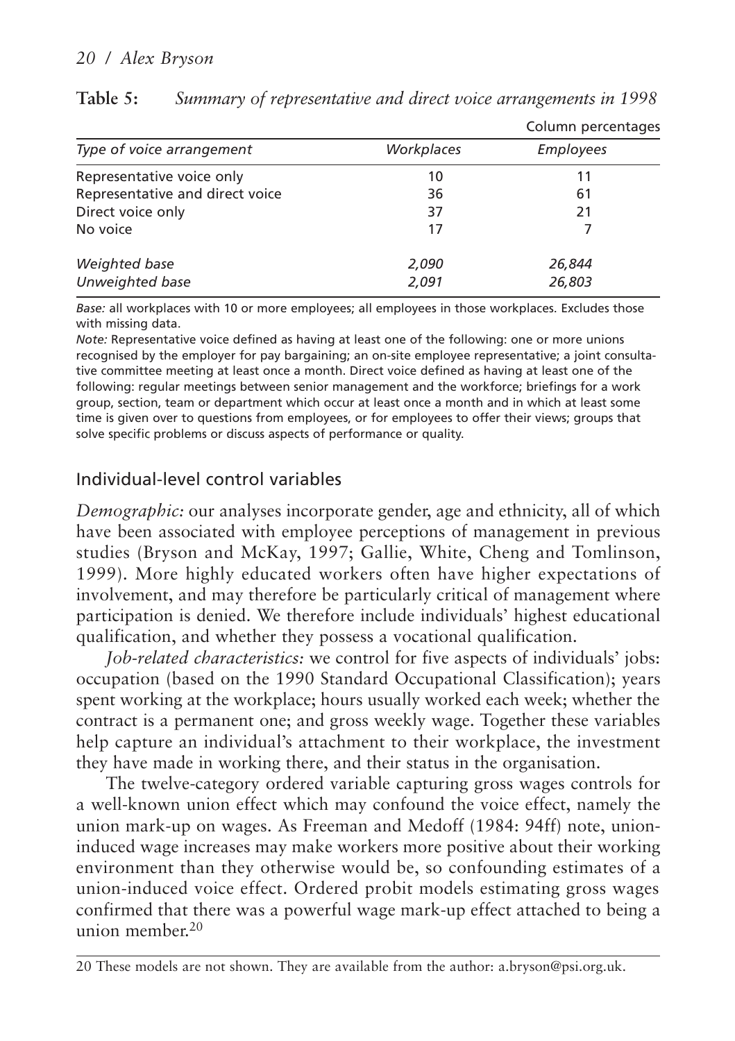**Table 5:** *Summary of representative and direct voice arrangements in 1998*

Column percentages

| *Type of voice arrangement* | *Workplaces* | *Employees* |
|---|---|---|
| Representative voice only | 10 | 11 |
| Representative and direct voice | 36 | 61 |
| Direct voice only | 37 | 21 |
| No voice | 17 | 7 |
| *Weighted base* | *2,090* | *26,844* |
| *Unweighted base* | *2,091* | *26,803* |

*Base:* all workplaces with 10 or more employees; all employees in those workplaces. Excludes those with missing data.

*Note:* Representative voice defined as having at least one of the following: one or more unions recognised by the employer for pay bargaining; an on-site employee representative; a joint consultative committee meeting at least once a month. Direct voice defined as having at least one of the following: regular meetings between senior management and the workforce; briefings for a work group, section, team or department which occur at least once a month and in which at least some time is given over to questions from employees, or for employees to offer their views; groups that solve specific problems or discuss aspects of performance or quality.

## Individual-level control variables

*Demographic:* our analyses incorporate gender, age and ethnicity, all of which have been associated with employee perceptions of management in previous studies (Bryson and McKay, 1997; Gallie, White, Cheng and Tomlinson, 1999). More highly educated workers often have higher expectations of involvement, and may therefore be particularly critical of management where participation is denied. We therefore include individuals' highest educational qualification, and whether they possess a vocational qualification.

*Job-related characteristics:* we control for five aspects of individuals' jobs: occupation (based on the 1990 Standard Occupational Classification); years spent working at the workplace; hours usually worked each week; whether the contract is a permanent one; and gross weekly wage. Together these variables help capture an individual's attachment to their workplace, the investment they have made in working there, and their status in the organisation.

The twelve-category ordered variable capturing gross wages controls for a well-known union effect which may confound the voice effect, namely the union mark-up on wages. As Freeman and Medoff (1984: 94ff) note, union-induced wage increases may make workers more positive about their working environment than they otherwise would be, so confounding estimates of a union-induced voice effect. Ordered probit models estimating gross wages confirmed that there was a powerful wage mark-up effect attached to being a union member.[20]

20 These models are not shown. They are available from the author: a.bryson@psi.org.uk.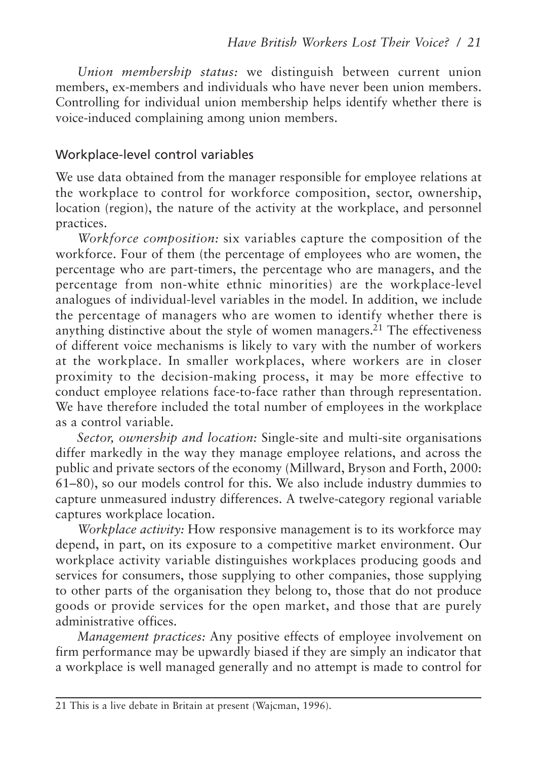*Union membership status:* we distinguish between current union members, ex-members and individuals who have never been union members. Controlling for individual union membership helps identify whether there is voice-induced complaining among union members.

### Workplace-level control variables

We use data obtained from the manager responsible for employee relations at the workplace to control for workforce composition, sector, ownership, location (region), the nature of the activity at the workplace, and personnel practices.

*Workforce composition:* six variables capture the composition of the workforce. Four of them (the percentage of employees who are women, the percentage who are part-timers, the percentage who are managers, and the percentage from non-white ethnic minorities) are the workplace-level analogues of individual-level variables in the model. In addition, we include the percentage of managers who are women to identify whether there is anything distinctive about the style of women managers.[21] The effectiveness of different voice mechanisms is likely to vary with the number of workers at the workplace. In smaller workplaces, where workers are in closer proximity to the decision-making process, it may be more effective to conduct employee relations face-to-face rather than through representation. We have therefore included the total number of employees in the workplace as a control variable.

*Sector, ownership and location:* Single-site and multi-site organisations differ markedly in the way they manage employee relations, and across the public and private sectors of the economy (Millward, Bryson and Forth, 2000: 61–80), so our models control for this. We also include industry dummies to capture unmeasured industry differences. A twelve-category regional variable captures workplace location.

*Workplace activity:* How responsive management is to its workforce may depend, in part, on its exposure to a competitive market environment. Our workplace activity variable distinguishes workplaces producing goods and services for consumers, those supplying to other companies, those supplying to other parts of the organisation they belong to, those that do not produce goods or provide services for the open market, and those that are purely administrative offices.

*Management practices:* Any positive effects of employee involvement on firm performance may be upwardly biased if they are simply an indicator that a workplace is well managed generally and no attempt is made to control for

---

21 This is a live debate in Britain at present (Wajcman, 1996).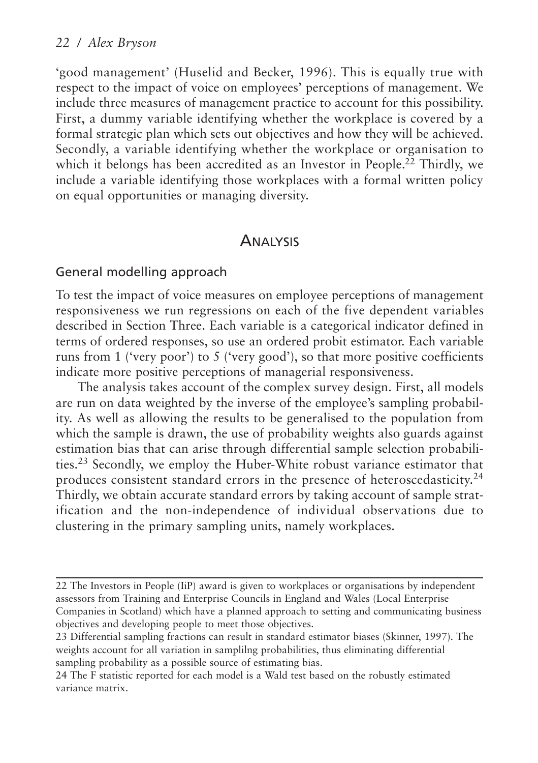'good management' (Huselid and Becker, 1996). This is equally true with respect to the impact of voice on employees' perceptions of management. We include three measures of management practice to account for this possibility. First, a dummy variable identifying whether the workplace is covered by a formal strategic plan which sets out objectives and how they will be achieved. Secondly, a variable identifying whether the workplace or organisation to which it belongs has been accredited as an Investor in People.[22] Thirdly, we include a variable identifying those workplaces with a formal written policy on equal opportunities or managing diversity.

## Analysis

### General modelling approach

To test the impact of voice measures on employee perceptions of management responsiveness we run regressions on each of the five dependent variables described in Section Three. Each variable is a categorical indicator defined in terms of ordered responses, so use an ordered probit estimator. Each variable runs from 1 ('very poor') to 5 ('very good'), so that more positive coefficients indicate more positive perceptions of managerial responsiveness.

The analysis takes account of the complex survey design. First, all models are run on data weighted by the inverse of the employee's sampling probability. As well as allowing the results to be generalised to the population from which the sample is drawn, the use of probability weights also guards against estimation bias that can arise through differential sample selection probabilities.[23] Secondly, we employ the Huber-White robust variance estimator that produces consistent standard errors in the presence of heteroscedasticity.[24] Thirdly, we obtain accurate standard errors by taking account of sample stratification and the non-independence of individual observations due to clustering in the primary sampling units, namely workplaces.

---

22 The Investors in People (IiP) award is given to workplaces or organisations by independent assessors from Training and Enterprise Councils in England and Wales (Local Enterprise Companies in Scotland) which have a planned approach to setting and communicating business objectives and developing people to meet those objectives.

23 Differential sampling fractions can result in standard estimator biases (Skinner, 1997). The weights account for all variation in samplilng probabilities, thus eliminating differential sampling probability as a possible source of estimating bias.

24 The F statistic reported for each model is a Wald test based on the robustly estimated variance matrix.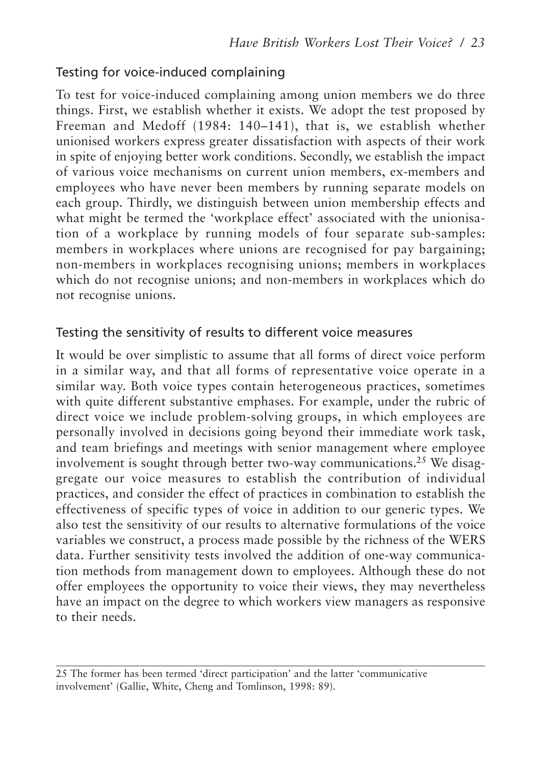## Testing for voice-induced complaining

To test for voice-induced complaining among union members we do three things. First, we establish whether it exists. We adopt the test proposed by Freeman and Medoff (1984: 140–141), that is, we establish whether unionised workers express greater dissatisfaction with aspects of their work in spite of enjoying better work conditions. Secondly, we establish the impact of various voice mechanisms on current union members, ex-members and employees who have never been members by running separate models on each group. Thirdly, we distinguish between union membership effects and what might be termed the 'workplace effect' associated with the unionisation of a workplace by running models of four separate sub-samples: members in workplaces where unions are recognised for pay bargaining; non-members in workplaces recognising unions; members in workplaces which do not recognise unions; and non-members in workplaces which do not recognise unions.

## Testing the sensitivity of results to different voice measures

It would be over simplistic to assume that all forms of direct voice perform in a similar way, and that all forms of representative voice operate in a similar way. Both voice types contain heterogeneous practices, sometimes with quite different substantive emphases. For example, under the rubric of direct voice we include problem-solving groups, in which employees are personally involved in decisions going beyond their immediate work task, and team briefings and meetings with senior management where employee involvement is sought through better two-way communications.[25] We disaggregate our voice measures to establish the contribution of individual practices, and consider the effect of practices in combination to establish the effectiveness of specific types of voice in addition to our generic types. We also test the sensitivity of our results to alternative formulations of the voice variables we construct, a process made possible by the richness of the WERS data. Further sensitivity tests involved the addition of one-way communication methods from management down to employees. Although these do not offer employees the opportunity to voice their views, they may nevertheless have an impact on the degree to which workers view managers as responsive to their needs.

---

25 The former has been termed 'direct participation' and the latter 'communicative involvement' (Gallie, White, Cheng and Tomlinson, 1998: 89).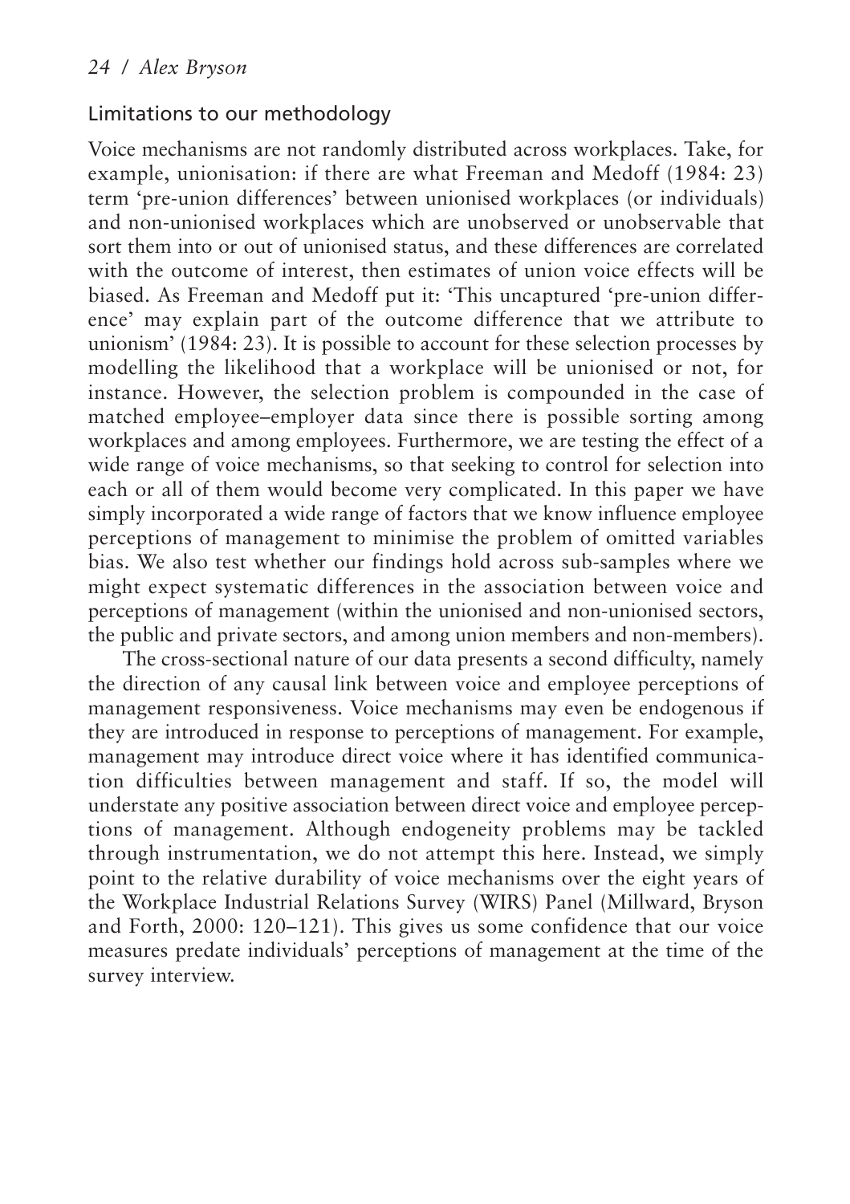## Limitations to our methodology

Voice mechanisms are not randomly distributed across workplaces. Take, for example, unionisation: if there are what Freeman and Medoff (1984: 23) term 'pre-union differences' between unionised workplaces (or individuals) and non-unionised workplaces which are unobserved or unobservable that sort them into or out of unionised status, and these differences are correlated with the outcome of interest, then estimates of union voice effects will be biased. As Freeman and Medoff put it: 'This uncaptured 'pre-union difference' may explain part of the outcome difference that we attribute to unionism' (1984: 23). It is possible to account for these selection processes by modelling the likelihood that a workplace will be unionised or not, for instance. However, the selection problem is compounded in the case of matched employee–employer data since there is possible sorting among workplaces and among employees. Furthermore, we are testing the effect of a wide range of voice mechanisms, so that seeking to control for selection into each or all of them would become very complicated. In this paper we have simply incorporated a wide range of factors that we know influence employee perceptions of management to minimise the problem of omitted variables bias. We also test whether our findings hold across sub-samples where we might expect systematic differences in the association between voice and perceptions of management (within the unionised and non-unionised sectors, the public and private sectors, and among union members and non-members).

The cross-sectional nature of our data presents a second difficulty, namely the direction of any causal link between voice and employee perceptions of management responsiveness. Voice mechanisms may even be endogenous if they are introduced in response to perceptions of management. For example, management may introduce direct voice where it has identified communication difficulties between management and staff. If so, the model will understate any positive association between direct voice and employee perceptions of management. Although endogeneity problems may be tackled through instrumentation, we do not attempt this here. Instead, we simply point to the relative durability of voice mechanisms over the eight years of the Workplace Industrial Relations Survey (WIRS) Panel (Millward, Bryson and Forth, 2000: 120–121). This gives us some confidence that our voice measures predate individuals' perceptions of management at the time of the survey interview.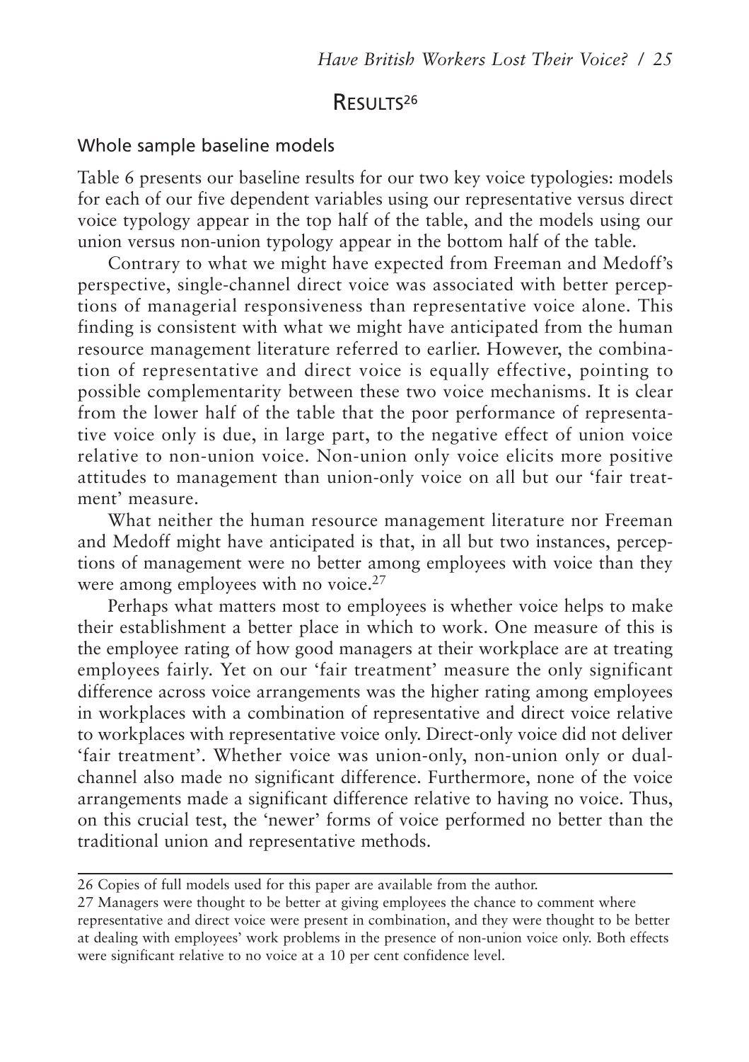## Results[26]

### Whole sample baseline models

Table 6 presents our baseline results for our two key voice typologies: models for each of our five dependent variables using our representative versus direct voice typology appear in the top half of the table, and the models using our union versus non-union typology appear in the bottom half of the table.

Contrary to what we might have expected from Freeman and Medoff's perspective, single-channel direct voice was associated with better perceptions of managerial responsiveness than representative voice alone. This finding is consistent with what we might have anticipated from the human resource management literature referred to earlier. However, the combination of representative and direct voice is equally effective, pointing to possible complementarity between these two voice mechanisms. It is clear from the lower half of the table that the poor performance of representative voice only is due, in large part, to the negative effect of union voice relative to non-union voice. Non-union only voice elicits more positive attitudes to management than union-only voice on all but our 'fair treatment' measure.

What neither the human resource management literature nor Freeman and Medoff might have anticipated is that, in all but two instances, perceptions of management were no better among employees with voice than they were among employees with no voice.[27]

Perhaps what matters most to employees is whether voice helps to make their establishment a better place in which to work. One measure of this is the employee rating of how good managers at their workplace are at treating employees fairly. Yet on our 'fair treatment' measure the only significant difference across voice arrangements was the higher rating among employees in workplaces with a combination of representative and direct voice relative to workplaces with representative voice only. Direct-only voice did not deliver 'fair treatment'. Whether voice was union-only, non-union only or dual-channel also made no significant difference. Furthermore, none of the voice arrangements made a significant difference relative to having no voice. Thus, on this crucial test, the 'newer' forms of voice performed no better than the traditional union and representative methods.

---

26 Copies of full models used for this paper are available from the author.

27 Managers were thought to be better at giving employees the chance to comment where representative and direct voice were present in combination, and they were thought to be better at dealing with employees' work problems in the presence of non-union voice only. Both effects were significant relative to no voice at a 10 per cent confidence level.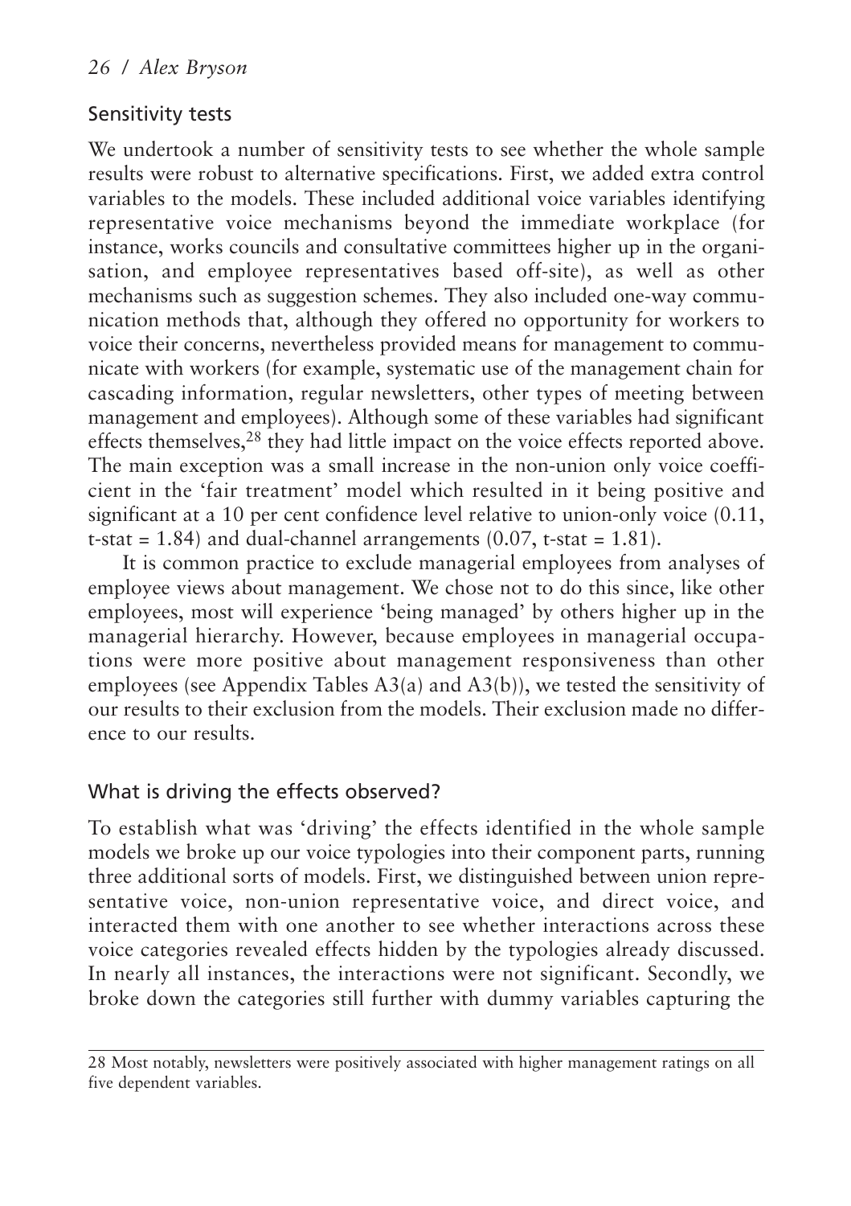## Sensitivity tests

We undertook a number of sensitivity tests to see whether the whole sample results were robust to alternative specifications. First, we added extra control variables to the models. These included additional voice variables identifying representative voice mechanisms beyond the immediate workplace (for instance, works councils and consultative committees higher up in the organisation, and employee representatives based off-site), as well as other mechanisms such as suggestion schemes. They also included one-way communication methods that, although they offered no opportunity for workers to voice their concerns, nevertheless provided means for management to communicate with workers (for example, systematic use of the management chain for cascading information, regular newsletters, other types of meeting between management and employees). Although some of these variables had significant effects themselves,[28] they had little impact on the voice effects reported above. The main exception was a small increase in the non-union only voice coefficient in the 'fair treatment' model which resulted in it being positive and significant at a 10 per cent confidence level relative to union-only voice (0.11, t-stat = 1.84) and dual-channel arrangements (0.07, t-stat = 1.81).

It is common practice to exclude managerial employees from analyses of employee views about management. We chose not to do this since, like other employees, most will experience 'being managed' by others higher up in the managerial hierarchy. However, because employees in managerial occupations were more positive about management responsiveness than other employees (see Appendix Tables A3(a) and A3(b)), we tested the sensitivity of our results to their exclusion from the models. Their exclusion made no difference to our results.

## What is driving the effects observed?

To establish what was 'driving' the effects identified in the whole sample models we broke up our voice typologies into their component parts, running three additional sorts of models. First, we distinguished between union representative voice, non-union representative voice, and direct voice, and interacted them with one another to see whether interactions across these voice categories revealed effects hidden by the typologies already discussed. In nearly all instances, the interactions were not significant. Secondly, we broke down the categories still further with dummy variables capturing the

---

28 Most notably, newsletters were positively associated with higher management ratings on all five dependent variables.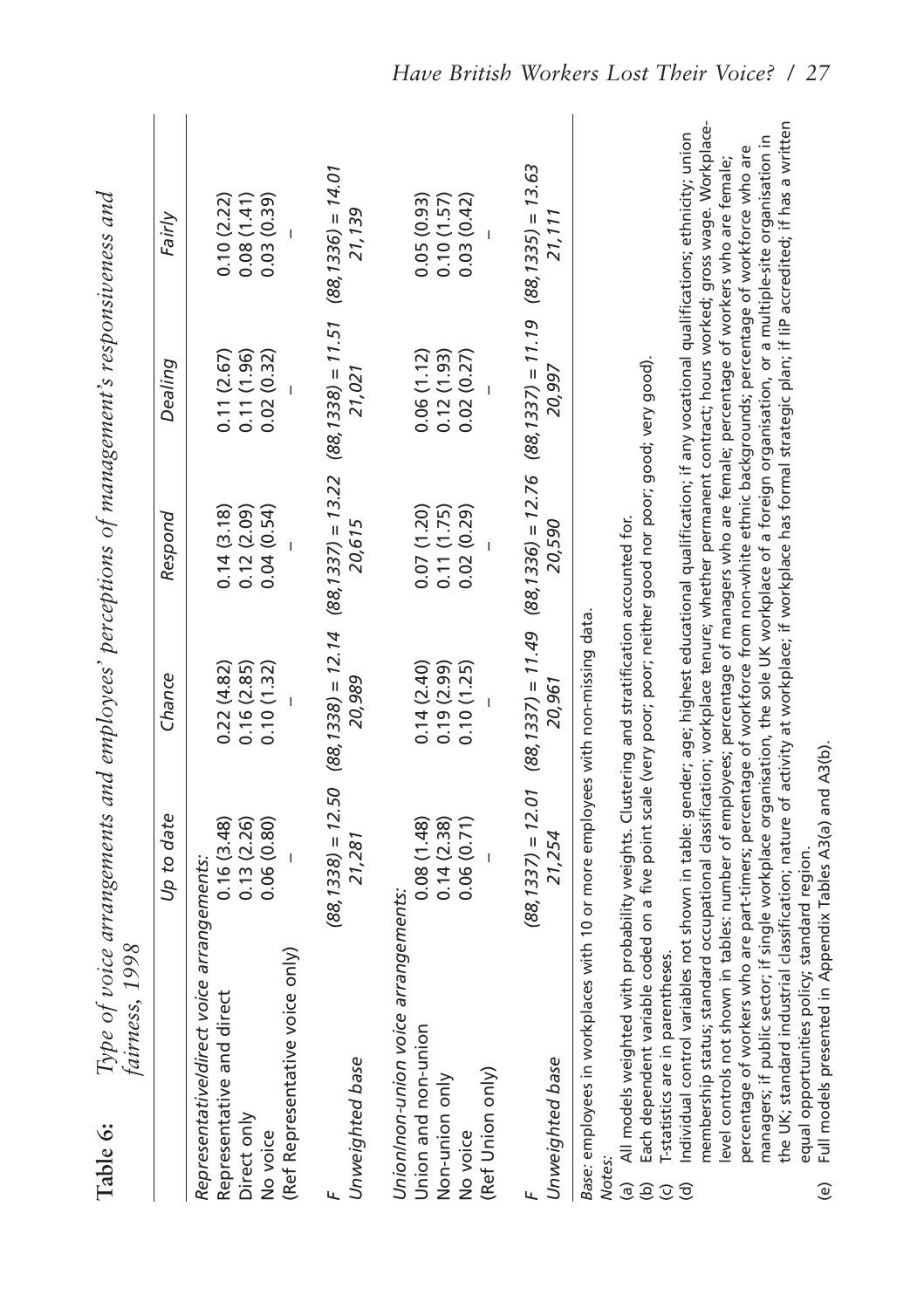**Table 6:** *Type of voice arrangements and employees' perceptions of management's responsiveness and fairness, 1998*

| | *Up to date* | *Chance* | *Respond* | *Dealing* | *Fairly* |
|---|---|---|---|---|---|
| *Representative/direct voice arrangements:* | | | | | |
| Representative and direct | 0.16 (3.48) | 0.22 (4.82) | 0.14 (3.18) | 0.11 (2.67) | 0.10 (2.22) |
| Direct only | 0.13 (2.26) | 0.16 (2.85) | 0.12 (2.09) | 0.11 (1.96) | 0.08 (1.41) |
| No voice | 0.06 (0.80) | 0.10 (1.32) | 0.04 (0.54) | 0.02 (0.32) | 0.03 (0.39) |
| (Ref Representative voice only) | – | – | – | – | – |
| *F* | *(88,1338) = 12.50* | *(88,1338) = 12.14* | *(88,1337) = 13.22* | *(88,1338) = 11.51* | *(88,1336) = 14.01* |
| *Unweighted base* | *21,281* | *20,989* | *20,615* | *21,021* | *21,139* |
| *Union/non-union voice arrangements:* | | | | | |
| Union and non-union | 0.08 (1.48) | 0.14 (2.40) | 0.07 (1.20) | 0.06 (1.12) | 0.05 (0.93) |
| Non-union only | 0.14 (2.38) | 0.19 (2.99) | 0.11 (1.75) | 0.12 (1.93) | 0.10 (1.57) |
| No voice | 0.06 (0.71) | 0.10 (1.25) | 0.02 (0.29) | 0.02 (0.27) | 0.03 (0.42) |
| (Ref Union only) | – | – | – | – | – |
| *F* | *(88,1337) = 12.01* | *(88,1337) = 11.49* | *(88,1336) = 12.76* | *(88,1337) = 11.19* | *(88,1335) = 13.63* |
| *Unweighted base* | *21,254* | *20,961* | *20,590* | *20,997* | *21,111* |

*Base*: employees in workplaces with 10 or more employees with non-missing data.

*Notes*:

(a) All models weighted with probability weights. Clustering and stratification accounted for.

(b) Each dependent variable coded on a five point scale (very poor; poor; neither good nor poor; good; very good).

(c) T-statistics are in parentheses.

(d) Individual control variables not shown in table: gender; age; highest educational qualification; if any vocational qualifications; ethnicity; union membership status; standard occupational classification; workplace tenure; whether permanent contract; hours worked; gross wage. Workplace-level controls not shown in tables: number of employees; percentage of managers who are female; percentage of workers who are female; percentage of workers who are part-timers; percentage of workforce from non-white ethnic backgrounds; percentage of workforce who are managers; if public sector; if single workplace organisation, the sole UK workplace of a foreign organisation, or a multiple-site organisation in the UK; standard industrial classification; nature of activity at workplace; if workplace has formal strategic plan; if IIP accredited; if has a written equal opportunities policy; standard region.

(e) Full models presented in Appendix Tables A3(a) and A3(b).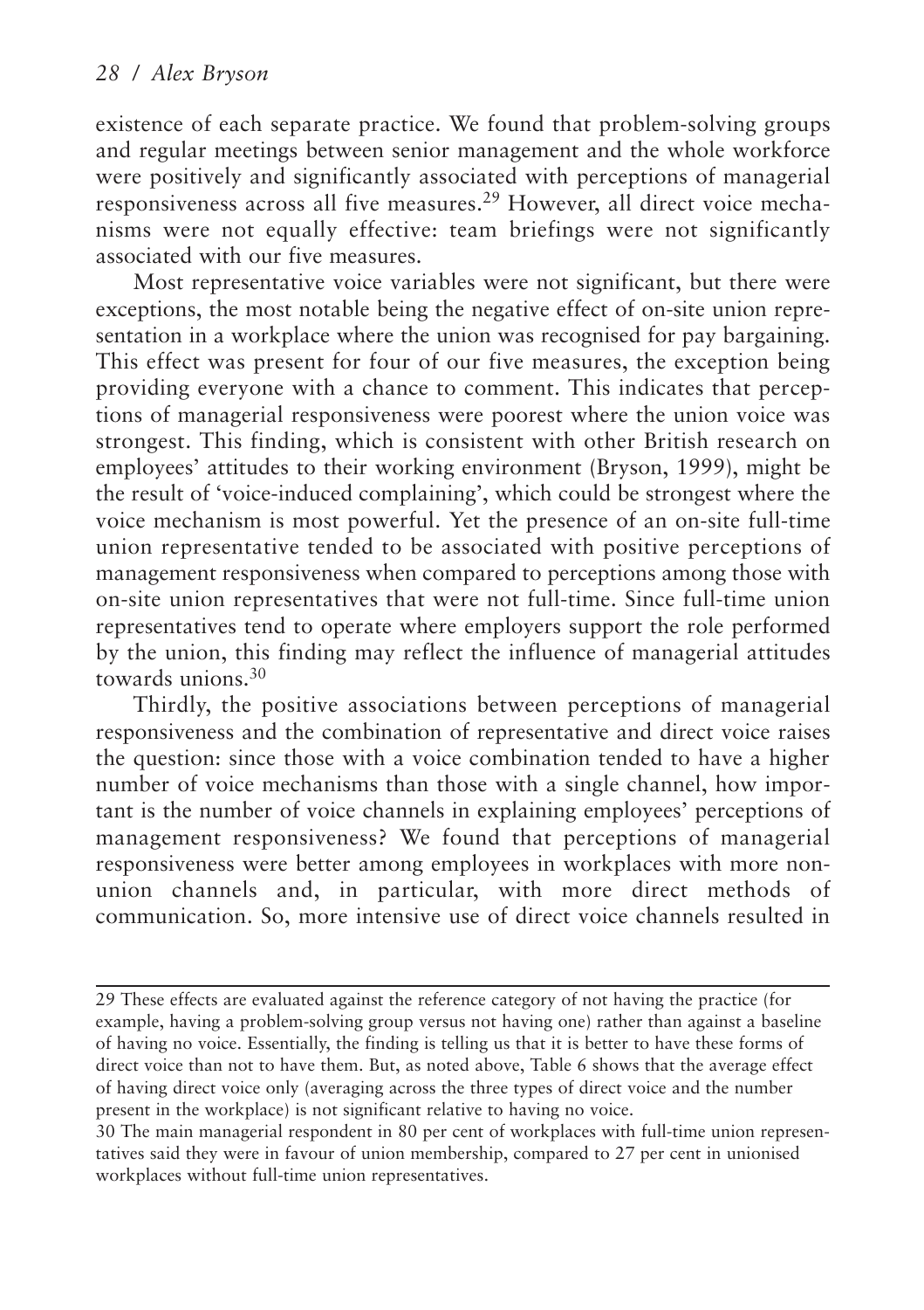existence of each separate practice. We found that problem-solving groups and regular meetings between senior management and the whole workforce were positively and significantly associated with perceptions of managerial responsiveness across all five measures.[29] However, all direct voice mechanisms were not equally effective: team briefings were not significantly associated with our five measures.

Most representative voice variables were not significant, but there were exceptions, the most notable being the negative effect of on-site union representation in a workplace where the union was recognised for pay bargaining. This effect was present for four of our five measures, the exception being providing everyone with a chance to comment. This indicates that perceptions of managerial responsiveness were poorest where the union voice was strongest. This finding, which is consistent with other British research on employees' attitudes to their working environment (Bryson, 1999), might be the result of 'voice-induced complaining', which could be strongest where the voice mechanism is most powerful. Yet the presence of an on-site full-time union representative tended to be associated with positive perceptions of management responsiveness when compared to perceptions among those with on-site union representatives that were not full-time. Since full-time union representatives tend to operate where employers support the role performed by the union, this finding may reflect the influence of managerial attitudes towards unions.[30]

Thirdly, the positive associations between perceptions of managerial responsiveness and the combination of representative and direct voice raises the question: since those with a voice combination tended to have a higher number of voice mechanisms than those with a single channel, how important is the number of voice channels in explaining employees' perceptions of management responsiveness? We found that perceptions of managerial responsiveness were better among employees in workplaces with more non-union channels and, in particular, with more direct methods of communication. So, more intensive use of direct voice channels resulted in

---

29 These effects are evaluated against the reference category of not having the practice (for example, having a problem-solving group versus not having one) rather than against a baseline of having no voice. Essentially, the finding is telling us that it is better to have these forms of direct voice than not to have them. But, as noted above, Table 6 shows that the average effect of having direct voice only (averaging across the three types of direct voice and the number present in the workplace) is not significant relative to having no voice.

30 The main managerial respondent in 80 per cent of workplaces with full-time union representatives said they were in favour of union membership, compared to 27 per cent in unionised workplaces without full-time union representatives.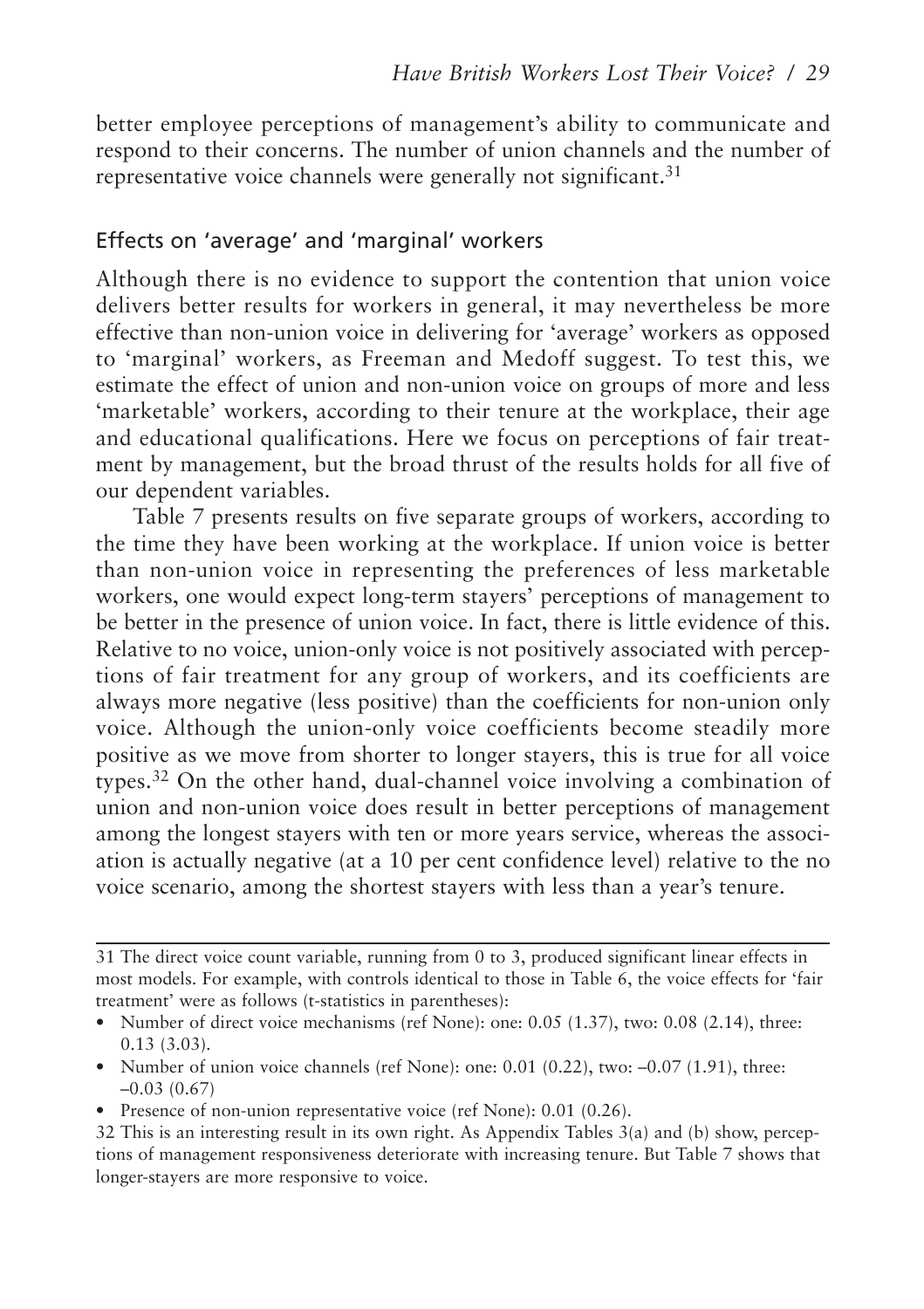better employee perceptions of management's ability to communicate and respond to their concerns. The number of union channels and the number of representative voice channels were generally not significant.[31]

### Effects on 'average' and 'marginal' workers

Although there is no evidence to support the contention that union voice delivers better results for workers in general, it may nevertheless be more effective than non-union voice in delivering for 'average' workers as opposed to 'marginal' workers, as Freeman and Medoff suggest. To test this, we estimate the effect of union and non-union voice on groups of more and less 'marketable' workers, according to their tenure at the workplace, their age and educational qualifications. Here we focus on perceptions of fair treatment by management, but the broad thrust of the results holds for all five of our dependent variables.

Table 7 presents results on five separate groups of workers, according to the time they have been working at the workplace. If union voice is better than non-union voice in representing the preferences of less marketable workers, one would expect long-term stayers' perceptions of management to be better in the presence of union voice. In fact, there is little evidence of this. Relative to no voice, union-only voice is not positively associated with perceptions of fair treatment for any group of workers, and its coefficients are always more negative (less positive) than the coefficients for non-union only voice. Although the union-only voice coefficients become steadily more positive as we move from shorter to longer stayers, this is true for all voice types.[32] On the other hand, dual-channel voice involving a combination of union and non-union voice does result in better perceptions of management among the longest stayers with ten or more years service, whereas the association is actually negative (at a 10 per cent confidence level) relative to the no voice scenario, among the shortest stayers with less than a year's tenure.

---

31 The direct voice count variable, running from 0 to 3, produced significant linear effects in most models. For example, with controls identical to those in Table 6, the voice effects for 'fair treatment' were as follows (t-statistics in parentheses):

- Number of direct voice mechanisms (ref None): one: 0.05 (1.37), two: 0.08 (2.14), three: 0.13 (3.03).
- Number of union voice channels (ref None): one: 0.01 (0.22), two: –0.07 (1.91), three: –0.03 (0.67)
- Presence of non-union representative voice (ref None): 0.01 (0.26).

32 This is an interesting result in its own right. As Appendix Tables 3(a) and (b) show, perceptions of management responsiveness deteriorate with increasing tenure. But Table 7 shows that longer-stayers are more responsive to voice.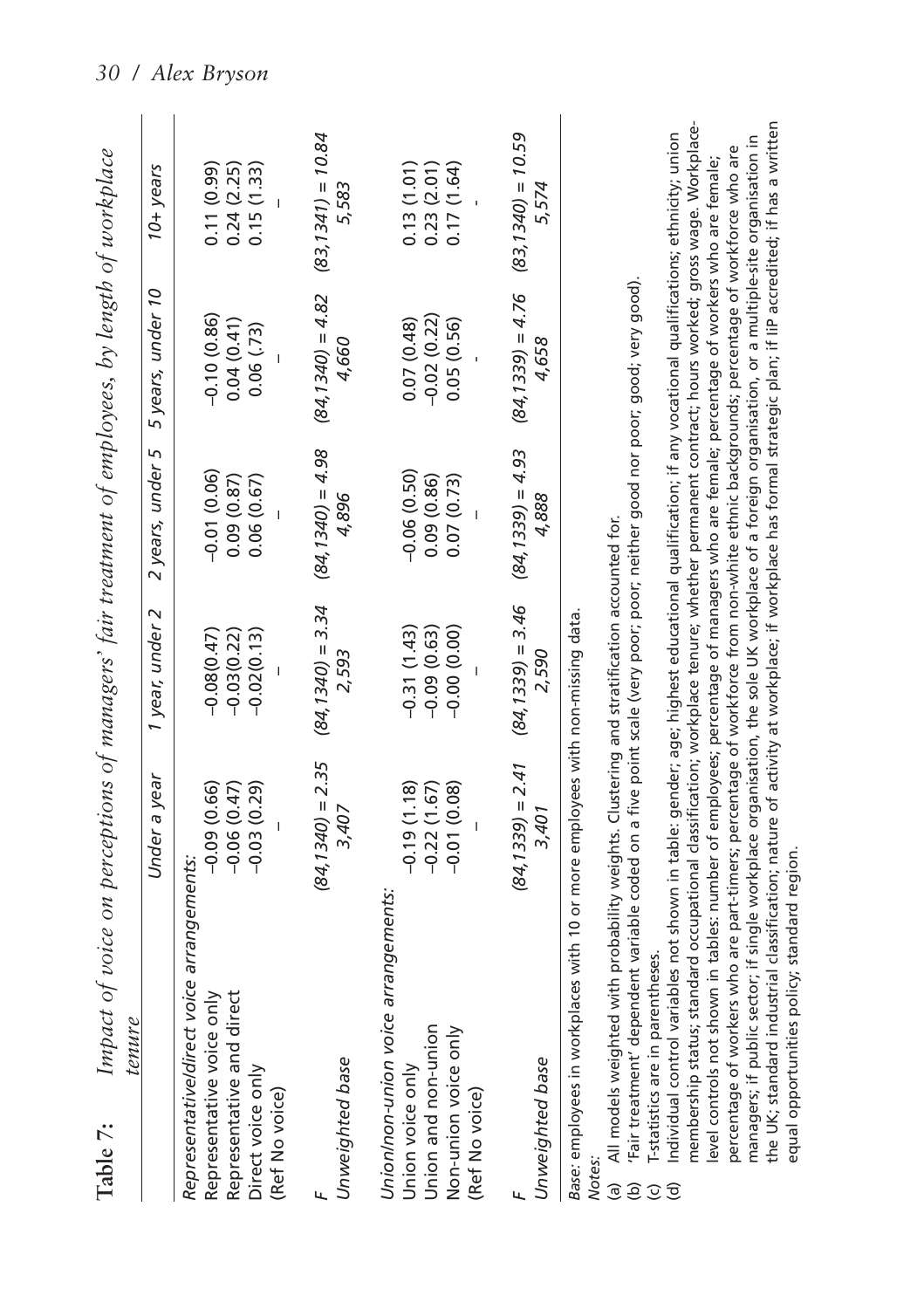**Table 7:** *Impact of voice on perceptions of managers' fair treatment of employees, by length of workplace tenure*

| | Under a year | 1 year, under 2 | 2 years, under 5 | 5 years, under 10 | 10+ years |
|---|---|---|---|---|---|
| *Representative/direct voice arrangements:* | | | | | |
| Representative voice only | –0.09 (0.66) | –0.08(0.47) | –0.01 (0.06) | –0.10 (0.86) | 0.11 (0.99) |
| Representative and direct | –0.06 (0.47) | –0.03(0.22) | 0.09 (0.87) | 0.04 (0.41) | 0.24 (2.25) |
| Direct voice only | –0.03 (0.29) | –0.02(0.13) | 0.06 (0.67) | 0.06 (.73) | 0.15 (1.33) |
| (Ref No voice) | – | – | – | – | – |
| *F* | *(84,1340) = 2.35* | *(84,1340) = 3.34* | *(84,1340) = 4.98* | *(84,1340) = 4.82* | *(83,1341) = 10.84* |
| *Unweighted base* | *3,407* | *2,593* | *4,896* | *4,660* | *5,583* |
| *Union/non-union voice arrangements:* | | | | | |
| Union voice only | –0.19 (1.18) | –0.31 (1.43) | –0.06 (0.50) | 0.07 (0.48) | 0.13 (1.01) |
| Union and non-union | –0.22 (1.67) | –0.09 (0.63) | 0.09 (0.86) | –0.02 (0.22) | 0.23 (2.01) |
| Non-union voice only | –0.01 (0.08) | –0.00 (0.00) | 0.07 (0.73) | 0.05 (0.56) | 0.17 (1.64) |
| (Ref No voice) | – | – | – | - | - |
| *F* | *(84,1339) = 2.41* | *(84,1339) = 3.46* | *(84,1339) = 4.93* | *(84,1339) = 4.76* | *(83,1340) = 10.59* |
| *Unweighted base* | *3,401* | *2,590* | *4,888* | *4,658* | *5,574* |

*Base:* employees in workplaces with 10 or more employees with non-missing data.

*Notes:*

(a) All models weighted with probability weights. Clustering and stratification accounted for.
(b) 'Fair treatment' dependent variable coded on a five point scale (very poor; poor; neither good nor poor; good; very good).
(c) T-statistics are in parentheses.
(d) Individual control variables not shown in table: gender; age; highest educational qualification; if any vocational qualifications; ethnicity; union membership status; standard occupational classification; workplace tenure; whether permanent contract; hours worked; gross wage. Workplace-level controls not shown in tables: number of employees; percentage of managers who are female; percentage of workers who are female; percentage of workers who are part-timers; percentage of workforce from non-white ethnic backgrounds; percentage of workforce who are managers; if public sector; if single workplace organisation, the sole UK workplace of a foreign organisation, or a multiple-site organisation in the UK; standard industrial classification; nature of activity at workplace; if workplace has formal strategic plan; if IiP accredited; if has a written equal opportunities policy; standard region.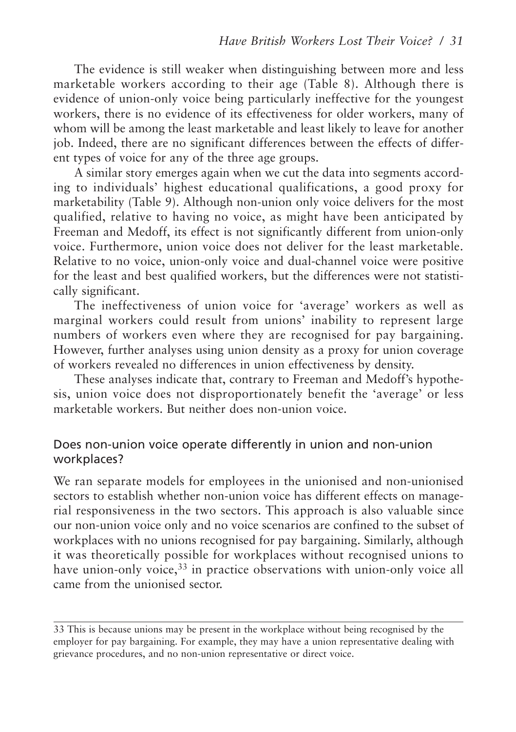The evidence is still weaker when distinguishing between more and less marketable workers according to their age (Table 8). Although there is evidence of union-only voice being particularly ineffective for the youngest workers, there is no evidence of its effectiveness for older workers, many of whom will be among the least marketable and least likely to leave for another job. Indeed, there are no significant differences between the effects of different types of voice for any of the three age groups.

A similar story emerges again when we cut the data into segments according to individuals' highest educational qualifications, a good proxy for marketability (Table 9). Although non-union only voice delivers for the most qualified, relative to having no voice, as might have been anticipated by Freeman and Medoff, its effect is not significantly different from union-only voice. Furthermore, union voice does not deliver for the least marketable. Relative to no voice, union-only voice and dual-channel voice were positive for the least and best qualified workers, but the differences were not statistically significant.

The ineffectiveness of union voice for 'average' workers as well as marginal workers could result from unions' inability to represent large numbers of workers even where they are recognised for pay bargaining. However, further analyses using union density as a proxy for union coverage of workers revealed no differences in union effectiveness by density.

These analyses indicate that, contrary to Freeman and Medoff's hypothesis, union voice does not disproportionately benefit the 'average' or less marketable workers. But neither does non-union voice.

## Does non-union voice operate differently in union and non-union workplaces?

We ran separate models for employees in the unionised and non-unionised sectors to establish whether non-union voice has different effects on managerial responsiveness in the two sectors. This approach is also valuable since our non-union voice only and no voice scenarios are confined to the subset of workplaces with no unions recognised for pay bargaining. Similarly, although it was theoretically possible for workplaces without recognised unions to have union-only voice,[33] in practice observations with union-only voice all came from the unionised sector.

---

33 This is because unions may be present in the workplace without being recognised by the employer for pay bargaining. For example, they may have a union representative dealing with grievance procedures, and no non-union representative or direct voice.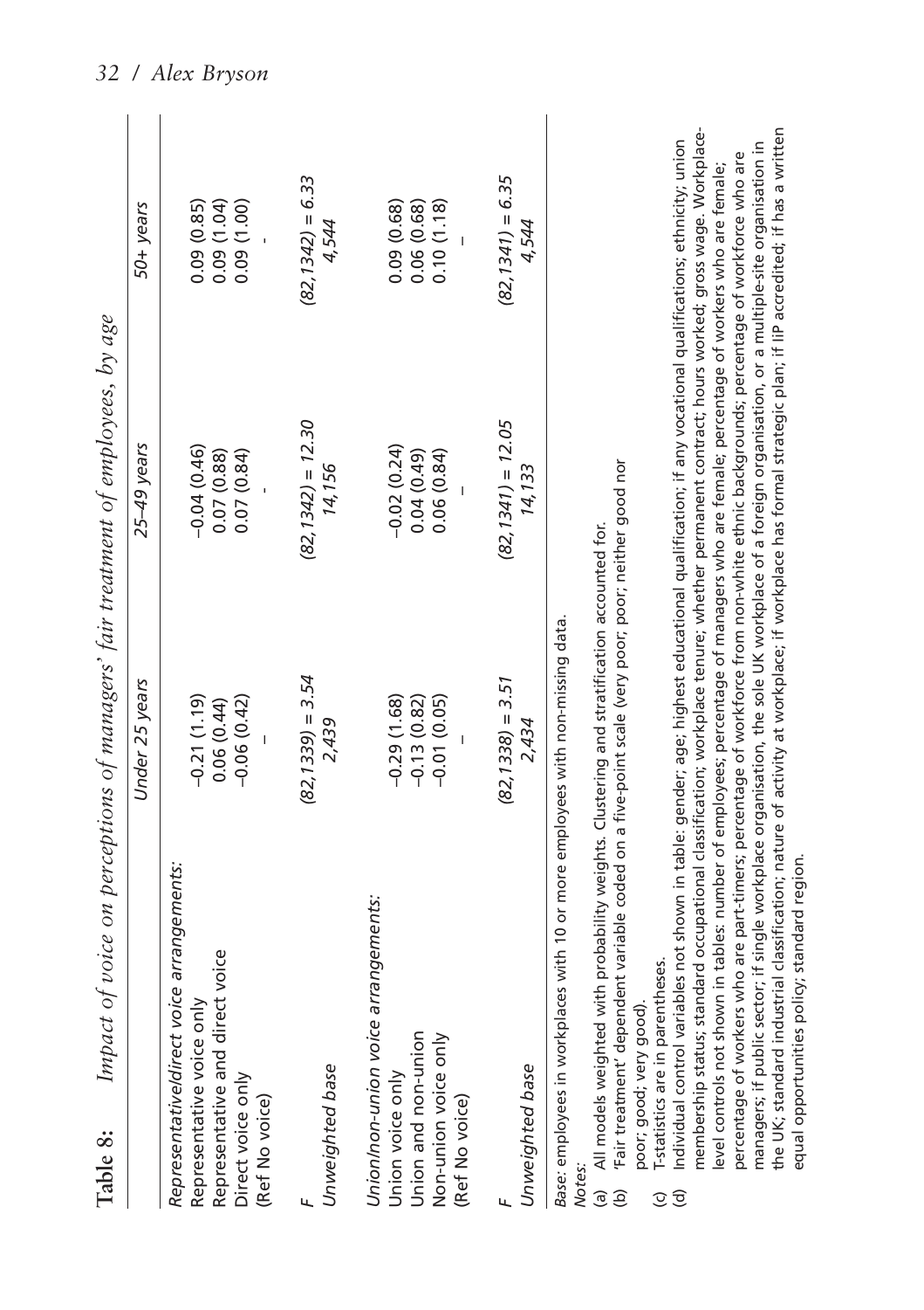**Table 8: Impact of voice on perceptions of managers' fair treatment of employees, by age**

| | Under 25 years | 25–49 years | 50+ years |
|---|---|---|---|
| *Representative/direct voice arrangements:* | | | |
| Representative voice only | −0.21 (1.19) | −0.04 (0.46) | 0.09 (0.85) |
| Representative and direct voice | 0.06 (0.44) | 0.07 (0.88) | 0.09 (1.04) |
| Direct voice only | −0.06 (0.42) | 0.07 (0.84) | 0.09 (1.00) |
| (Ref No voice) | – | - | - |
| *F* | $(82,1339) = 3.54$ | $(82, 1342) = 12.30$ | $(82,1342) = 6.33$ |
| *Unweighted base* | 2,439 | 14,156 | 4,544 |
| *Union/non-union voice arrangements:* | | | |
| Union voice only | −0.29 (1.68) | −0.02 (0.24) | 0.09 (0.68) |
| Union and non-union | −0.13 (0.82) | 0.04 (0.49) | 0.06 (0.68) |
| Non-union voice only | −0.01 (0.05) | 0.06 (0.84) | 0.10 (1.18) |
| (Ref No voice) | – | – | – |
| *F* | $(82,1338) = 3.51$ | $(82,1341) = 12.05$ | $(82,1341) = 6.35$ |
| *Unweighted base* | 2,434 | 14,133 | 4,544 |

*Base:* employees in workplaces with 10 or more employees with non-missing data.

*Notes:*

(a) All models weighted with probability weights. Clustering and stratification accounted for.

(b) 'Fair treatment' dependent variable coded on a five-point scale (very poor; poor; neither good nor poor; good; very good).

(c) T-statistics are in parentheses.

(d) Individual control variables not shown in table: gender; age; highest educational qualification; if any vocational qualifications; ethnicity; union membership status; standard occupational classification; workplace tenure; whether permanent contract; hours worked; gross wage. Workplace-level controls not shown in tables: number of employees; percentage of managers who are female; percentage of workers who are female; percentage of workers who are part-timers; percentage of workforce from non-white ethnic backgrounds; percentage of workforce who are managers; if public sector; if single workplace organisation, the sole UK workplace of a foreign organisation, or a multiple-site organisation in the UK; standard industrial classification; nature of activity at workplace; if workplace has formal strategic plan; if IiP accredited; if has a written equal opportunities policy; standard region.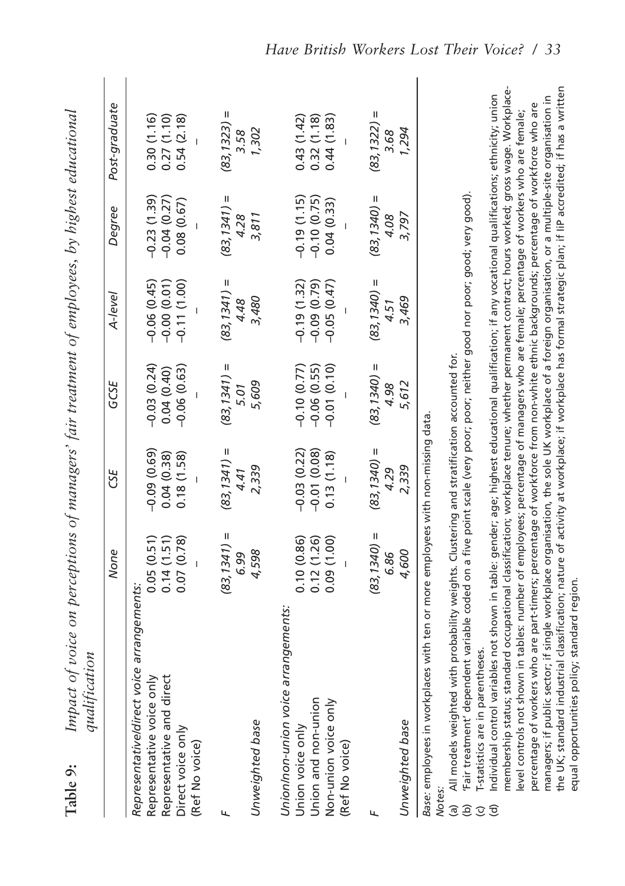**Table 9:** *Impact of voice on perceptions of managers' fair treatment of employees, by highest educational qualification*

| | None | CSE | GCSE | A-level | Degree | Post-graduate |
|---|---|---|---|---|---|---|
| *Representative/direct voice arrangements:* | | | | | | |
| Representative voice only | 0.05 (0.51) | −0.09 (0.69) | −0.03 (0.24) | −0.06 (0.45) | −0.23 (1.39) | 0.30 (1.16) |
| Representative and direct | 0.14 (1.51) | 0.04 (0.38) | 0.04 (0.40) | −0.00 (0.01) | −0.04 (0.27) | 0.27 (1.10) |
| Direct voice only | 0.07 (0.78) | 0.18 (1.58) | −0.06 (0.63) | −0.11 (1.00) | 0.08 (0.67) | 0.54 (2.18) |
| (Ref No voice) | – | – | – | – | – | – |
| *F* | *(83,1341) = 6.99* | *(83,1341) = 4.41* | *(83,1341) = 5.01* | *(83,1341) = 4.48* | *(83,1341) = 4.28* | *(83,1323) = 3.58* |
| *Unweighted base* | *4,598* | *2,339* | *5,609* | *3,480* | *3,811* | *1,302* |
| *Union/non-union voice arrangements:* | | | | | | |
| Union voice only | 0.10 (0.86) | −0.03 (0.22) | −0.10 (0.77) | −0.19 (1.32) | −0.19 (1.15) | 0.43 (1.42) |
| Union and non-union | 0.12 (1.26) | −0.01 (0.08) | −0.06 (0.55) | −0.09 (0.79) | −0.10 (0.75) | 0.32 (1.18) |
| Non-union voice only | 0.09 (1.00) | 0.13 (1.18) | −0.01 (0.10) | −0.05 (0.47) | 0.04 (0.33) | 0.44 (1.83) |
| (Ref No voice) | – | – | – | – | – | – |
| *F* | *(83,1340) = 6.86* | *(83,1340) = 4.29* | *(83,1340) = 4.98* | *(83,1340) = 4.51* | *(83,1340) = 4.08* | *(83,1322) = 3.68* |
| *Unweighted base* | *4,600* | *2,339* | *5,612* | *3,469* | *3,797* | *1,294* |

*Base*: employees in workplaces with ten or more employees with non-missing data.

*Notes*:

(a) All models weighted with probability weights. Clustering and stratification accounted for.
(b) 'Fair treatment' dependent variable coded on a five point scale (very poor; poor; neither good nor poor; good; very good).
(c) T-statistics are in parentheses.
(d) Individual control variables not shown in table: gender; age; highest educational qualification; if any vocational qualifications; ethnicity; union membership status; standard occupational classification; workplace tenure; whether permanent contract; hours worked; gross wage. Workplace-level controls not shown in tables: number of employees; percentage of managers who are female; percentage of workers who are female; percentage of workers who are part-timers; percentage of workforce from non-white ethnic backgrounds; percentage of workforce who are managers; if public sector; if single workplace organisation, the sole UK workplace of a foreign organisation, or a multiple-site organisation in the UK; standard industrial classification; nature of activity at workplace; if workplace has formal strategic plan; if IiP accredited; if has a written equal opportunities policy; standard region.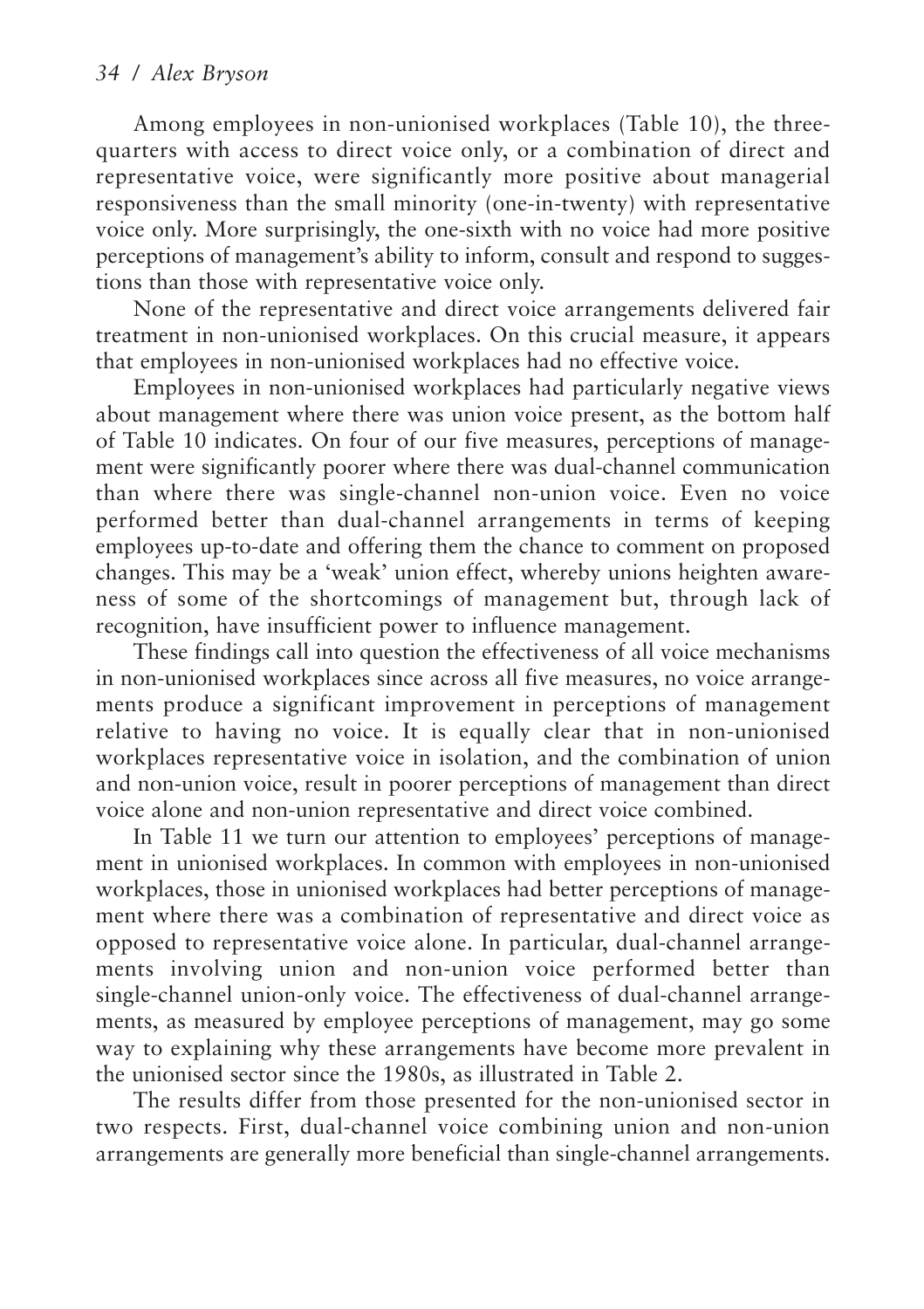Among employees in non-unionised workplaces (Table 10), the three-quarters with access to direct voice only, or a combination of direct and representative voice, were significantly more positive about managerial responsiveness than the small minority (one-in-twenty) with representative voice only. More surprisingly, the one-sixth with no voice had more positive perceptions of management's ability to inform, consult and respond to suggestions than those with representative voice only.

None of the representative and direct voice arrangements delivered fair treatment in non-unionised workplaces. On this crucial measure, it appears that employees in non-unionised workplaces had no effective voice.

Employees in non-unionised workplaces had particularly negative views about management where there was union voice present, as the bottom half of Table 10 indicates. On four of our five measures, perceptions of management were significantly poorer where there was dual-channel communication than where there was single-channel non-union voice. Even no voice performed better than dual-channel arrangements in terms of keeping employees up-to-date and offering them the chance to comment on proposed changes. This may be a 'weak' union effect, whereby unions heighten awareness of some of the shortcomings of management but, through lack of recognition, have insufficient power to influence management.

These findings call into question the effectiveness of all voice mechanisms in non-unionised workplaces since across all five measures, no voice arrangements produce a significant improvement in perceptions of management relative to having no voice. It is equally clear that in non-unionised workplaces representative voice in isolation, and the combination of union and non-union voice, result in poorer perceptions of management than direct voice alone and non-union representative and direct voice combined.

In Table 11 we turn our attention to employees' perceptions of management in unionised workplaces. In common with employees in non-unionised workplaces, those in unionised workplaces had better perceptions of management where there was a combination of representative and direct voice as opposed to representative voice alone. In particular, dual-channel arrangements involving union and non-union voice performed better than single-channel union-only voice. The effectiveness of dual-channel arrangements, as measured by employee perceptions of management, may go some way to explaining why these arrangements have become more prevalent in the unionised sector since the 1980s, as illustrated in Table 2.

The results differ from those presented for the non-unionised sector in two respects. First, dual-channel voice combining union and non-union arrangements are generally more beneficial than single-channel arrangements.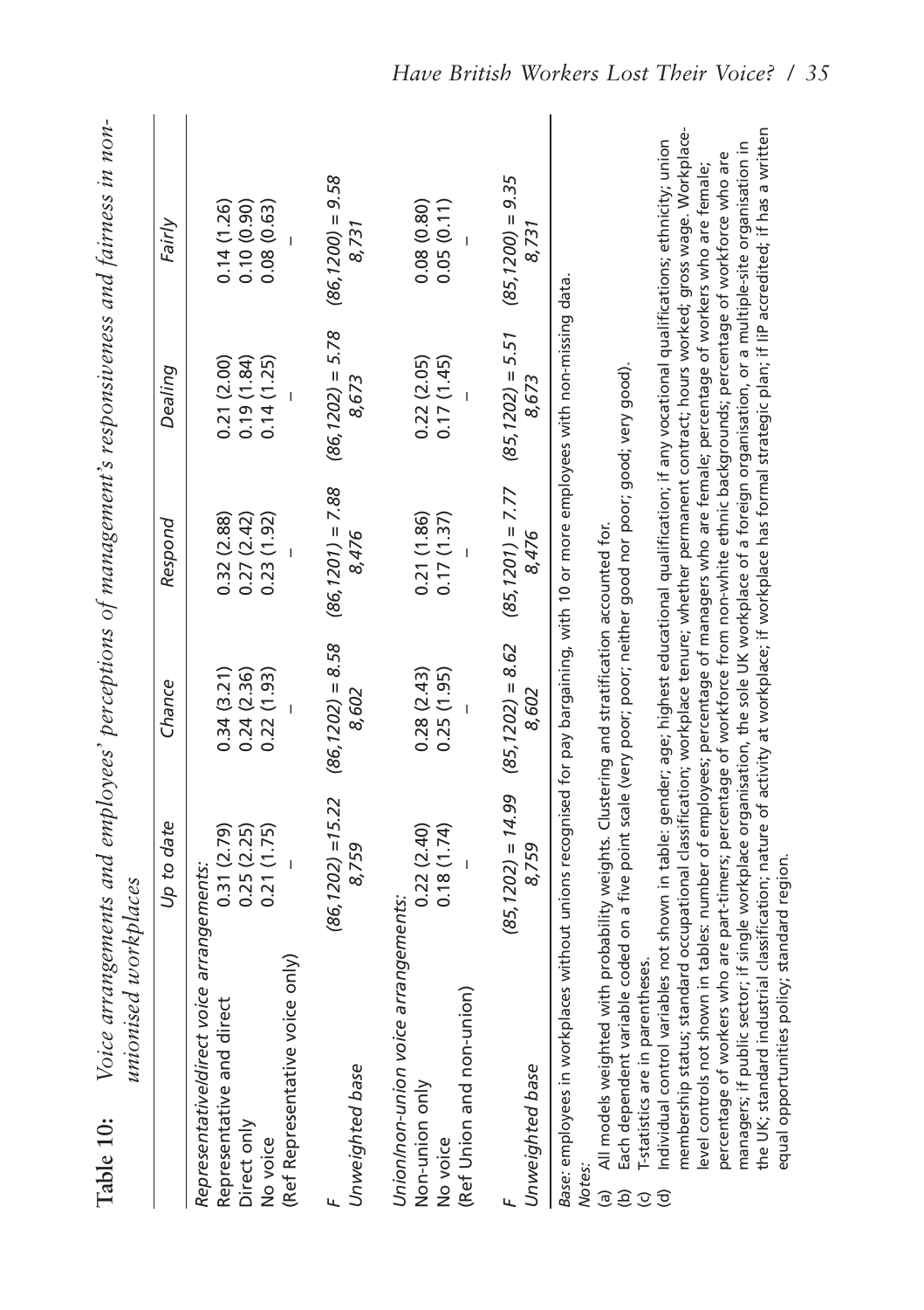**Table 10:** *Voice arrangements and employees' perceptions of management's responsiveness and fairness in non-unionised workplaces*

| | *Up to date* | *Chance* | *Respond* | *Dealing* | *Fairly* |
|---|---|---|---|---|---|
| *Representative/direct voice arrangements:* | | | | | |
| Representative and direct | 0.31 (2.79) | 0.34 (3.21) | 0.32 (2.88) | 0.21 (2.00) | 0.14 (1.26) |
| Direct only | 0.25 (2.25) | 0.24 (2.36) | 0.27 (2.42) | 0.19 (1.84) | 0.10 (0.90) |
| No voice | 0.21 (1.75) | 0.22 (1.93) | 0.23 (1.92) | 0.14 (1.25) | 0.08 (0.63) |
| (Ref Representative voice only) | – | – | – | – | – |
| *F* | *(86,1202) =15.22* | *(86,1202) = 8.58* | *(86,1201) = 7.88* | *(86,1202) = 5.78* | *(86,1200) = 9.58* |
| *Unweighted base* | *8,759* | *8,602* | *8,476* | *8,673* | *8,731* |
| *Union/non-union voice arrangements:* | | | | | |
| Non-union only | 0.22 (2.40) | 0.28 (2.43) | 0.21 (1.86) | 0.22 (2.05) | 0.08 (0.80) |
| No voice | 0.18 (1.74) | 0.25 (1.95) | 0.17 (1.37) | 0.17 (1.45) | 0.05 (0.11) |
| (Ref Union and non-union) | – | – | – | – | – |
| *F* | *(85,1202) = 14.99* | *(85,1202) = 8.62* | *(85,1201) = 7.77* | *(85,1202) = 5.51* | *(85,1200) = 9.35* |
| *Unweighted base* | *8,759* | *8,602* | *8,476* | *8,673* | *8,731* |

*Base*: employees in workplaces without unions recognised for pay bargaining, with 10 or more employees with non-missing data.

*Notes*:

(a) All models weighted with probability weights. Clustering and stratification accounted for.
(b) Each dependent variable coded on a five point scale (very poor; poor; neither good nor poor; good; very good).
(c) T-statistics are in parentheses.
(d) Individual control variables not shown in table: gender; age; highest educational qualification; if any vocational qualifications; ethnicity; union membership status; standard occupational classification; workplace tenure; whether permanent contract; hours worked; gross wage. Workplace-level controls not shown in tables: number of employees; percentage of managers who are female; percentage of workers who are female; percentage of workers who are part-timers; percentage of workforce from non-white ethnic backgrounds; percentage of workforce who are managers; if public sector; if single workplace organisation, the sole UK workplace of a foreign organisation, or a multiple-site organisation in the UK; standard industrial classification; nature of activity at workplace; if workplace has formal strategic plan; if IiP accredited; if has a written equal opportunities policy; standard region.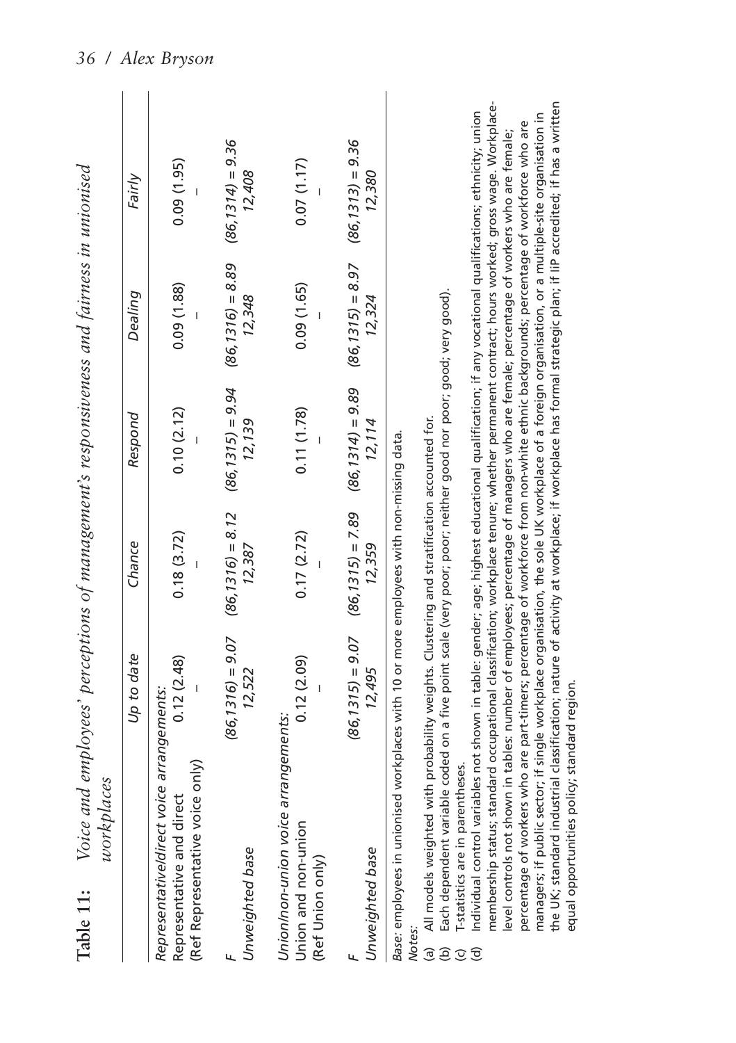**Table 11:** *Voice and employees' perceptions of management's responsiveness and fairness in unionised workplaces*

| | Up to date | Chance | Respond | Dealing | Fairly |
|---|---|---|---|---|---|
| *Representative/direct voice arrangements:* | | | | | |
| Representative and direct | 0.12 (2.48) | 0.18 (3.72) | 0.10 (2.12) | 0.09 (1.88) | 0.09 (1.95) |
| (Ref Representative voice only) | – | – | – | – | – |
| *F* | $(86,1316) = 9.07$ | $(86,1316) = 8.12$ | $(86,1315) = 9.94$ | $(86,1316) = 8.89$ | $(86,1314) = 9.36$ |
| *Unweighted base* | *12,522* | *12,387* | *12,139* | *12,348* | *12,408* |
| *Union/non-union voice arrangements:* | | | | | |
| Union and non-union | 0.12 (2.09) | 0.17 (2.72) | 0.11 (1.78) | 0.09 (1.65) | 0.07 (1.17) |
| (Ref Union only) | – | – | – | – | – |
| *F* | $(86,1315) = 9.07$ | $(86,1315) = 7.89$ | $(86,1314) = 9.89$ | $(86,1315) = 8.97$ | $(86,1313) = 9.36$ |
| *Unweighted base* | *12,495* | *12,359* | *12,114* | *12,324* | *12,380* |

*Base*: employees in unionised workplaces with 10 or more employees with non-missing data.

*Notes:*

(a) All models weighted with probability weights. Clustering and stratification accounted for.
(b) Each dependent variable coded on a five point scale (very poor; poor; neither good nor poor; good; very good).
(c) T-statistics are in parentheses.
(d) Individual control variables not shown in table: gender; age; highest educational qualification; if any vocational qualifications; ethnicity; union membership status; standard occupational classification; workplace tenure; whether permanent contract; hours worked; gross wage. Workplace-level controls not shown in tables: number of employees; percentage of managers who are female; percentage of workers who are female; percentage of workers who are part-timers; percentage of workforce from non-white ethnic backgrounds; percentage of workforce who are managers; if public sector; if single workplace organisation, the sole UK workplace of a foreign organisation, or a multiple-site organisation in the UK; standard industrial classification; nature of activity at workplace; if workplace has formal strategic plan; if IiP accredited; if has a written equal opportunities policy; standard region.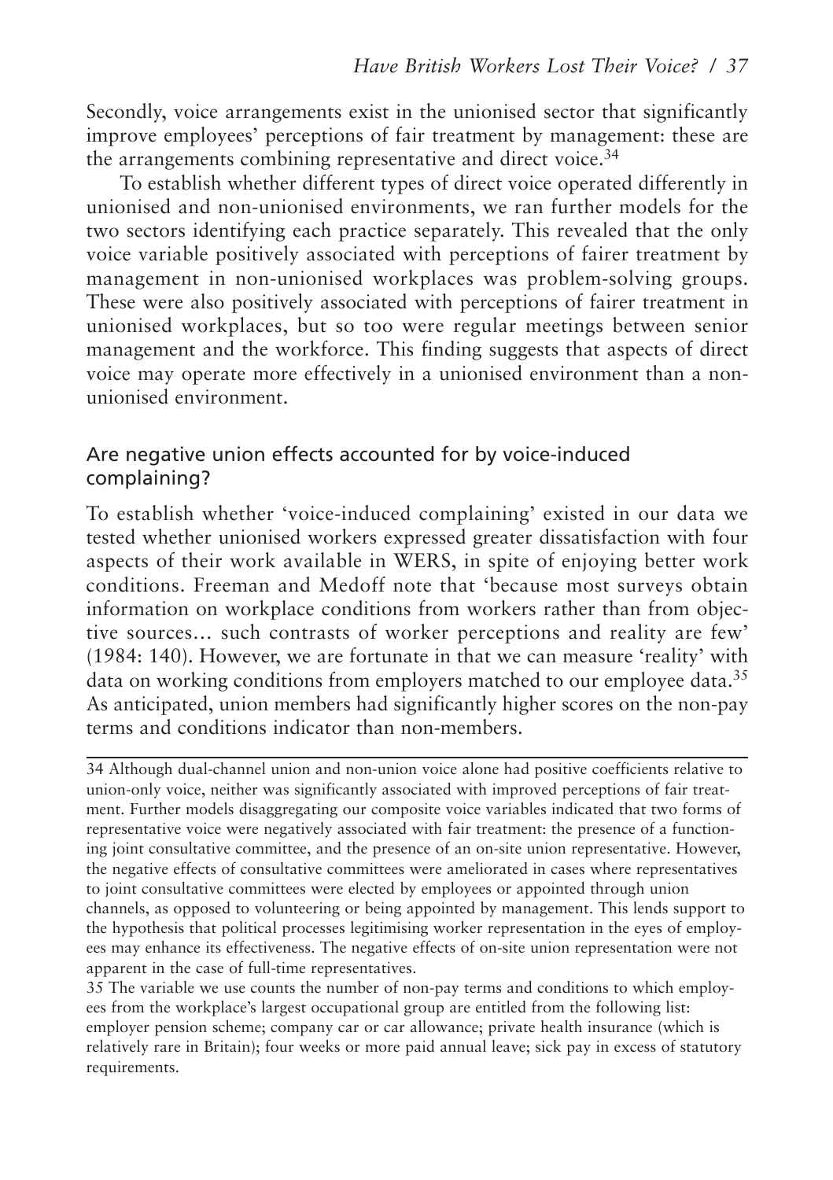Secondly, voice arrangements exist in the unionised sector that significantly improve employees' perceptions of fair treatment by management: these are the arrangements combining representative and direct voice.[34]

To establish whether different types of direct voice operated differently in unionised and non-unionised environments, we ran further models for the two sectors identifying each practice separately. This revealed that the only voice variable positively associated with perceptions of fairer treatment by management in non-unionised workplaces was problem-solving groups. These were also positively associated with perceptions of fairer treatment in unionised workplaces, but so too were regular meetings between senior management and the workforce. This finding suggests that aspects of direct voice may operate more effectively in a unionised environment than a non-unionised environment.

## Are negative union effects accounted for by voice-induced complaining?

To establish whether 'voice-induced complaining' existed in our data we tested whether unionised workers expressed greater dissatisfaction with four aspects of their work available in WERS, in spite of enjoying better work conditions. Freeman and Medoff note that 'because most surveys obtain information on workplace conditions from workers rather than from objective sources… such contrasts of worker perceptions and reality are few' (1984: 140). However, we are fortunate in that we can measure 'reality' with data on working conditions from employers matched to our employee data.[35] As anticipated, union members had significantly higher scores on the non-pay terms and conditions indicator than non-members.

---

34 Although dual-channel union and non-union voice alone had positive coefficients relative to union-only voice, neither was significantly associated with improved perceptions of fair treatment. Further models disaggregating our composite voice variables indicated that two forms of representative voice were negatively associated with fair treatment: the presence of a functioning joint consultative committee, and the presence of an on-site union representative. However, the negative effects of consultative committees were ameliorated in cases where representatives to joint consultative committees were elected by employees or appointed through union channels, as opposed to volunteering or being appointed by management. This lends support to the hypothesis that political processes legitimising worker representation in the eyes of employees may enhance its effectiveness. The negative effects of on-site union representation were not apparent in the case of full-time representatives.

35 The variable we use counts the number of non-pay terms and conditions to which employees from the workplace's largest occupational group are entitled from the following list: employer pension scheme; company car or car allowance; private health insurance (which is relatively rare in Britain); four weeks or more paid annual leave; sick pay in excess of statutory requirements.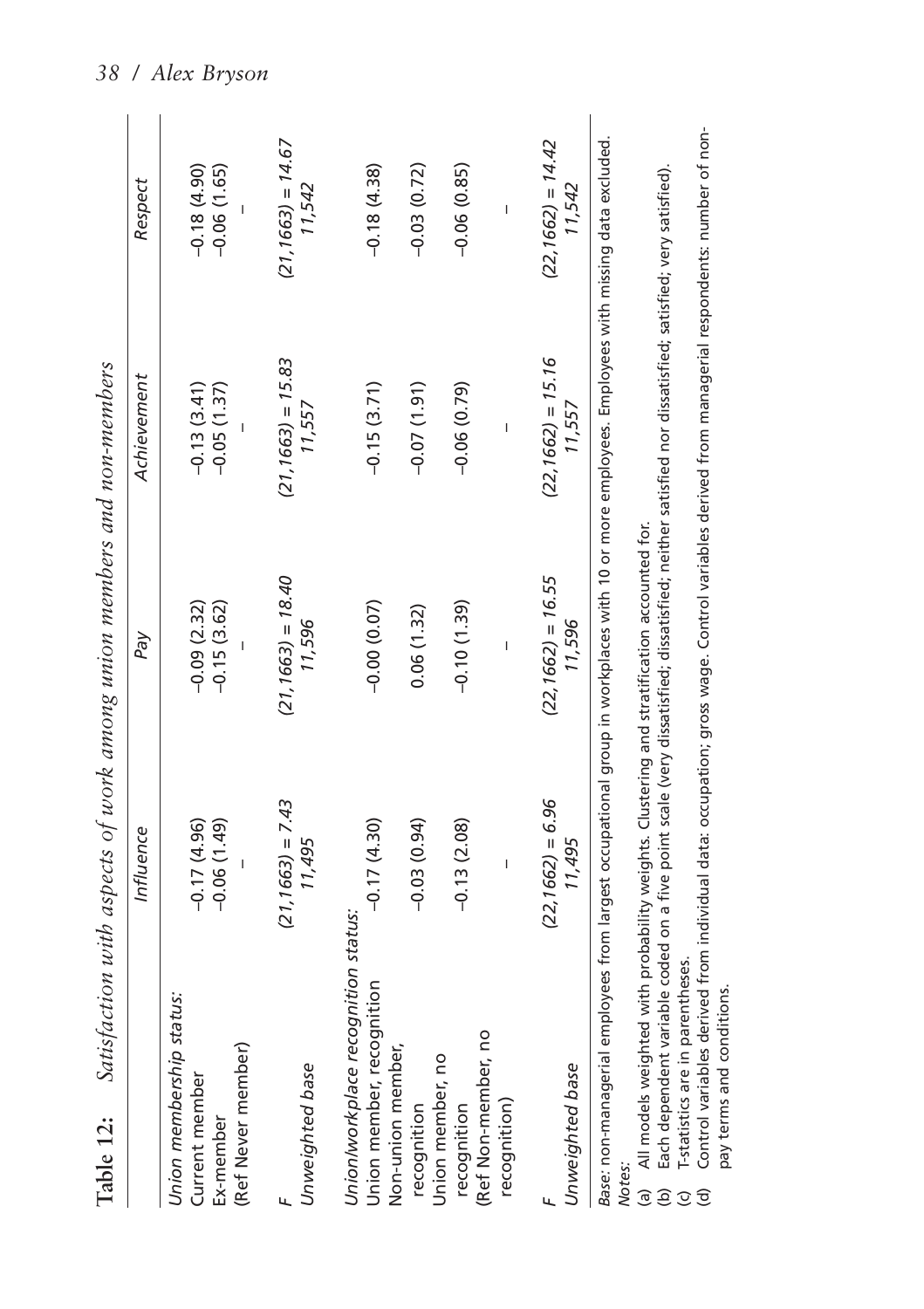**Table 12: Satisfaction with aspects of work among union members and non-members**

| | Influence | Pay | Achievement | Respect |
|---|---|---|---|---|
| *Union membership status:* | | | | |
| Current member | –0.17 (4.96) | –0.09 (2.32) | –0.13 (3.41) | –0.18 (4.90) |
| Ex-member | –0.06 (1.49) | –0.15 (3.62) | –0.05 (1.37) | –0.06 (1.65) |
| (Ref Never member) | – | – | – | – |
| *F* | *(21,1663) = 7.43* | *(21,1663) = 18.40* | *(21,1663) = 15.83* | *(21,1663) = 14.67* |
| *Unweighted base* | *11,495* | *11,596* | *11,557* | *11,542* |
| *Union/workplace recognition status:* | | | | |
| Union member, recognition | –0.17 (4.30) | –0.00 (0.07) | –0.15 (3.71) | –0.18 (4.38) |
| Non-union member, recognition | –0.03 (0.94) | 0.06 (1.32) | –0.07 (1.91) | –0.03 (0.72) |
| Union member, no recognition | –0.13 (2.08) | –0.10 (1.39) | –0.06 (0.79) | –0.06 (0.85) |
| (Ref Non-member, no recognition) | – | – | – | – |
| *F* | *(22,1662) = 6.96* | *(22,1662) = 16.55* | *(22,1662) = 15.16* | *(22,1662) = 14.42* |
| *Unweighted base* | *11,495* | *11,596* | *11,557* | *11,542* |

*Base*: non-managerial employees from largest occupational group in workplaces with 10 or more employees. Employees with missing data excluded.

*Notes*:

(a) All models weighted with probability weights. Clustering and stratification accounted for.
(b) Each dependent variable coded on a five point scale (very dissatisfied; dissatisfied; neither satisfied nor dissatisfied; satisfied; very satisfied).
(c) T-statistics are in parentheses.
(d) Control variables derived from individual data: occupation; gross wage. Control variables derived from managerial respondents: number of non-pay terms and conditions.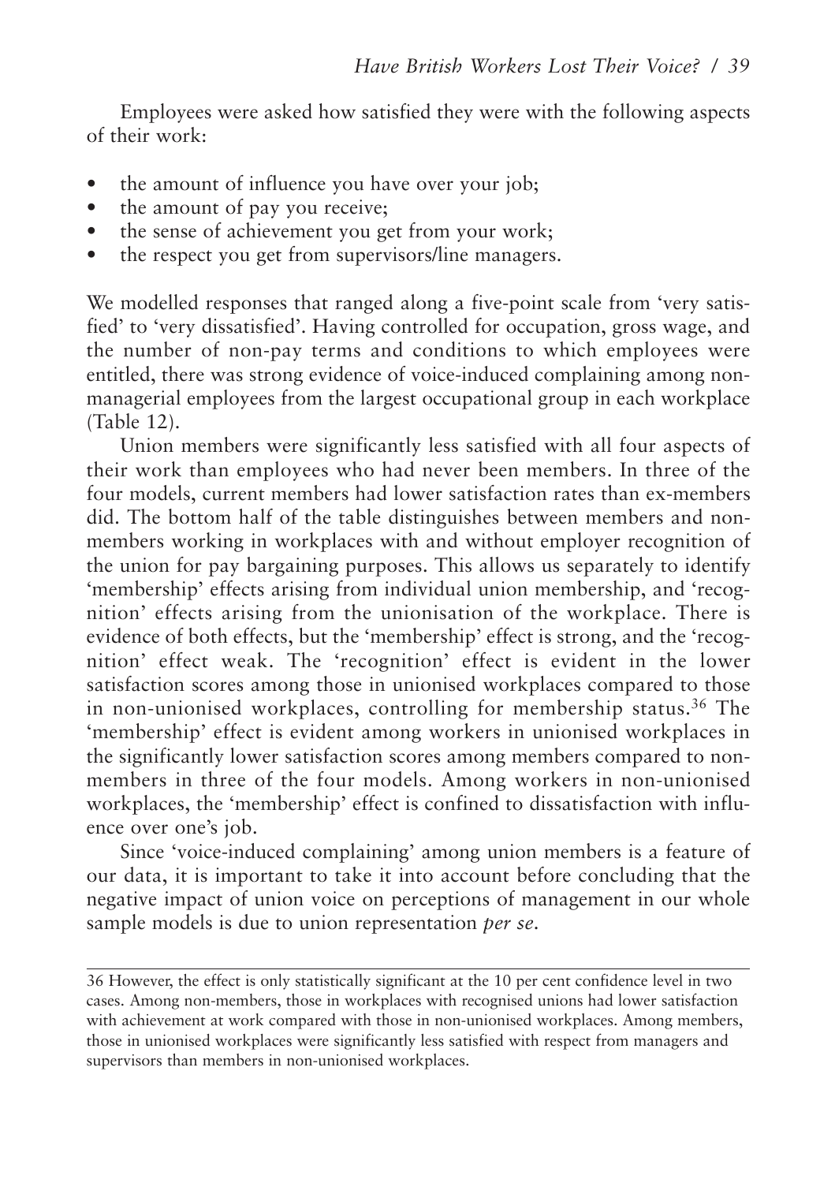Employees were asked how satisfied they were with the following aspects of their work:

- the amount of influence you have over your job;
- the amount of pay you receive;
- the sense of achievement you get from your work;
- the respect you get from supervisors/line managers.

We modelled responses that ranged along a five-point scale from 'very satisfied' to 'very dissatisfied'. Having controlled for occupation, gross wage, and the number of non-pay terms and conditions to which employees were entitled, there was strong evidence of voice-induced complaining among non-managerial employees from the largest occupational group in each workplace (Table 12).

Union members were significantly less satisfied with all four aspects of their work than employees who had never been members. In three of the four models, current members had lower satisfaction rates than ex-members did. The bottom half of the table distinguishes between members and non-members working in workplaces with and without employer recognition of the union for pay bargaining purposes. This allows us separately to identify 'membership' effects arising from individual union membership, and 'recognition' effects arising from the unionisation of the workplace. There is evidence of both effects, but the 'membership' effect is strong, and the 'recognition' effect weak. The 'recognition' effect is evident in the lower satisfaction scores among those in unionised workplaces compared to those in non-unionised workplaces, controlling for membership status.[36] The 'membership' effect is evident among workers in unionised workplaces in the significantly lower satisfaction scores among members compared to non-members in three of the four models. Among workers in non-unionised workplaces, the 'membership' effect is confined to dissatisfaction with influence over one's job.

Since 'voice-induced complaining' among union members is a feature of our data, it is important to take it into account before concluding that the negative impact of union voice on perceptions of management in our whole sample models is due to union representation *per se*.

---

36 However, the effect is only statistically significant at the 10 per cent confidence level in two cases. Among non-members, those in workplaces with recognised unions had lower satisfaction with achievement at work compared with those in non-unionised workplaces. Among members, those in unionised workplaces were significantly less satisfied with respect from managers and supervisors than members in non-unionised workplaces.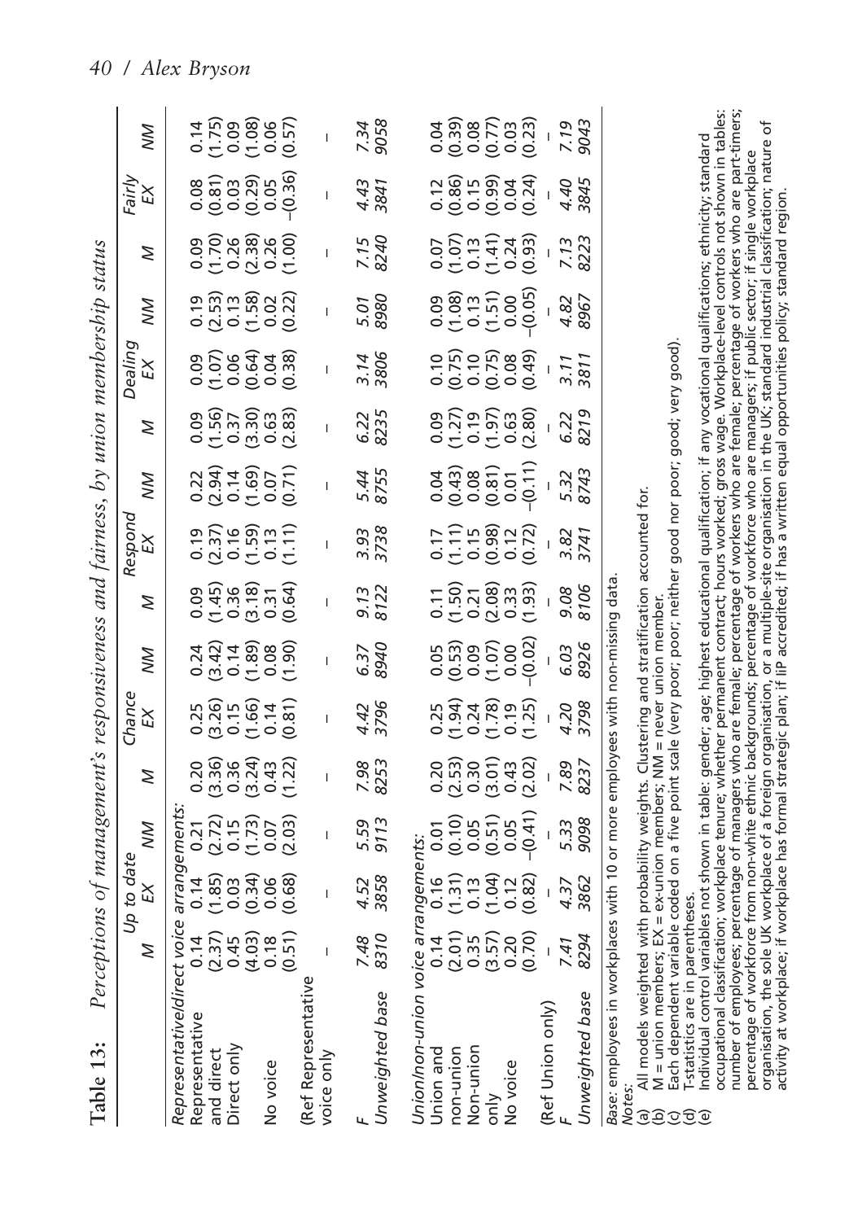**Table 13: Perceptions of management's responsiveness and fairness, by union membership status**

| | Up to date | | | Chance | | | Respond | | | Dealing | | | Fairly | | |
|---|---|---|---|---|---|---|---|---|---|---|---|---|---|---|---|
| | M | EX | NM | M | EX | NM | M | EX | NM | M | EX | NM | M | EX | NM |
| *Representative/direct voice arrangements:* | | | | | | | | | | | | | | | |
| Representative and direct | 0.14 | 0.14 | 0.21 | 0.20 | 0.25 | 0.24 | 0.09 | 0.19 | 0.22 | 0.09 | 0.09 | 0.19 | 0.09 | 0.08 | 0.14 |
| | (2.37) | (1.85) | (2.72) | (3.36) | (3.26) | (3.42) | (1.45) | (2.37) | (2.94) | (1.56) | (1.07) | (2.53) | (1.70) | (0.81) | (1.75) |
| Direct only | 0.45 | 0.03 | 0.15 | 0.36 | 0.15 | 0.14 | 0.36 | 0.16 | 0.14 | 0.37 | 0.06 | 0.13 | 0.26 | 0.03 | 0.09 |
| | (4.03) | (0.34) | (1.73) | (3.24) | (1.66) | (1.89) | (3.18) | (1.59) | (1.69) | (3.30) | (0.64) | (1.58) | (2.38) | (0.29) | (1.08) |
| No voice | 0.18 | 0.06 | 0.07 | 0.43 | 0.14 | 0.08 | 0.31 | 0.13 | 0.07 | 0.63 | 0.04 | 0.02 | 0.26 | 0.05 | 0.06 |
| | (0.51) | (0.68) | (2.03) | (1.22) | (0.81) | (1.90) | (0.64) | (1.11) | (0.71) | (2.83) | (0.38) | (0.22) | (1.00) | −(0.36) | (0.57) |
| (Ref Representative voice only | – | – | – | – | – | – | – | – | – | – | – | – | – | – | – |
| F | 7.48 | 4.52 | 5.59 | 7.98 | 4.42 | 6.37 | 9.13 | 3.93 | 5.44 | 6.22 | 3.14 | 5.01 | 7.15 | 4.43 | 7.34 |
| Unweighted base | 8310 | 3858 | 9113 | 8253 | 3796 | 8940 | 8122 | 3738 | 8755 | 8235 | 3806 | 8980 | 8240 | 3841 | 9058 |
| *Union/non-union voice arrangements:* | | | | | | | | | | | | | | | |
| Union and non-union | 0.14 | 0.16 | 0.01 | 0.20 | 0.25 | 0.05 | 0.11 | 0.17 | 0.04 | 0.09 | 0.10 | 0.09 | 0.07 | 0.12 | 0.04 |
| | (2.01) | (1.31) | (0.10) | (2.53) | (1.94) | (0.53) | (1.50) | (1.11) | (0.43) | (1.27) | (0.75) | (1.08) | (1.07) | (0.86) | (0.39) |
| Non-union only | 0.35 | 0.13 | 0.05 | 0.30 | 0.24 | 0.09 | 0.21 | 0.15 | 0.08 | 0.19 | 0.10 | 0.13 | 0.13 | 0.15 | 0.08 |
| | (3.57) | (1.04) | (0.51) | (3.01) | (1.78) | (1.07) | (2.08) | (0.98) | (0.81) | (1.97) | (0.75) | (1.51) | (1.41) | (0.99) | (0.77) |
| No voice | 0.20 | 0.12 | 0.05 | 0.43 | 0.19 | 0.00 | 0.33 | 0.12 | 0.01 | 0.63 | 0.08 | 0.00 | 0.24 | 0.04 | 0.03 |
| | (0.70) | (0.82) | −(0.41) | (2.02) | (1.25) | −(0.02) | (1.93) | (0.72) | −(0.11) | (2.80) | (0.49) | −(0.05) | (0.93) | (0.24) | (0.23) |
| (Ref Union only) | – | – | – | – | – | – | – | – | – | – | – | – | – | – | – |
| F | 7.41 | 4.37 | 5.33 | 7.89 | 4.20 | 6.03 | 9.08 | 3.82 | 5.32 | 6.22 | 3.11 | 4.82 | 7.13 | 4.40 | 7.19 |
| Unweighted base | 8294 | 3862 | 9098 | 8237 | 3798 | 8926 | 8106 | 3741 | 8743 | 8219 | 3811 | 8967 | 8223 | 3845 | 9043 |

*Base*: employees in workplaces with 10 or more employees with non-missing data.

*Notes*:

(a) All models weighted with probability weights. Clustering and stratification accounted for.
(b) M = union members; EX = ex-union members; NM = never union member.
(c) Each dependent variable coded on a five point scale (very poor; poor; neither good nor poor; good; very good).
(d) T-statistics are in parentheses.
(e) Individual control variables not shown in table: gender; age; highest educational qualification; if any vocational qualifications; ethnicity; standard occupational classification; workplace tenure; whether permanent contract; hours worked; gross wage. Workplace-level controls not shown in tables: number of employees; percentage of managers who are female; percentage of workers who are female; percentage of workers who are part-timers; percentage of workforce from non-white ethnic backgrounds; percentage of workforce who are managers; if public sector; if single workplace organisation, the sole UK workplace of a foreign organisation, or a multiple-site organisation in the UK; standard industrial classification; nature of activity at workplace; if workplace has formal strategic plan; if IiP accredited; if has a written equal opportunities policy; standard region.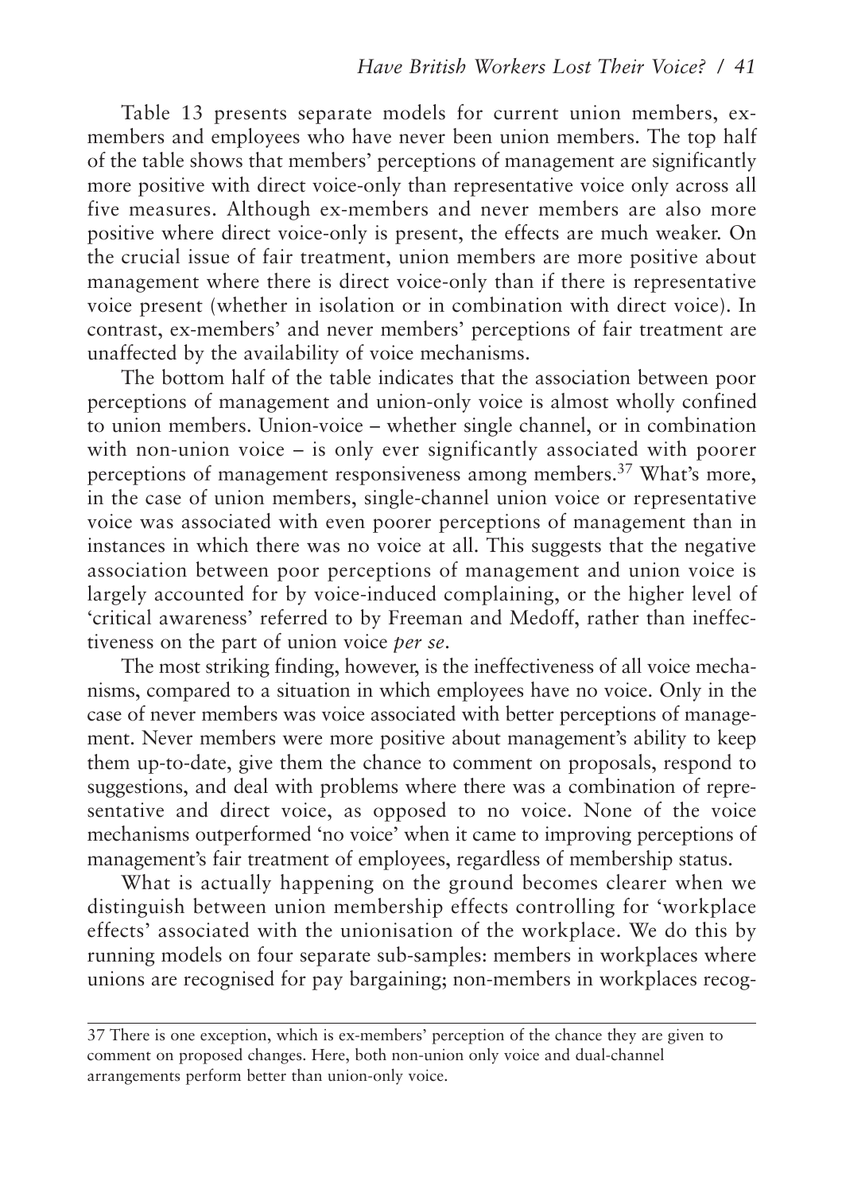Table 13 presents separate models for current union members, ex-members and employees who have never been union members. The top half of the table shows that members' perceptions of management are significantly more positive with direct voice-only than representative voice only across all five measures. Although ex-members and never members are also more positive where direct voice-only is present, the effects are much weaker. On the crucial issue of fair treatment, union members are more positive about management where there is direct voice-only than if there is representative voice present (whether in isolation or in combination with direct voice). In contrast, ex-members' and never members' perceptions of fair treatment are unaffected by the availability of voice mechanisms.

The bottom half of the table indicates that the association between poor perceptions of management and union-only voice is almost wholly confined to union members. Union-voice – whether single channel, or in combination with non-union voice – is only ever significantly associated with poorer perceptions of management responsiveness among members.[37] What's more, in the case of union members, single-channel union voice or representative voice was associated with even poorer perceptions of management than in instances in which there was no voice at all. This suggests that the negative association between poor perceptions of management and union voice is largely accounted for by voice-induced complaining, or the higher level of 'critical awareness' referred to by Freeman and Medoff, rather than ineffectiveness on the part of union voice *per se*.

The most striking finding, however, is the ineffectiveness of all voice mechanisms, compared to a situation in which employees have no voice. Only in the case of never members was voice associated with better perceptions of management. Never members were more positive about management's ability to keep them up-to-date, give them the chance to comment on proposals, respond to suggestions, and deal with problems where there was a combination of representative and direct voice, as opposed to no voice. None of the voice mechanisms outperformed 'no voice' when it came to improving perceptions of management's fair treatment of employees, regardless of membership status.

What is actually happening on the ground becomes clearer when we distinguish between union membership effects controlling for 'workplace effects' associated with the unionisation of the workplace. We do this by running models on four separate sub-samples: members in workplaces where unions are recognised for pay bargaining; non-members in workplaces recog-

37 There is one exception, which is ex-members' perception of the chance they are given to comment on proposed changes. Here, both non-union only voice and dual-channel arrangements perform better than union-only voice.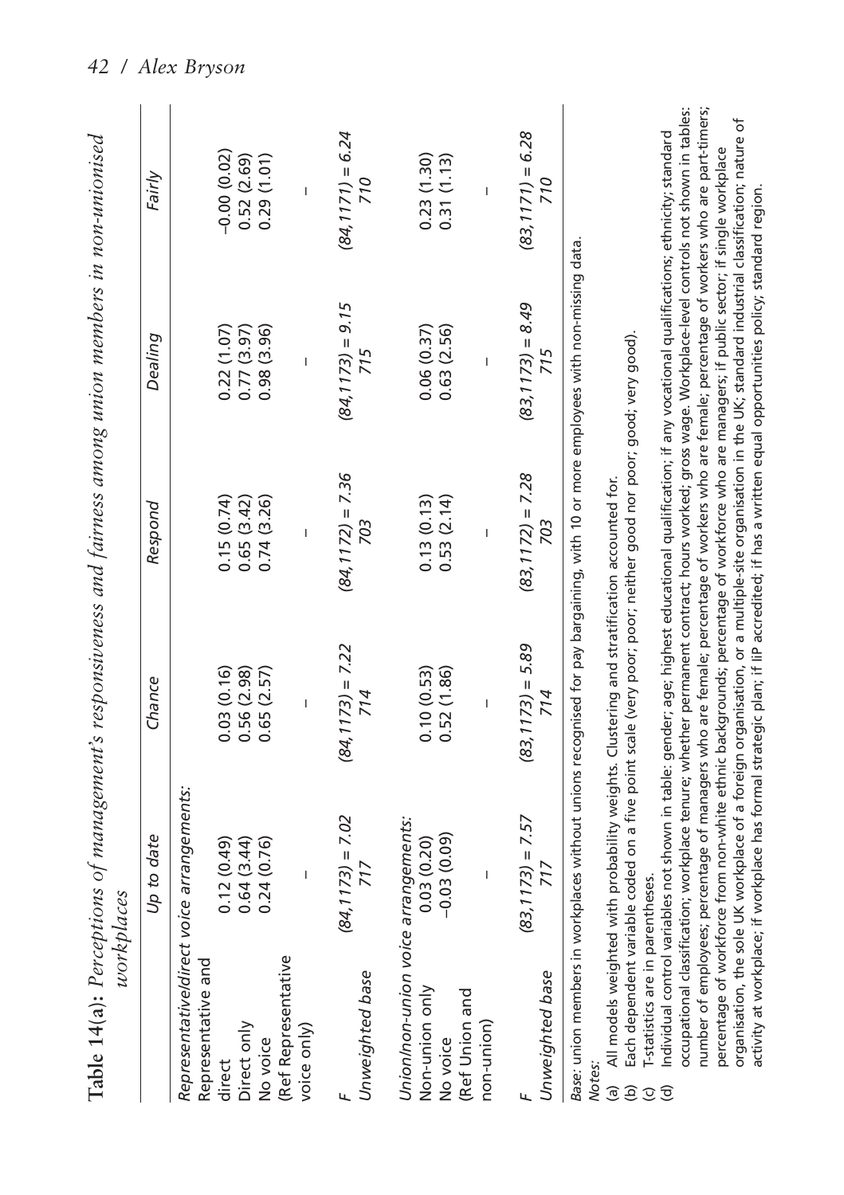**Table 14(a):** *Perceptions of management's responsiveness and fairness among union members in non-unionised workplaces*

| | Up to date | Chance | Respond | Dealing | Fairly |
|---|---|---|---|---|---|
| *Representative/direct voice arrangements:* | | | | | |
| Representative and direct | 0.12 (0.49) | 0.03 (0.16) | 0.15 (0.74) | 0.22 (1.07) | −0.00 (0.02) |
| Direct only | 0.64 (3.44) | 0.56 (2.98) | 0.65 (3.42) | 0.77 (3.97) | 0.52 (2.69) |
| No voice | 0.24 (0.76) | 0.65 (2.57) | 0.74 (3.26) | 0.98 (3.96) | 0.29 (1.01) |
| (Ref Representative voice only) | – | – | – | – | – |
| *F* | $(84,1173) = 7.02$ | $(84,1173) = 7.22$ | $(84,1172) = 7.36$ | $(84,1173) = 9.15$ | $(84,1171) = 6.24$ |
| *Unweighted base* | 717 | 714 | 703 | 715 | 710 |
| *Union/non-union voice arrangements:* | | | | | |
| Non-union only | 0.03 (0.20) | 0.10 (0.53) | 0.13 (0.13) | 0.06 (0.37) | 0.23 (1.30) |
| No voice | −0.03 (0.09) | 0.52 (1.86) | 0.53 (2.14) | 0.63 (2.56) | 0.31 (1.13) |
| (Ref Union and non-union) | – | – | – | – | – |
| *F* | $(83,1173) = 7.57$ | $(83,1173) = 5.89$ | $(83,1172) = 7.28$ | $(83,1173) = 8.49$ | $(83,1171) = 6.28$ |
| *Unweighted base* | 717 | 714 | 703 | 715 | 710 |

*Base*: union members in workplaces without unions recognised for pay bargaining, with 10 or more employees with non-missing data.

*Notes:*

(a) All models weighted with probability weights. Clustering and stratification accounted for.

(b) Each dependent variable coded on a five point scale (very poor; poor; neither good nor poor; good; very good).

(c) T-statistics are in parentheses.

(d) Individual control variables not shown in table: gender; age; highest educational qualification; if any vocational qualifications; ethnicity; standard occupational classification; workplace tenure; whether permanent contract; hours worked; gross wage. Workplace-level controls not shown in tables: number of employees; percentage of managers who are female; percentage of workers who are female; percentage of workers who are part-timers; percentage of workforce from non-white ethnic backgrounds; percentage of workforce who are managers; if public sector; if single workplace organisation, the sole UK workplace of a foreign organisation, or a multiple-site organisation in the UK; standard industrial classification; nature of activity at workplace; if workplace has formal strategic plan; if IiP accredited; if has a written equal opportunities policy; standard region.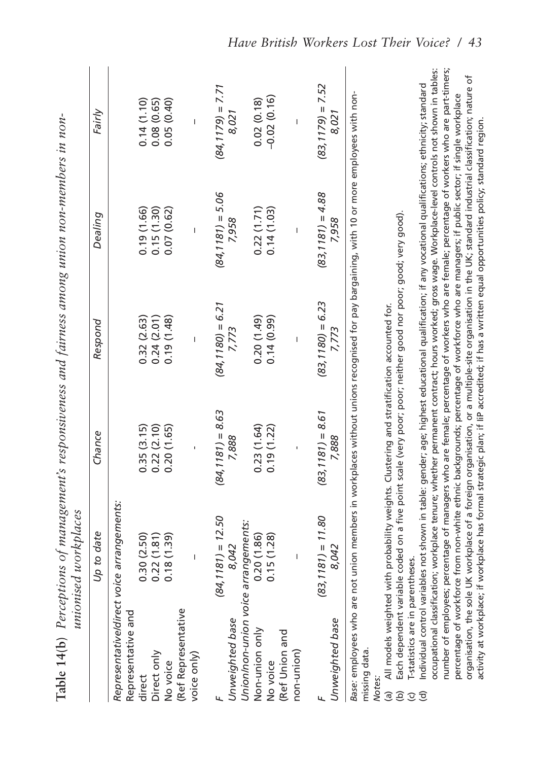**Table 14(b)** *Perceptions of management's responsiveness and fairness among union non-members in non-unionised workplaces*

| | *Up to date* | *Chance* | *Respond* | *Dealing* | *Fairly* |
|---|---|---|---|---|---|
| *Representative/direct voice arrangements:* | | | | | |
| Representative and direct | 0.30 (2.50) | 0.35 (3.15) | 0.32 (2.63) | 0.19 (1.66) | 0.14 (1.10) |
| Direct only | 0.22 (1.81) | 0.22 (2.10) | 0.24 (2.01) | 0.15 (1.30) | 0.08 (0.65) |
| No voice | 0.18 (1.39) | 0.20 (1.65) | 0.19 (1.48) | 0.07 (0.62) | 0.05 (0.40) |
| (Ref Representative voice only) | – | - | – | – | – |
| *F* | *(84,1181) = 12.50* | *(84,1181) = 8.63* | *(84,1180) = 6.21* | *(84,1181) = 5.06* | *(84,1179) = 7.71* |
| *Unweighted base* | *8,042* | *7,888* | *7,773* | *7,958* | *8,021* |
| *Union/non-union voice arrangements:* | | | | | |
| Non-union only | 0.20 (1.86) | 0.23 (1.64) | 0.20 (1.49) | 0.22 (1.71) | 0.02 (0.18) |
| No voice | 0.15 (1.28) | 0.19 (1.22) | 0.14 (0.99) | 0.14 (1.03) | –0.02 (0.16) |
| (Ref Union and non-union) | – | - | – | – | – |
| *F* | *(83,1181) = 11.80* | *(83,1181) = 8.61* | *(83,1180) = 6.23* | *(83,1181) = 4.88* | *(83,1179) = 7.52* |
| *Unweighted base* | *8,042* | *7,888* | *7,773* | *7,958* | *8,021* |

*Base*: employees who are not union members in workplaces without unions recognised for pay bargaining, with 10 or more employees with non-missing data.

*Notes*:

(a) All models weighted with probability weights. Clustering and stratification accounted for.

(b) Each dependent variable coded on a five point scale (very poor; poor; neither good nor poor; good; very good).

(c) T-statistics are in parentheses.

(d) Individual control variables not shown in table: gender; age; highest educational qualification; if any vocational qualifications; ethnicity; standard occupational classification; workplace tenure; whether permanent contract; hours worked; gross wage. Workplace-level controls not shown in tables: number of employees; percentage of managers who are female; percentage of workers who are female; percentage of workers who are part-timers; percentage of workforce from non-white ethnic backgrounds; percentage of workforce who are managers; if public sector; if single workplace organisation, the sole UK workplace of a foreign organisation, or a multiple-site organisation in the UK; standard industrial classification; nature of activity at workplace; if workplace has formal strategic plan; if IiP accredited; if has a written equal opportunities policy; standard region.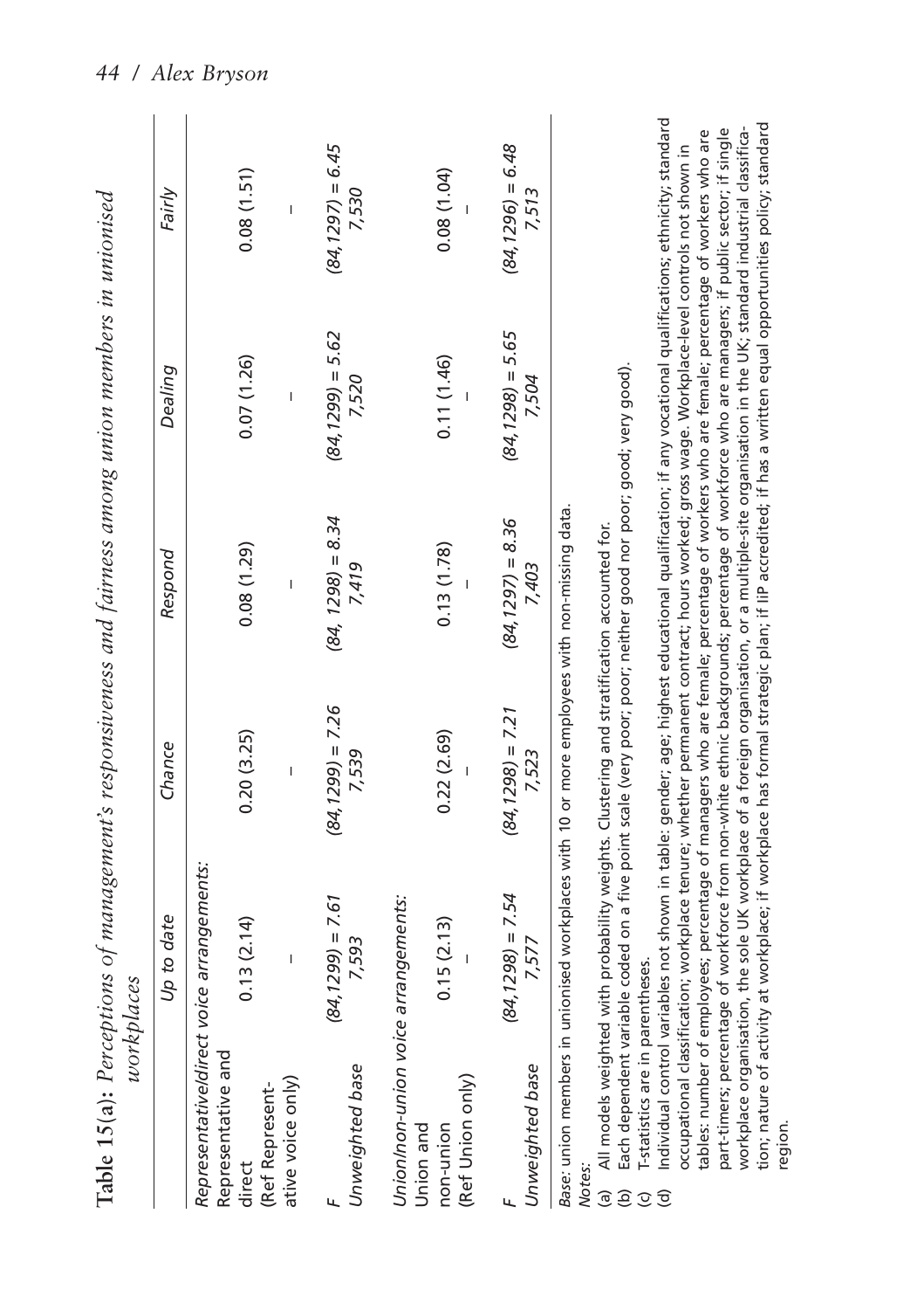**Table 15(a):** *Perceptions of management's responsiveness and fairness among union members in unionised workplaces*

| | *Up to date* | *Chance* | *Respond* | *Dealing* | *Fairly* |
|---|---|---|---|---|---|
| *Representative/direct voice arrangements:* | | | | | |
| Representative and direct | 0.13 (2.14) | 0.20 (3.25) | 0.08 (1.29) | 0.07 (1.26) | 0.08 (1.51) |
| (Ref Representative voice only) | – | – | – | – | – |
| *F* | *(84,1299) = 7.61* | *(84,1299) = 7.26* | *(84, 1298) = 8.34* | *(84,1299) = 5.62* | *(84,1297) = 6.45* |
| *Unweighted base* | *7,593* | *7,539* | *7,419* | *7,520* | *7,530* |
| *Union/non-union voice arrangements:* | | | | | |
| Union and non-union | 0.15 (2.13) | 0.22 (2.69) | 0.13 (1.78) | 0.11 (1.46) | 0.08 (1.04) |
| (Ref Union only) | – | – | – | – | – |
| *F* | *(84,1298) = 7.54* | *(84,1298) = 7.21* | *(84,1297) = 8.36* | *(84,1298) = 5.65* | *(84,1296) = 6.48* |
| *Unweighted base* | *7,577* | *7,523* | *7,403* | *7,504* | *7,513* |

*Base*: union members in unionised workplaces with 10 or more employees with non-missing data.

*Notes:*

(a) All models weighted with probability weights. Clustering and stratification accounted for.
(b) Each dependent variable coded on a five point scale (very poor; poor; neither good nor poor; good; very good).
(c) T-statistics are in parentheses.
(d) Individual control variables not shown in table: gender; age; highest educational qualification; if any vocational qualifications; ethnicity; standard occupational classification; workplace tenure; whether permanent contract; hours worked; gross wage. Workplace-level controls not shown in tables: number of employees; percentage of managers who are female; percentage of workers who are female; percentage of workers who are part-timers; percentage of workforce from non-white ethnic backgrounds; percentage of workforce who are managers; if public sector; if single workplace organisation, the sole UK workplace of a foreign organisation, or a multiple-site organisation in the UK; standard industrial classification; nature of activity at workplace; if workplace has formal strategic plan; if IiP accredited; if has a written equal opportunities policy; standard region.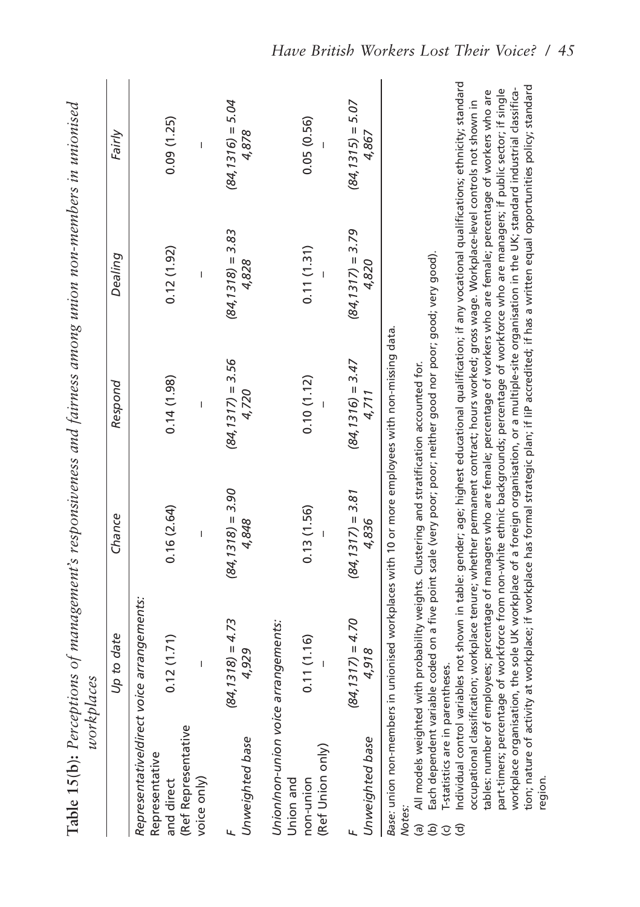**Table 15(b):** *Perceptions of management's responsiveness and fairness among union non-members in unionised workplaces*

| | Up to date | Chance | Respond | Dealing | Fairly |
|---|---|---|---|---|---|
| *Representative/direct voice arrangements:* | | | | | |
| Representative and direct | 0.12 (1.71) | 0.16 (2.64) | 0.14 (1.98) | 0.12 (1.92) | 0.09 (1.25) |
| (Ref Representative voice only) | – | – | – | – | – |
| *F* | $(84,1318) = 4.73$ | $(84,1318) = 3.90$ | $(84,1317) = 3.56$ | $(84,1318) = 3.83$ | $(84,1316) = 5.04$ |
| *Unweighted base* | *4,929* | *4,848* | *4,720* | *4,828* | *4,878* |
| *Union/non-union voice arrangements:* | | | | | |
| Union and non-union | 0.11 (1.16) | 0.13 (1.56) | 0.10 (1.12) | 0.11 (1.31) | 0.05 (0.56) |
| (Ref Union only) | – | – | – | – | – |
| *F* | $(84,1317) = 4.70$ | $(84,1317) = 3.81$ | $(84,1316) = 3.47$ | $(84,1317) = 3.79$ | $(84,1315) = 5.07$ |
| *Unweighted base* | *4,918* | *4,836* | *4,711* | *4,820* | *4,867* |

*Base:* union non-members in unionised workplaces with 10 or more employees with non-missing data.

*Notes:*

(a) All models weighted with probability weights. Clustering and stratification accounted for.
(b) Each dependent variable coded on a five point scale (very poor; poor; neither good nor poor; good; very good).
(c) T-statistics are in parentheses.
(d) Individual control variables not shown in table: gender; age; highest educational qualification; if any vocational qualifications; ethnicity; standard occupational classification; workplace tenure; whether permanent contract; hours worked; gross wage. Workplace-level controls not shown in tables: number of employees; percentage of managers who are female; percentage of workers who are female; percentage of workers who are part-timers; percentage of workforce from non-white ethnic backgrounds; percentage of workforce who are managers; if public sector; if single workplace organisation, the sole UK workplace of a foreign organisation, or a multiple-site organisation in the UK; standard industrial classification; nature of activity at workplace; if workplace has formal strategic plan; if IiP accredited; if has a written equal opportunities policy; standard region.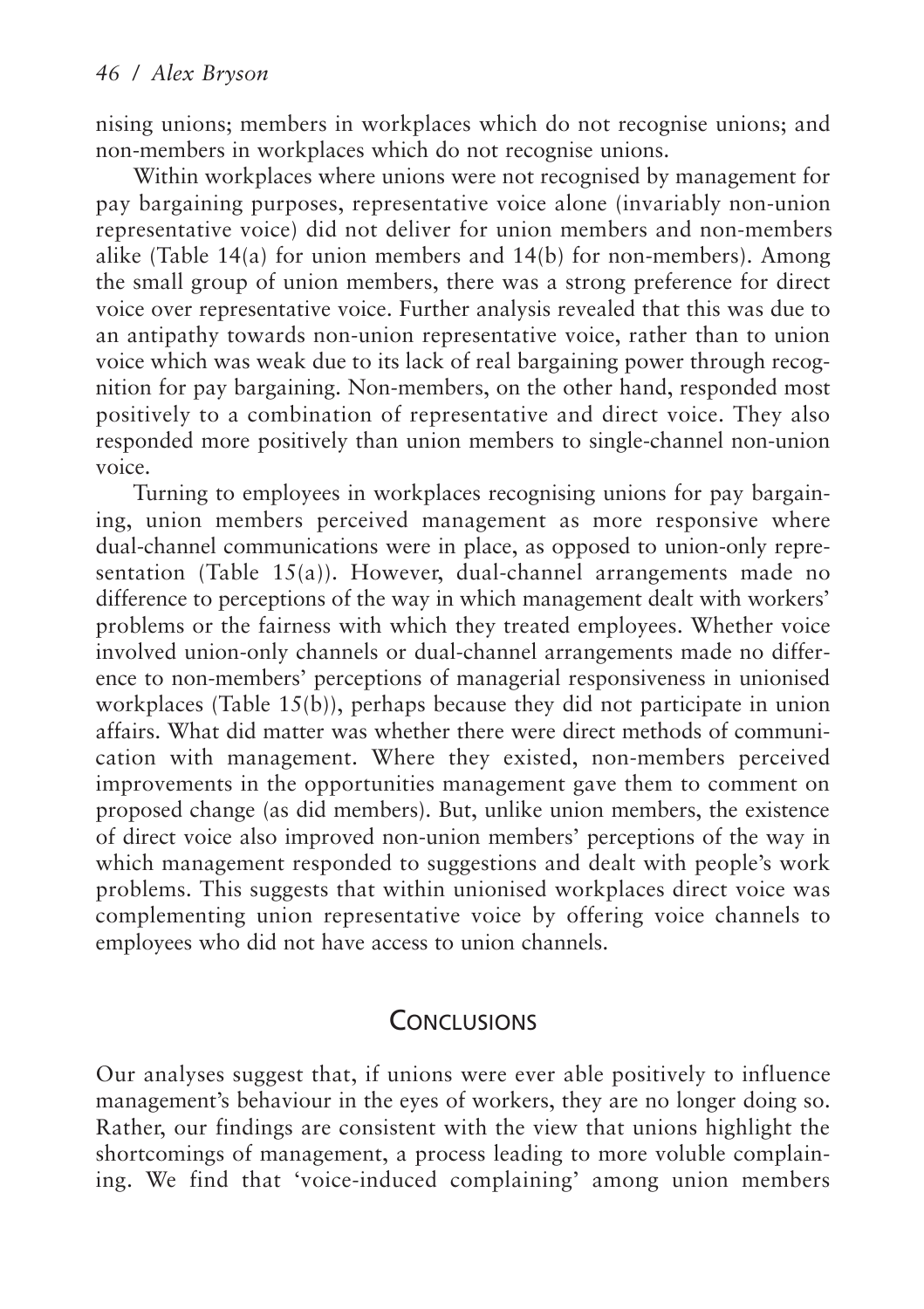nising unions; members in workplaces which do not recognise unions; and non-members in workplaces which do not recognise unions.

Within workplaces where unions were not recognised by management for pay bargaining purposes, representative voice alone (invariably non-union representative voice) did not deliver for union members and non-members alike (Table 14(a) for union members and 14(b) for non-members). Among the small group of union members, there was a strong preference for direct voice over representative voice. Further analysis revealed that this was due to an antipathy towards non-union representative voice, rather than to union voice which was weak due to its lack of real bargaining power through recognition for pay bargaining. Non-members, on the other hand, responded most positively to a combination of representative and direct voice. They also responded more positively than union members to single-channel non-union voice.

Turning to employees in workplaces recognising unions for pay bargaining, union members perceived management as more responsive where dual-channel communications were in place, as opposed to union-only representation (Table 15(a)). However, dual-channel arrangements made no difference to perceptions of the way in which management dealt with workers' problems or the fairness with which they treated employees. Whether voice involved union-only channels or dual-channel arrangements made no difference to non-members' perceptions of managerial responsiveness in unionised workplaces (Table 15(b)), perhaps because they did not participate in union affairs. What did matter was whether there were direct methods of communication with management. Where they existed, non-members perceived improvements in the opportunities management gave them to comment on proposed change (as did members). But, unlike union members, the existence of direct voice also improved non-union members' perceptions of the way in which management responded to suggestions and dealt with people's work problems. This suggests that within unionised workplaces direct voice was complementing union representative voice by offering voice channels to employees who did not have access to union channels.

## Conclusions

Our analyses suggest that, if unions were ever able positively to influence management's behaviour in the eyes of workers, they are no longer doing so. Rather, our findings are consistent with the view that unions highlight the shortcomings of management, a process leading to more voluble complaining. We find that 'voice-induced complaining' among union members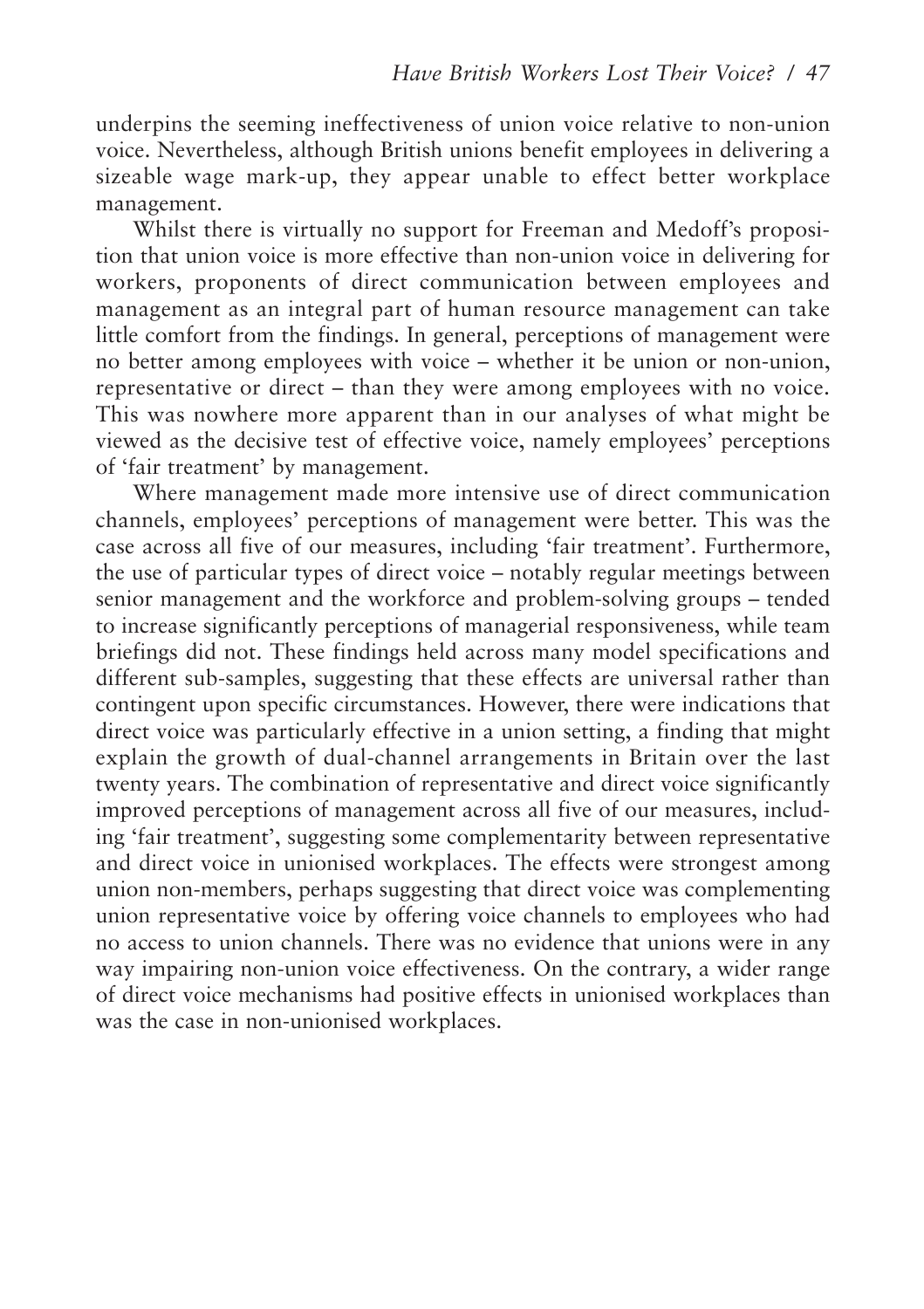underpins the seeming ineffectiveness of union voice relative to non-union voice. Nevertheless, although British unions benefit employees in delivering a sizeable wage mark-up, they appear unable to effect better workplace management.

Whilst there is virtually no support for Freeman and Medoff's proposition that union voice is more effective than non-union voice in delivering for workers, proponents of direct communication between employees and management as an integral part of human resource management can take little comfort from the findings. In general, perceptions of management were no better among employees with voice – whether it be union or non-union, representative or direct – than they were among employees with no voice. This was nowhere more apparent than in our analyses of what might be viewed as the decisive test of effective voice, namely employees' perceptions of 'fair treatment' by management.

Where management made more intensive use of direct communication channels, employees' perceptions of management were better. This was the case across all five of our measures, including 'fair treatment'. Furthermore, the use of particular types of direct voice – notably regular meetings between senior management and the workforce and problem-solving groups – tended to increase significantly perceptions of managerial responsiveness, while team briefings did not. These findings held across many model specifications and different sub-samples, suggesting that these effects are universal rather than contingent upon specific circumstances. However, there were indications that direct voice was particularly effective in a union setting, a finding that might explain the growth of dual-channel arrangements in Britain over the last twenty years. The combination of representative and direct voice significantly improved perceptions of management across all five of our measures, including 'fair treatment', suggesting some complementarity between representative and direct voice in unionised workplaces. The effects were strongest among union non-members, perhaps suggesting that direct voice was complementing union representative voice by offering voice channels to employees who had no access to union channels. There was no evidence that unions were in any way impairing non-union voice effectiveness. On the contrary, a wider range of direct voice mechanisms had positive effects in unionised workplaces than was the case in non-unionised workplaces.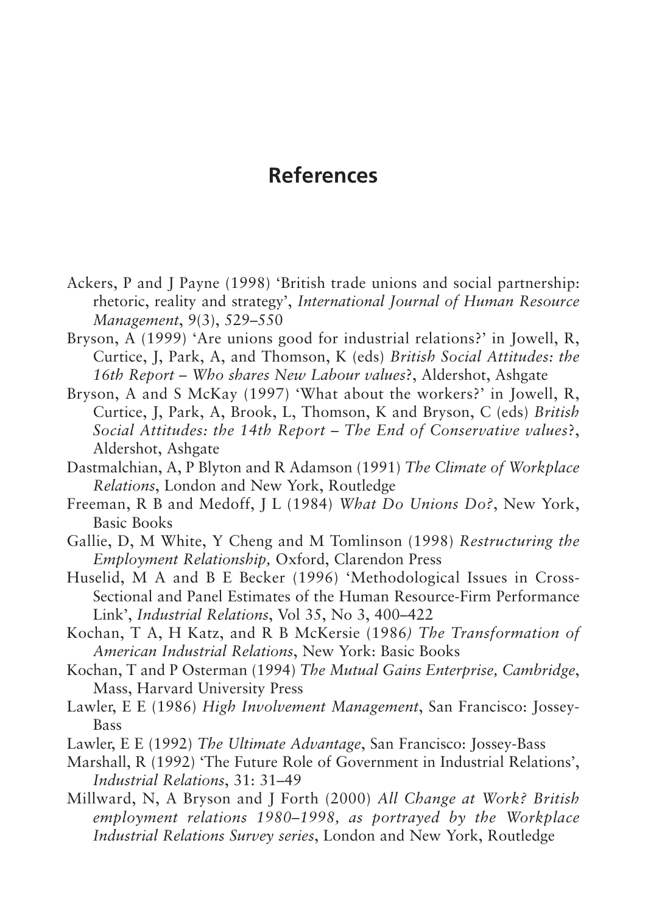# References

Ackers, P and J Payne (1998) 'British trade unions and social partnership: rhetoric, reality and strategy', *International Journal of Human Resource Management*, 9(3), 529–550

Bryson, A (1999) 'Are unions good for industrial relations?' in Jowell, R, Curtice, J, Park, A, and Thomson, K (eds) *British Social Attitudes: the 16th Report – Who shares New Labour values*?, Aldershot, Ashgate

Bryson, A and S McKay (1997) 'What about the workers?' in Jowell, R, Curtice, J, Park, A, Brook, L, Thomson, K and Bryson, C (eds) *British Social Attitudes: the 14th Report – The End of Conservative values*?, Aldershot, Ashgate

Dastmalchian, A, P Blyton and R Adamson (1991) *The Climate of Workplace Relations*, London and New York, Routledge

Freeman, R B and Medoff, J L (1984) *What Do Unions Do?*, New York, Basic Books

Gallie, D, M White, Y Cheng and M Tomlinson (1998) *Restructuring the Employment Relationship,* Oxford, Clarendon Press

Huselid, M A and B E Becker (1996) 'Methodological Issues in Cross-Sectional and Panel Estimates of the Human Resource-Firm Performance Link', *Industrial Relations*, Vol 35, No 3, 400–422

Kochan, T A, H Katz, and R B McKersie (1986*) The Transformation of American Industrial Relations*, New York: Basic Books

Kochan, T and P Osterman (1994) *The Mutual Gains Enterprise, Cambridge*, Mass, Harvard University Press

Lawler, E E (1986) *High Involvement Management*, San Francisco: Jossey-Bass

Lawler, E E (1992) *The Ultimate Advantage*, San Francisco: Jossey-Bass

Marshall, R (1992) 'The Future Role of Government in Industrial Relations', *Industrial Relations*, 31: 31–49

Millward, N, A Bryson and J Forth (2000) *All Change at Work? British employment relations 1980–1998, as portrayed by the Workplace Industrial Relations Survey series*, London and New York, Routledge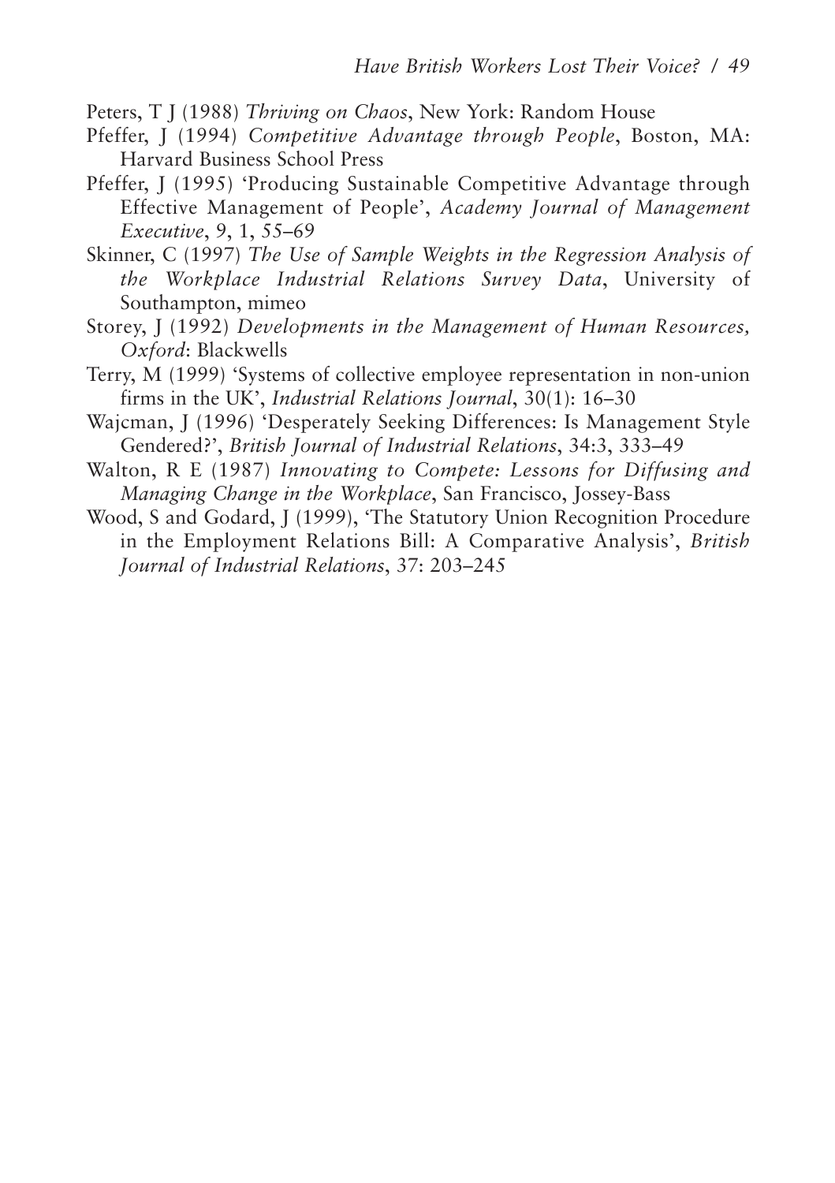Peters, T J (1988) *Thriving on Chaos*, New York: Random House

Pfeffer, J (1994) *Competitive Advantage through People*, Boston, MA: Harvard Business School Press

Pfeffer, J (1995) 'Producing Sustainable Competitive Advantage through Effective Management of People', *Academy Journal of Management Executive*, 9, 1, 55–69

Skinner, C (1997) *The Use of Sample Weights in the Regression Analysis of the Workplace Industrial Relations Survey Data*, University of Southampton, mimeo

Storey, J (1992) *Developments in the Management of Human Resources, Oxford*: Blackwells

Terry, M (1999) 'Systems of collective employee representation in non-union firms in the UK', *Industrial Relations Journal*, 30(1): 16–30

Wajcman, J (1996) 'Desperately Seeking Differences: Is Management Style Gendered?', *British Journal of Industrial Relations*, 34:3, 333–49

Walton, R E (1987) *Innovating to Compete: Lessons for Diffusing and Managing Change in the Workplace*, San Francisco, Jossey-Bass

Wood, S and Godard, J (1999), 'The Statutory Union Recognition Procedure in the Employment Relations Bill: A Comparative Analysis', *British Journal of Industrial Relations*, 37: 203–245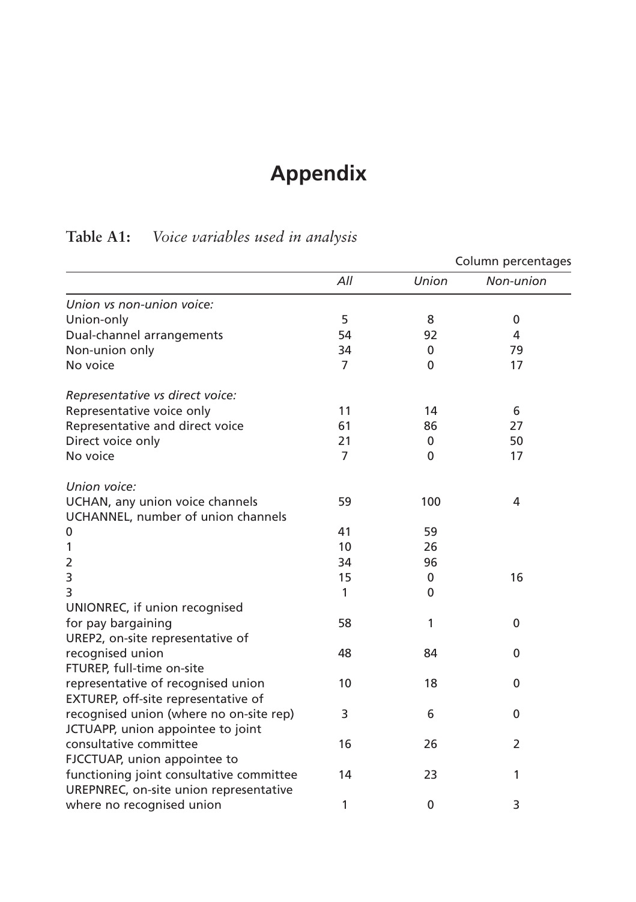# Appendix

**Table A1:** *Voice variables used in analysis*

Column percentages

| | *All* | *Union* | *Non-union* |
|---|---|---|---|
| *Union vs non-union voice:* | | | |
| Union-only | 5 | 8 | 0 |
| Dual-channel arrangements | 54 | 92 | 4 |
| Non-union only | 34 | 0 | 79 |
| No voice | 7 | 0 | 17 |
| *Representative vs direct voice:* | | | |
| Representative voice only | 11 | 14 | 6 |
| Representative and direct voice | 61 | 86 | 27 |
| Direct voice only | 21 | 0 | 50 |
| No voice | 7 | 0 | 17 |
| *Union voice:* | | | |
| UCHAN, any union voice channels | 59 | 100 | 4 |
| UCHANNEL, number of union channels | | | |
| 0 | 41 | 59 | |
| 1 | 10 | 26 | |
| 2 | 34 | 96 | |
| 3 | 15 | 0 | 16 |
| 3 | 1 | 0 | |
| UNIONREC, if union recognised for pay bargaining | 58 | 1 | 0 |
| UREP2, on-site representative of recognised union | 48 | 84 | 0 |
| FTUREP, full-time on-site representative of recognised union | 10 | 18 | 0 |
| EXTUREP, off-site representative of recognised union (where no on-site rep) | 3 | 6 | 0 |
| JCTUAPP, union appointee to joint consultative committee | 16 | 26 | 2 |
| FJCCTUAP, union appointee to functioning joint consultative committee | 14 | 23 | 1 |
| UREPNREC, on-site union representative where no recognised union | 1 | 0 | 3 |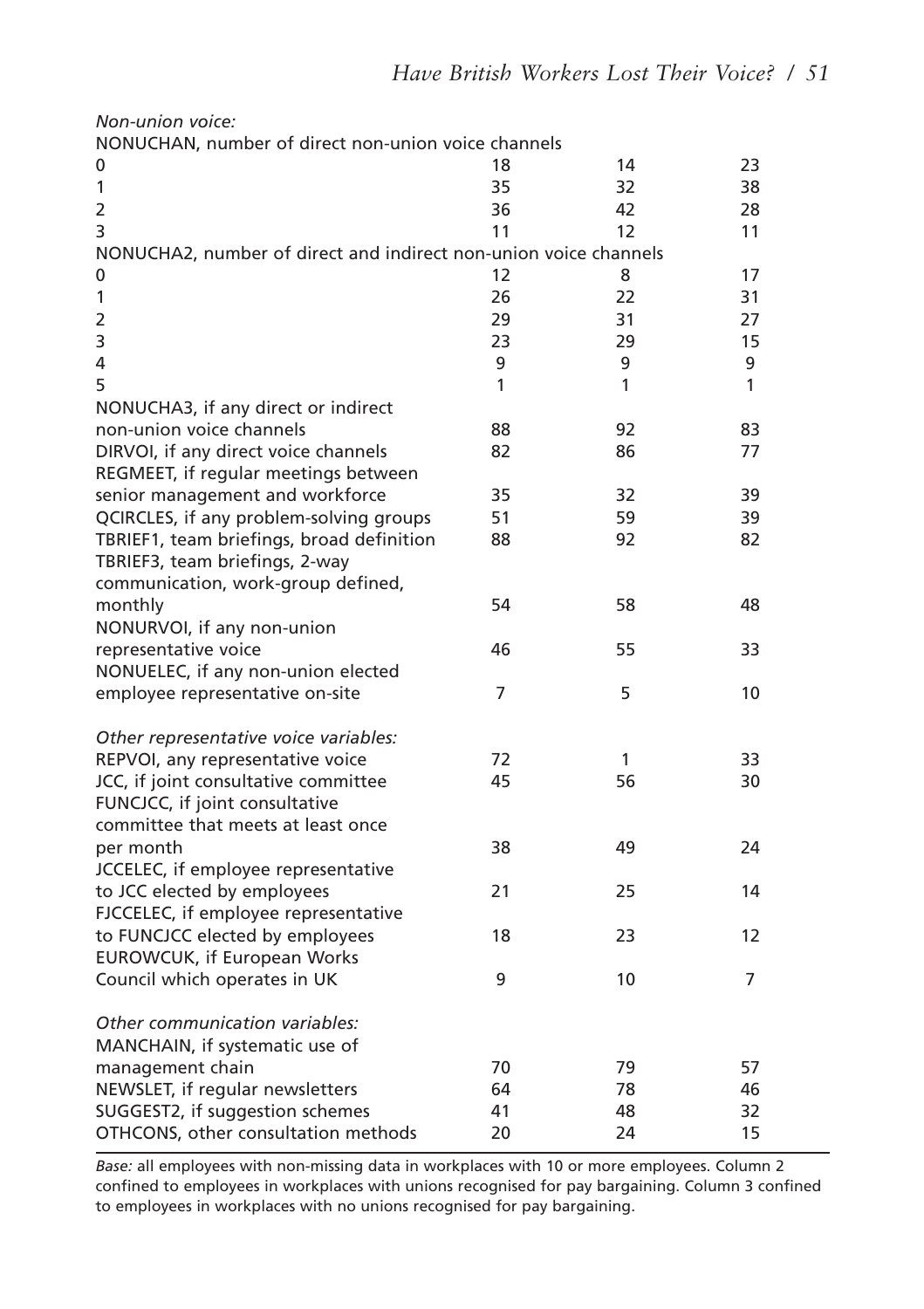| | | | |
|---|---|---|---|
| *Non-union voice:* | | | |
| NONUCHAN, number of direct non-union voice channels | | | |
| 0 | 18 | 14 | 23 |
| 1 | 35 | 32 | 38 |
| 2 | 36 | 42 | 28 |
| 3 | 11 | 12 | 11 |
| NONUCHA2, number of direct and indirect non-union voice channels | | | |
| 0 | 12 | 8 | 17 |
| 1 | 26 | 22 | 31 |
| 2 | 29 | 31 | 27 |
| 3 | 23 | 29 | 15 |
| 4 | 9 | 9 | 9 |
| 5 | 1 | 1 | 1 |
| NONUCHA3, if any direct or indirect non-union voice channels | 88 | 92 | 83 |
| DIRVOI, if any direct voice channels | 82 | 86 | 77 |
| REGMEET, if regular meetings between senior management and workforce | 35 | 32 | 39 |
| QCIRCLES, if any problem-solving groups | 51 | 59 | 39 |
| TBRIEF1, team briefings, broad definition | 88 | 92 | 82 |
| TBRIEF3, team briefings, 2-way communication, work-group defined, monthly | 54 | 58 | 48 |
| NONURVOI, if any non-union representative voice | 46 | 55 | 33 |
| NONUELEC, if any non-union elected employee representative on-site | 7 | 5 | 10 |
| *Other representative voice variables:* | | | |
| REPVOI, any representative voice | 72 | 1 | 33 |
| JCC, if joint consultative committee | 45 | 56 | 30 |
| FUNCJCC, if joint consultative committee that meets at least once per month | 38 | 49 | 24 |
| JCCELEC, if employee representative to JCC elected by employees | 21 | 25 | 14 |
| FJCCELEC, if employee representative to FUNCJCC elected by employees | 18 | 23 | 12 |
| EUROWCUK, if European Works Council which operates in UK | 9 | 10 | 7 |
| *Other communication variables:* | | | |
| MANCHAIN, if systematic use of management chain | 70 | 79 | 57 |
| NEWSLET, if regular newsletters | 64 | 78 | 46 |
| SUGGEST2, if suggestion schemes | 41 | 48 | 32 |
| OTHCONS, other consultation methods | 20 | 24 | 15 |

*Base:* all employees with non-missing data in workplaces with 10 or more employees. Column 2 confined to employees in workplaces with unions recognised for pay bargaining. Column 3 confined to employees in workplaces with no unions recognised for pay bargaining.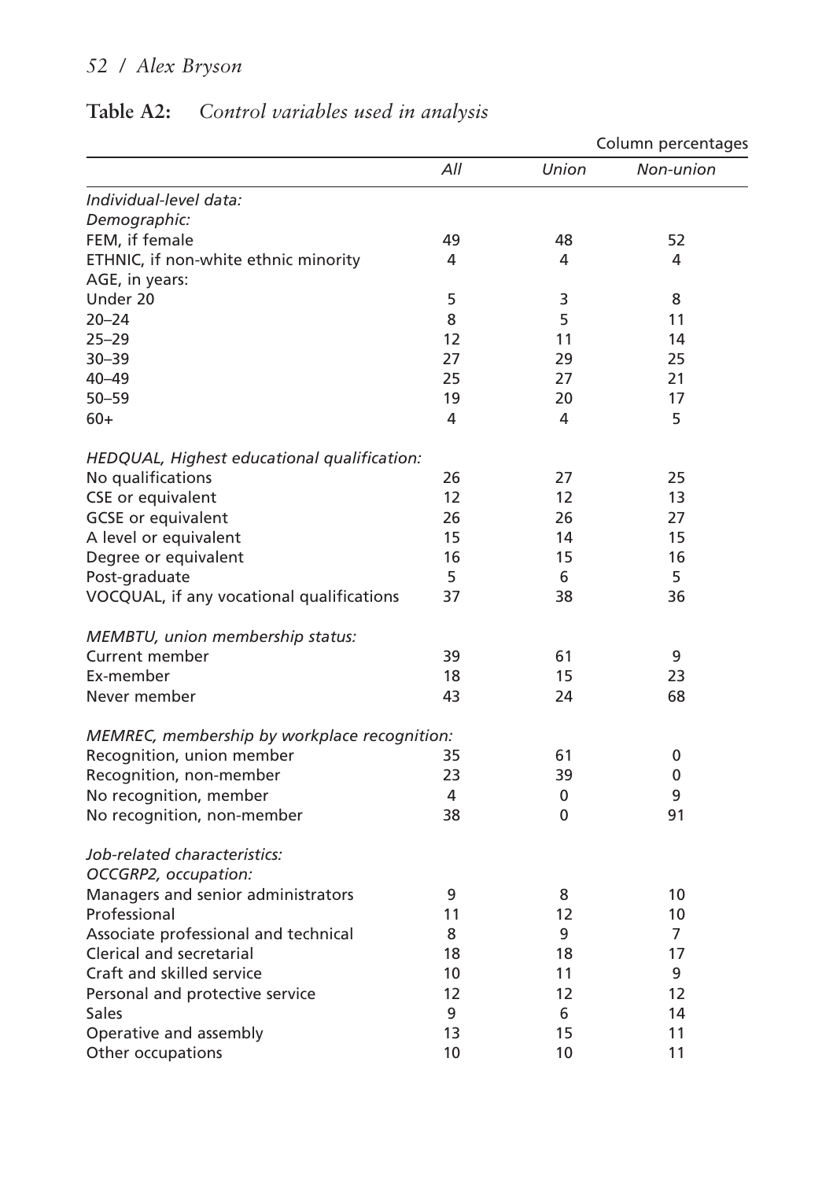**Table A2:** *Control variables used in analysis*

Column percentages

| | *All* | *Union* | *Non-union* |
|---|---|---|---|
| *Individual-level data:* | | | |
| *Demographic:* | | | |
| FEM, if female | 49 | 48 | 52 |
| ETHNIC, if non-white ethnic minority | 4 | 4 | 4 |
| AGE, in years: | | | |
| Under 20 | 5 | 3 | 8 |
| 20–24 | 8 | 5 | 11 |
| 25–29 | 12 | 11 | 14 |
| 30–39 | 27 | 29 | 25 |
| 40–49 | 25 | 27 | 21 |
| 50–59 | 19 | 20 | 17 |
| 60+ | 4 | 4 | 5 |
| *HEDQUAL, Highest educational qualification:* | | | |
| No qualifications | 26 | 27 | 25 |
| CSE or equivalent | 12 | 12 | 13 |
| GCSE or equivalent | 26 | 26 | 27 |
| A level or equivalent | 15 | 14 | 15 |
| Degree or equivalent | 16 | 15 | 16 |
| Post-graduate | 5 | 6 | 5 |
| VOCQUAL, if any vocational qualifications | 37 | 38 | 36 |
| *MEMBTU, union membership status:* | | | |
| Current member | 39 | 61 | 9 |
| Ex-member | 18 | 15 | 23 |
| Never member | 43 | 24 | 68 |
| *MEMREC, membership by workplace recognition:* | | | |
| Recognition, union member | 35 | 61 | 0 |
| Recognition, non-member | 23 | 39 | 0 |
| No recognition, member | 4 | 0 | 9 |
| No recognition, non-member | 38 | 0 | 91 |
| *Job-related characteristics:* | | | |
| *OCCGRP2, occupation:* | | | |
| Managers and senior administrators | 9 | 8 | 10 |
| Professional | 11 | 12 | 10 |
| Associate professional and technical | 8 | 9 | 7 |
| Clerical and secretarial | 18 | 18 | 17 |
| Craft and skilled service | 10 | 11 | 9 |
| Personal and protective service | 12 | 12 | 12 |
| Sales | 9 | 6 | 14 |
| Operative and assembly | 13 | 15 | 11 |
| Other occupations | 10 | 10 | 11 |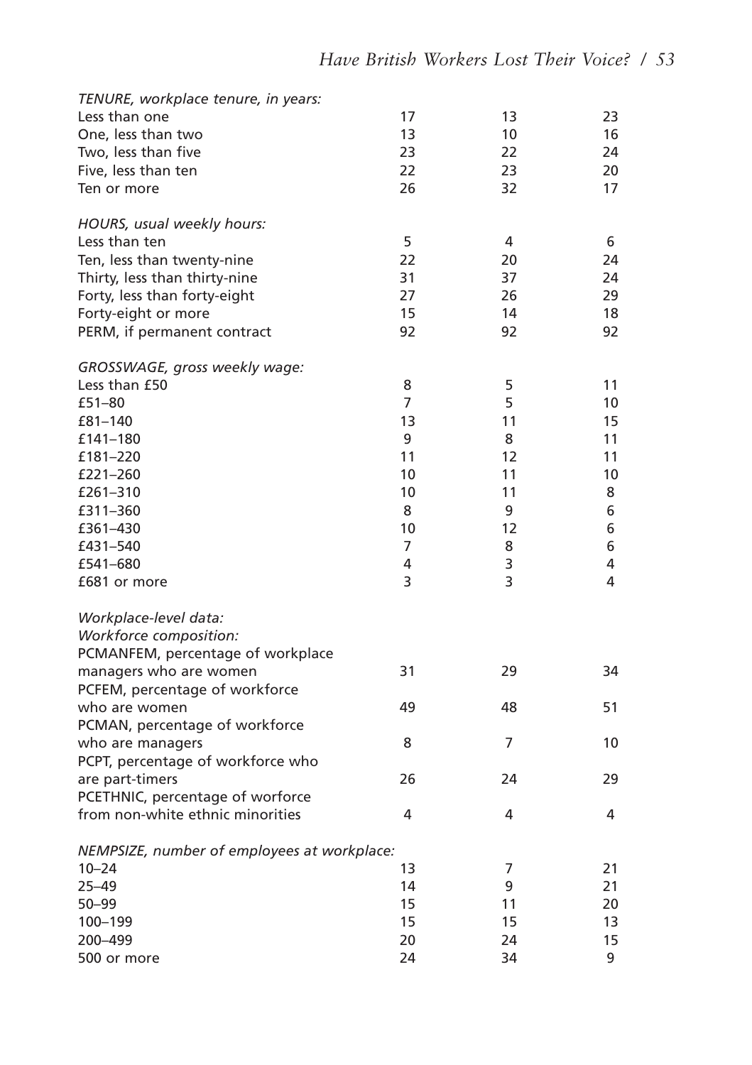| | | | |
|---|---|---|---|
| *TENURE, workplace tenure, in years:* | | | |
| Less than one | 17 | 13 | 23 |
| One, less than two | 13 | 10 | 16 |
| Two, less than five | 23 | 22 | 24 |
| Five, less than ten | 22 | 23 | 20 |
| Ten or more | 26 | 32 | 17 |
| *HOURS, usual weekly hours:* | | | |
| Less than ten | 5 | 4 | 6 |
| Ten, less than twenty-nine | 22 | 20 | 24 |
| Thirty, less than thirty-nine | 31 | 37 | 24 |
| Forty, less than forty-eight | 27 | 26 | 29 |
| Forty-eight or more | 15 | 14 | 18 |
| PERM, if permanent contract | 92 | 92 | 92 |
| *GROSSWAGE, gross weekly wage:* | | | |
| Less than £50 | 8 | 5 | 11 |
| £51–80 | 7 | 5 | 10 |
| £81–140 | 13 | 11 | 15 |
| £141–180 | 9 | 8 | 11 |
| £181–220 | 11 | 12 | 11 |
| £221–260 | 10 | 11 | 10 |
| £261–310 | 10 | 11 | 8 |
| £311–360 | 8 | 9 | 6 |
| £361–430 | 10 | 12 | 6 |
| £431–540 | 7 | 8 | 6 |
| £541–680 | 4 | 3 | 4 |
| £681 or more | 3 | 3 | 4 |
| *Workplace-level data:* | | | |
| *Workforce composition:* | | | |
| PCMANFEM, percentage of workplace managers who are women | 31 | 29 | 34 |
| PCFEM, percentage of workforce who are women | 49 | 48 | 51 |
| PCMAN, percentage of workforce who are managers | 8 | 7 | 10 |
| PCPT, percentage of workforce who are part-timers | 26 | 24 | 29 |
| PCETHNIC, percentage of worforce from non-white ethnic minorities | 4 | 4 | 4 |
| *NEMPSIZE, number of employees at workplace:* | | | |
| 10–24 | 13 | 7 | 21 |
| 25–49 | 14 | 9 | 21 |
| 50–99 | 15 | 11 | 20 |
| 100–199 | 15 | 15 | 13 |
| 200–499 | 20 | 24 | 15 |
| 500 or more | 24 | 34 | 9 |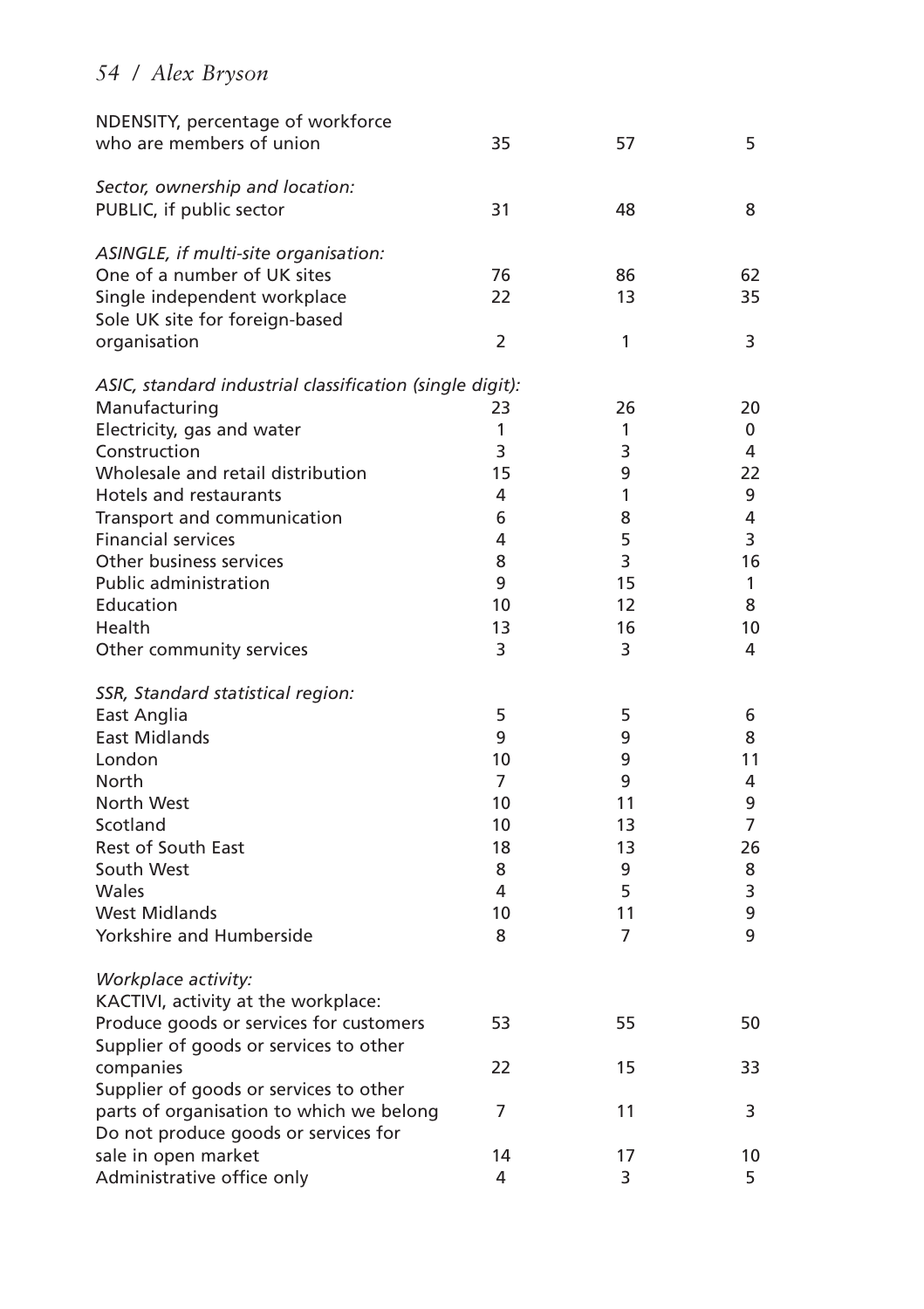| | | | |
|---|---|---|---|
| NDENSITY, percentage of workforce who are members of union | 35 | 57 | 5 |
| *Sector, ownership and location:* | | | |
| PUBLIC, if public sector | 31 | 48 | 8 |
| *ASINGLE, if multi-site organisation:* | | | |
| One of a number of UK sites | 76 | 86 | 62 |
| Single independent workplace | 22 | 13 | 35 |
| Sole UK site for foreign-based organisation | 2 | 1 | 3 |
| *ASIC, standard industrial classification (single digit):* | | | |
| Manufacturing | 23 | 26 | 20 |
| Electricity, gas and water | 1 | 1 | 0 |
| Construction | 3 | 3 | 4 |
| Wholesale and retail distribution | 15 | 9 | 22 |
| Hotels and restaurants | 4 | 1 | 9 |
| Transport and communication | 6 | 8 | 4 |
| Financial services | 4 | 5 | 3 |
| Other business services | 8 | 3 | 16 |
| Public administration | 9 | 15 | 1 |
| Education | 10 | 12 | 8 |
| Health | 13 | 16 | 10 |
| Other community services | 3 | 3 | 4 |
| *SSR, Standard statistical region:* | | | |
| East Anglia | 5 | 5 | 6 |
| East Midlands | 9 | 9 | 8 |
| London | 10 | 9 | 11 |
| North | 7 | 9 | 4 |
| North West | 10 | 11 | 9 |
| Scotland | 10 | 13 | 7 |
| Rest of South East | 18 | 13 | 26 |
| South West | 8 | 9 | 8 |
| Wales | 4 | 5 | 3 |
| West Midlands | 10 | 11 | 9 |
| Yorkshire and Humberside | 8 | 7 | 9 |
| *Workplace activity:* | | | |
| KACTIVI, activity at the workplace: | | | |
| Produce goods or services for customers | 53 | 55 | 50 |
| Supplier of goods or services to other companies | 22 | 15 | 33 |
| Supplier of goods or services to other parts of organisation to which we belong | 7 | 11 | 3 |
| Do not produce goods or services for sale in open market | 14 | 17 | 10 |
| Administrative office only | 4 | 3 | 5 |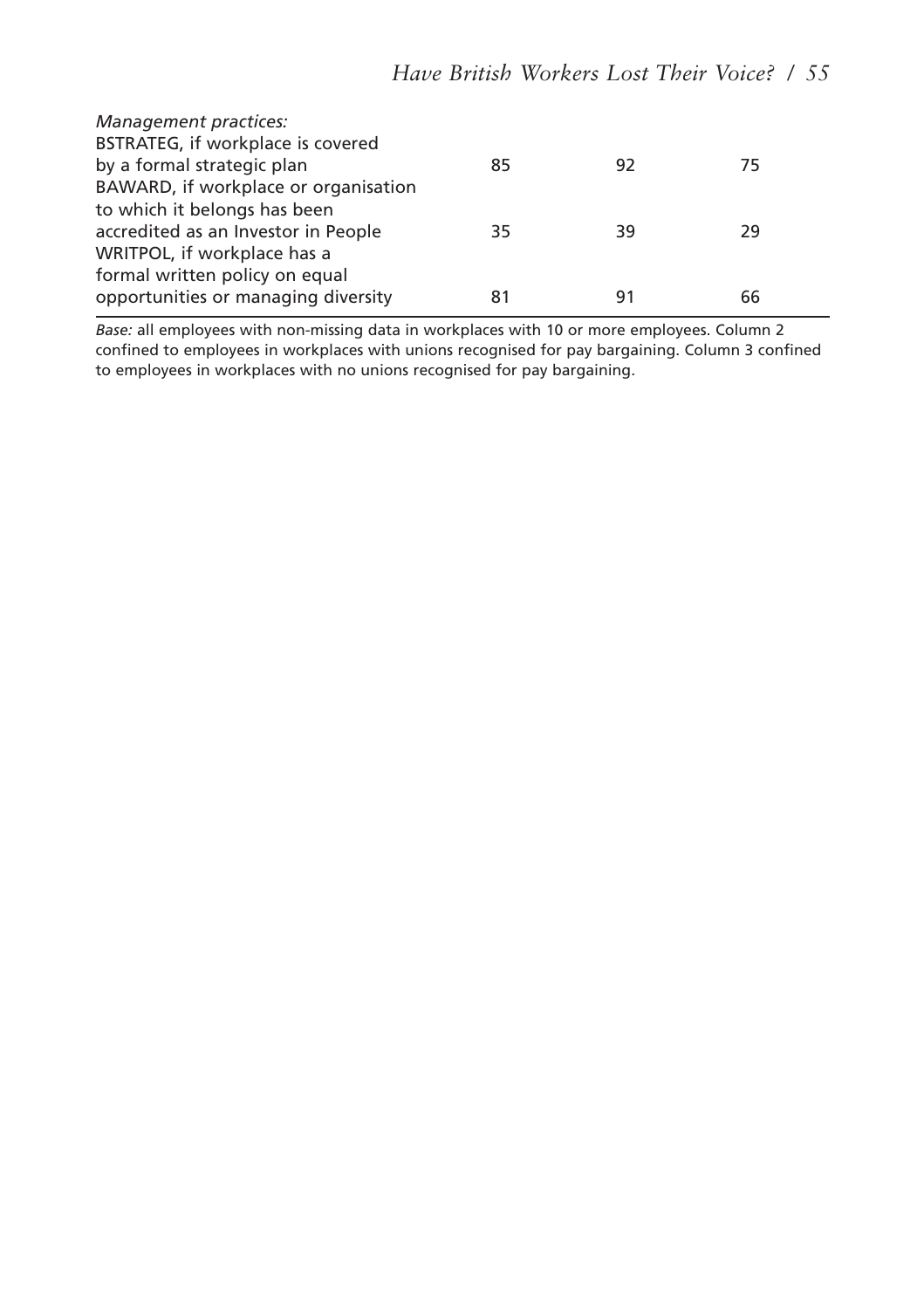| | | | |
|---|---|---|---|
| *Management practices:* | | | |
| BSTRATEG, if workplace is covered by a formal strategic plan | 85 | 92 | 75 |
| BAWARD, if workplace or organisation to which it belongs has been accredited as an Investor in People | 35 | 39 | 29 |
| WRITPOL, if workplace has a formal written policy on equal opportunities or managing diversity | 81 | 91 | 66 |

*Base:* all employees with non-missing data in workplaces with 10 or more employees. Column 2 confined to employees in workplaces with unions recognised for pay bargaining. Column 3 confined to employees in workplaces with no unions recognised for pay bargaining.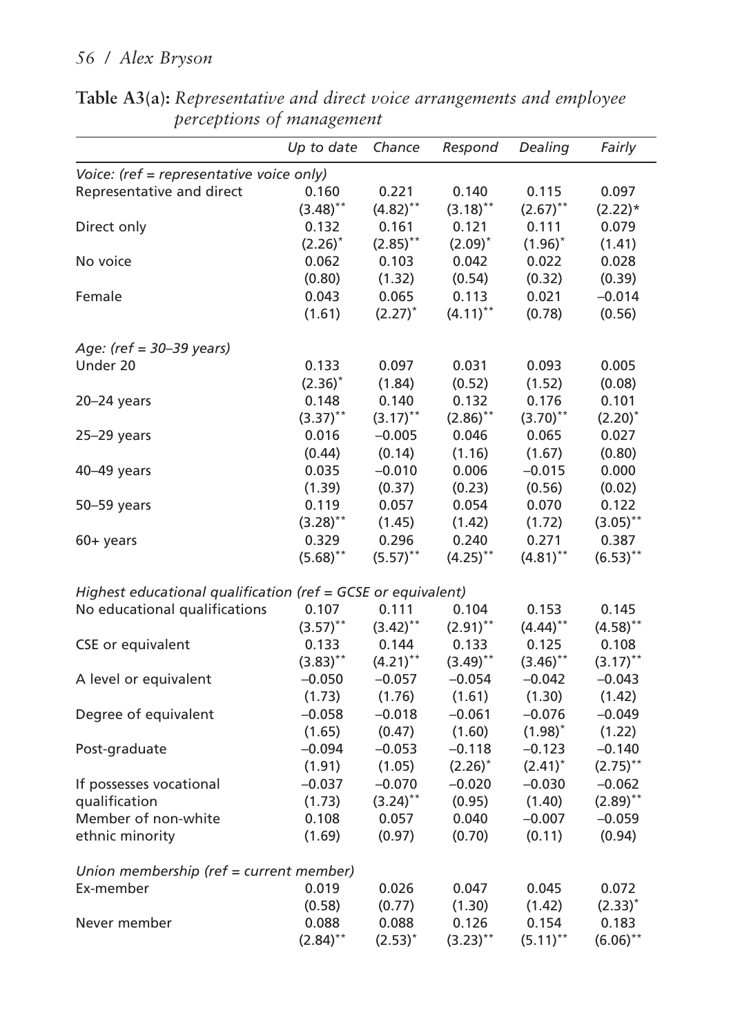**Table A3(a):** *Representative and direct voice arrangements and employee perceptions of management*

| | *Up to date* | *Chance* | *Respond* | *Dealing* | *Fairly* |
|---|---|---|---|---|---|
| *Voice: (ref = representative voice only)* | | | | | |
| Representative and direct | 0.160 | 0.221 | 0.140 | 0.115 | 0.097 |
| | (3.48)** | (4.82)** | (3.18)** | (2.67)** | (2.22)* |
| Direct only | 0.132 | 0.161 | 0.121 | 0.111 | 0.079 |
| | (2.26)* | (2.85)** | (2.09)* | (1.96)* | (1.41) |
| No voice | 0.062 | 0.103 | 0.042 | 0.022 | 0.028 |
| | (0.80) | (1.32) | (0.54) | (0.32) | (0.39) |
| Female | 0.043 | 0.065 | 0.113 | 0.021 | −0.014 |
| | (1.61) | (2.27)* | (4.11)** | (0.78) | (0.56) |
| *Age: (ref = 30–39 years)* | | | | | |
| Under 20 | 0.133 | 0.097 | 0.031 | 0.093 | 0.005 |
| | (2.36)* | (1.84) | (0.52) | (1.52) | (0.08) |
| 20–24 years | 0.148 | 0.140 | 0.132 | 0.176 | 0.101 |
| | (3.37)** | (3.17)** | (2.86)** | (3.70)** | (2.20)* |
| 25–29 years | 0.016 | −0.005 | 0.046 | 0.065 | 0.027 |
| | (0.44) | (0.14) | (1.16) | (1.67) | (0.80) |
| 40–49 years | 0.035 | −0.010 | 0.006 | −0.015 | 0.000 |
| | (1.39) | (0.37) | (0.23) | (0.56) | (0.02) |
| 50–59 years | 0.119 | 0.057 | 0.054 | 0.070 | 0.122 |
| | (3.28)** | (1.45) | (1.42) | (1.72) | (3.05)** |
| 60+ years | 0.329 | 0.296 | 0.240 | 0.271 | 0.387 |
| | (5.68)** | (5.57)** | (4.25)** | (4.81)** | (6.53)** |
| *Highest educational qualification (ref = GCSE or equivalent)* | | | | | |
| No educational qualifications | 0.107 | 0.111 | 0.104 | 0.153 | 0.145 |
| | (3.57)** | (3.42)** | (2.91)** | (4.44)** | (4.58)** |
| CSE or equivalent | 0.133 | 0.144 | 0.133 | 0.125 | 0.108 |
| | (3.83)** | (4.21)** | (3.49)** | (3.46)** | (3.17)** |
| A level or equivalent | −0.050 | −0.057 | −0.054 | −0.042 | −0.043 |
| | (1.73) | (1.76) | (1.61) | (1.30) | (1.42) |
| Degree of equivalent | −0.058 | −0.018 | −0.061 | −0.076 | −0.049 |
| | (1.65) | (0.47) | (1.60) | (1.98)* | (1.22) |
| Post-graduate | −0.094 | −0.053 | −0.118 | −0.123 | −0.140 |
| | (1.91) | (1.05) | (2.26)* | (2.41)* | (2.75)** |
| If possesses vocational qualification | −0.037 | −0.070 | −0.020 | −0.030 | −0.062 |
| | (1.73) | (3.24)** | (0.95) | (1.40) | (2.89)** |
| Member of non-white ethnic minority | 0.108 | 0.057 | 0.040 | −0.007 | −0.059 |
| | (1.69) | (0.97) | (0.70) | (0.11) | (0.94) |
| *Union membership (ref = current member)* | | | | | |
| Ex-member | 0.019 | 0.026 | 0.047 | 0.045 | 0.072 |
| | (0.58) | (0.77) | (1.30) | (1.42) | (2.33)* |
| Never member | 0.088 | 0.088 | 0.126 | 0.154 | 0.183 |
| | (2.84)** | (2.53)* | (3.23)** | (5.11)** | (6.06)** |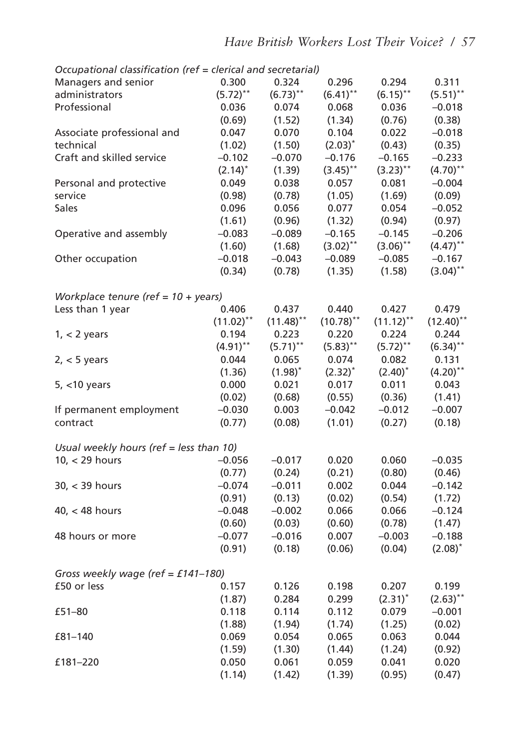| | | | | | |
|---|---|---|---|---|---|
| *Occupational classification (ref = clerical and secretarial)* | | | | | |
| Managers and senior administrators | 0.300 | 0.324 | 0.296 | 0.294 | 0.311 |
| | (5.72)** | (6.73)** | (6.41)** | (6.15)** | (5.51)** |
| Professional | 0.036 | 0.074 | 0.068 | 0.036 | –0.018 |
| | (0.69) | (1.52) | (1.34) | (0.76) | (0.38) |
| Associate professional and technical | 0.047 | 0.070 | 0.104 | 0.022 | –0.018 |
| | (1.02) | (1.50) | (2.03)* | (0.43) | (0.35) |
| Craft and skilled service | –0.102 | –0.070 | –0.176 | –0.165 | –0.233 |
| | (2.14)* | (1.39) | (3.45)** | (3.23)** | (4.70)** |
| Personal and protective service | 0.049 | 0.038 | 0.057 | 0.081 | –0.004 |
| | (0.98) | (0.78) | (1.05) | (1.69) | (0.09) |
| Sales | 0.096 | 0.056 | 0.077 | 0.054 | –0.052 |
| | (1.61) | (0.96) | (1.32) | (0.94) | (0.97) |
| Operative and assembly | –0.083 | –0.089 | –0.165 | –0.145 | –0.206 |
| | (1.60) | (1.68) | (3.02)** | (3.06)** | (4.47)** |
| Other occupation | –0.018 | –0.043 | –0.089 | –0.085 | –0.167 |
| | (0.34) | (0.78) | (1.35) | (1.58) | (3.04)** |
| *Workplace tenure (ref = 10 + years)* | | | | | |
| Less than 1 year | 0.406 | 0.437 | 0.440 | 0.427 | 0.479 |
| | (11.02)** | (11.48)** | (10.78)** | (11.12)** | (12.40)** |
| 1, < 2 years | 0.194 | 0.223 | 0.220 | 0.224 | 0.244 |
| | (4.91)** | (5.71)** | (5.83)** | (5.72)** | (6.34)** |
| 2, < 5 years | 0.044 | 0.065 | 0.074 | 0.082 | 0.131 |
| | (1.36) | (1.98)* | (2.32)* | (2.40)* | (4.20)** |
| 5, <10 years | 0.000 | 0.021 | 0.017 | 0.011 | 0.043 |
| | (0.02) | (0.68) | (0.55) | (0.36) | (1.41) |
| If permanent employment contract | –0.030 | 0.003 | –0.042 | –0.012 | –0.007 |
| | (0.77) | (0.08) | (1.01) | (0.27) | (0.18) |
| *Usual weekly hours (ref = less than 10)* | | | | | |
| 10, < 29 hours | –0.056 | –0.017 | 0.020 | 0.060 | –0.035 |
| | (0.77) | (0.24) | (0.21) | (0.80) | (0.46) |
| 30, < 39 hours | –0.074 | –0.011 | 0.002 | 0.044 | –0.142 |
| | (0.91) | (0.13) | (0.02) | (0.54) | (1.72) |
| 40, < 48 hours | –0.048 | –0.002 | 0.066 | 0.066 | –0.124 |
| | (0.60) | (0.03) | (0.60) | (0.78) | (1.47) |
| 48 hours or more | –0.077 | –0.016 | 0.007 | –0.003 | –0.188 |
| | (0.91) | (0.18) | (0.06) | (0.04) | (2.08)* |
| *Gross weekly wage (ref = £141–180)* | | | | | |
| £50 or less | 0.157 | 0.126 | 0.198 | 0.207 | 0.199 |
| | (1.87) | 0.284 | 0.299 | (2.31)* | (2.63)** |
| £51–80 | 0.118 | 0.114 | 0.112 | 0.079 | –0.001 |
| | (1.88) | (1.94) | (1.74) | (1.25) | (0.02) |
| £81–140 | 0.069 | 0.054 | 0.065 | 0.063 | 0.044 |
| | (1.59) | (1.30) | (1.44) | (1.24) | (0.92) |
| £181–220 | 0.050 | 0.061 | 0.059 | 0.041 | 0.020 |
| | (1.14) | (1.42) | (1.39) | (0.95) | (0.47) |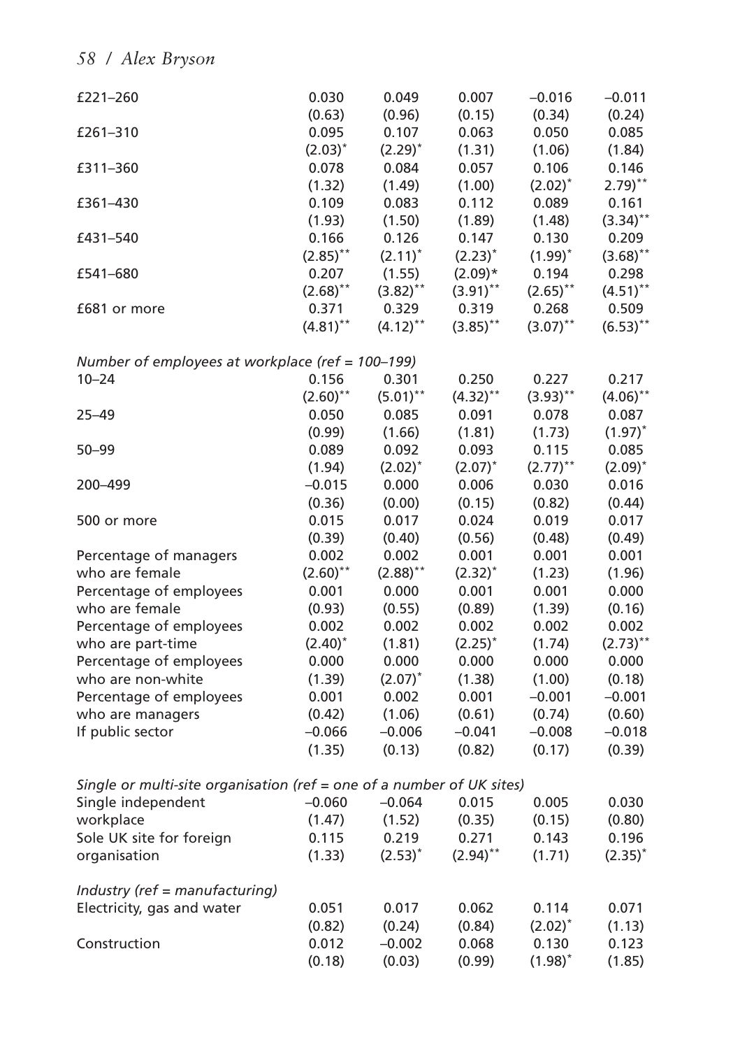| | | | | | |
|---|---|---|---|---|---|
| £221–260 | 0.030 | 0.049 | 0.007 | –0.016 | –0.011 |
| | (0.63) | (0.96) | (0.15) | (0.34) | (0.24) |
| £261–310 | 0.095 | 0.107 | 0.063 | 0.050 | 0.085 |
| | (2.03)* | (2.29)* | (1.31) | (1.06) | (1.84) |
| £311–360 | 0.078 | 0.084 | 0.057 | 0.106 | 0.146 |
| | (1.32) | (1.49) | (1.00) | (2.02)* | 2.79)** |
| £361–430 | 0.109 | 0.083 | 0.112 | 0.089 | 0.161 |
| | (1.93) | (1.50) | (1.89) | (1.48) | (3.34)** |
| £431–540 | 0.166 | 0.126 | 0.147 | 0.130 | 0.209 |
| | (2.85)** | (2.11)* | (2.23)* | (1.99)* | (3.68)** |
| £541–680 | 0.207 | (1.55) | (2.09)* | 0.194 | 0.298 |
| | (2.68)** | (3.82)** | (3.91)** | (2.65)** | (4.51)** |
| £681 or more | 0.371 | 0.329 | 0.319 | 0.268 | 0.509 |
| | (4.81)** | (4.12)** | (3.85)** | (3.07)** | (6.53)** |
| *Number of employees at workplace (ref = 100–199)* | | | | | |
| 10–24 | 0.156 | 0.301 | 0.250 | 0.227 | 0.217 |
| | (2.60)** | (5.01)** | (4.32)** | (3.93)** | (4.06)** |
| 25–49 | 0.050 | 0.085 | 0.091 | 0.078 | 0.087 |
| | (0.99) | (1.66) | (1.81) | (1.73) | (1.97)* |
| 50–99 | 0.089 | 0.092 | 0.093 | 0.115 | 0.085 |
| | (1.94) | (2.02)* | (2.07)* | (2.77)** | (2.09)* |
| 200–499 | –0.015 | 0.000 | 0.006 | 0.030 | 0.016 |
| | (0.36) | (0.00) | (0.15) | (0.82) | (0.44) |
| 500 or more | 0.015 | 0.017 | 0.024 | 0.019 | 0.017 |
| | (0.39) | (0.40) | (0.56) | (0.48) | (0.49) |
| Percentage of managers | 0.002 | 0.002 | 0.001 | 0.001 | 0.001 |
| who are female | (2.60)** | (2.88)** | (2.32)* | (1.23) | (1.96) |
| Percentage of employees | 0.001 | 0.000 | 0.001 | 0.001 | 0.000 |
| who are female | (0.93) | (0.55) | (0.89) | (1.39) | (0.16) |
| Percentage of employees | 0.002 | 0.002 | 0.002 | 0.002 | 0.002 |
| who are part-time | (2.40)* | (1.81) | (2.25)* | (1.74) | (2.73)** |
| Percentage of employees | 0.000 | 0.000 | 0.000 | 0.000 | 0.000 |
| who are non-white | (1.39) | (2.07)* | (1.38) | (1.00) | (0.18) |
| Percentage of employees | 0.001 | 0.002 | 0.001 | –0.001 | –0.001 |
| who are managers | (0.42) | (1.06) | (0.61) | (0.74) | (0.60) |
| If public sector | –0.066 | –0.006 | –0.041 | –0.008 | –0.018 |
| | (1.35) | (0.13) | (0.82) | (0.17) | (0.39) |
| *Single or multi-site organisation (ref = one of a number of UK sites)* | | | | | |
| Single independent | –0.060 | –0.064 | 0.015 | 0.005 | 0.030 |
| workplace | (1.47) | (1.52) | (0.35) | (0.15) | (0.80) |
| Sole UK site for foreign | 0.115 | 0.219 | 0.271 | 0.143 | 0.196 |
| organisation | (1.33) | (2.53)* | (2.94)** | (1.71) | (2.35)* |
| *Industry (ref = manufacturing)* | | | | | |
| Electricity, gas and water | 0.051 | 0.017 | 0.062 | 0.114 | 0.071 |
| | (0.82) | (0.24) | (0.84) | (2.02)* | (1.13) |
| Construction | 0.012 | –0.002 | 0.068 | 0.130 | 0.123 |
| | (0.18) | (0.03) | (0.99) | (1.98)* | (1.85) |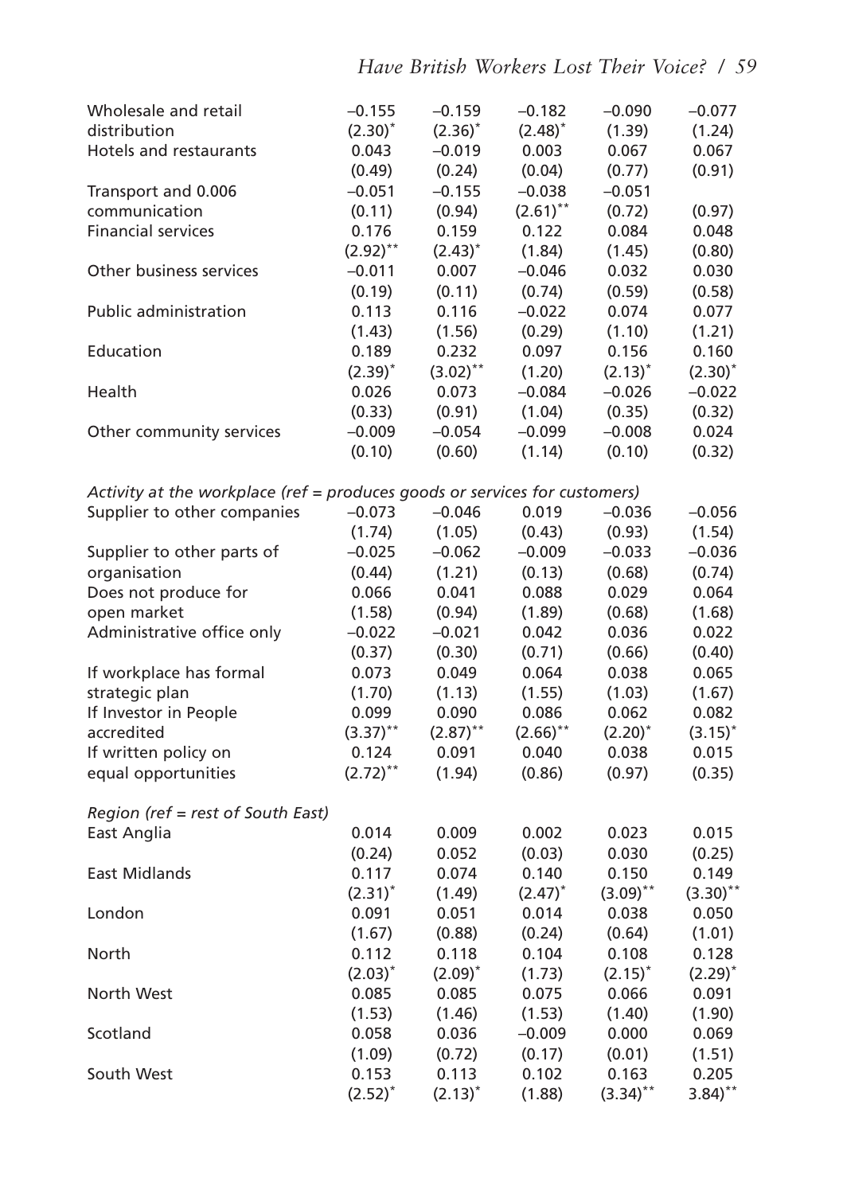| | | | | | |
|---|---|---|---|---|---|
| Wholesale and retail distribution | –0.155 | –0.159 | –0.182 | –0.090 | –0.077 |
| | (2.30)* | (2.36)* | (2.48)* | (1.39) | (1.24) |
| Hotels and restaurants | 0.043 | –0.019 | 0.003 | 0.067 | 0.067 |
| | (0.49) | (0.24) | (0.04) | (0.77) | (0.91) |
| Transport and 0.006 communication | –0.051 | –0.155 | –0.038 | –0.051 | |
| | (0.11) | (0.94) | (2.61)** | (0.72) | (0.97) |
| Financial services | 0.176 | 0.159 | 0.122 | 0.084 | 0.048 |
| | (2.92)** | (2.43)* | (1.84) | (1.45) | (0.80) |
| Other business services | –0.011 | 0.007 | –0.046 | 0.032 | 0.030 |
| | (0.19) | (0.11) | (0.74) | (0.59) | (0.58) |
| Public administration | 0.113 | 0.116 | –0.022 | 0.074 | 0.077 |
| | (1.43) | (1.56) | (0.29) | (1.10) | (1.21) |
| Education | 0.189 | 0.232 | 0.097 | 0.156 | 0.160 |
| | (2.39)* | (3.02)** | (1.20) | (2.13)* | (2.30)* |
| Health | 0.026 | 0.073 | –0.084 | –0.026 | –0.022 |
| | (0.33) | (0.91) | (1.04) | (0.35) | (0.32) |
| Other community services | –0.009 | –0.054 | –0.099 | –0.008 | 0.024 |
| | (0.10) | (0.60) | (1.14) | (0.10) | (0.32) |
| *Activity at the workplace (ref = produces goods or services for customers)* | | | | | |
| Supplier to other companies | –0.073 | –0.046 | 0.019 | –0.036 | –0.056 |
| | (1.74) | (1.05) | (0.43) | (0.93) | (1.54) |
| Supplier to other parts of organisation | –0.025 | –0.062 | –0.009 | –0.033 | –0.036 |
| | (0.44) | (1.21) | (0.13) | (0.68) | (0.74) |
| Does not produce for open market | 0.066 | 0.041 | 0.088 | 0.029 | 0.064 |
| | (1.58) | (0.94) | (1.89) | (0.68) | (1.68) |
| Administrative office only | –0.022 | –0.021 | 0.042 | 0.036 | 0.022 |
| | (0.37) | (0.30) | (0.71) | (0.66) | (0.40) |
| If workplace has formal strategic plan | 0.073 | 0.049 | 0.064 | 0.038 | 0.065 |
| | (1.70) | (1.13) | (1.55) | (1.03) | (1.67) |
| If Investor in People accredited | 0.099 | 0.090 | 0.086 | 0.062 | 0.082 |
| | (3.37)** | (2.87)** | (2.66)** | (2.20)* | (3.15)* |
| If written policy on equal opportunities | 0.124 | 0.091 | 0.040 | 0.038 | 0.015 |
| | (2.72)** | (1.94) | (0.86) | (0.97) | (0.35) |
| *Region (ref = rest of South East)* | | | | | |
| East Anglia | 0.014 | 0.009 | 0.002 | 0.023 | 0.015 |
| | (0.24) | 0.052 | (0.03) | 0.030 | (0.25) |
| East Midlands | 0.117 | 0.074 | 0.140 | 0.150 | 0.149 |
| | (2.31)* | (1.49) | (2.47)* | (3.09)** | (3.30)** |
| London | 0.091 | 0.051 | 0.014 | 0.038 | 0.050 |
| | (1.67) | (0.88) | (0.24) | (0.64) | (1.01) |
| North | 0.112 | 0.118 | 0.104 | 0.108 | 0.128 |
| | (2.03)* | (2.09)* | (1.73) | (2.15)* | (2.29)* |
| North West | 0.085 | 0.085 | 0.075 | 0.066 | 0.091 |
| | (1.53) | (1.46) | (1.53) | (1.40) | (1.90) |
| Scotland | 0.058 | 0.036 | –0.009 | 0.000 | 0.069 |
| | (1.09) | (0.72) | (0.17) | (0.01) | (1.51) |
| South West | 0.153 | 0.113 | 0.102 | 0.163 | 0.205 |
| | (2.52)* | (2.13)* | (1.88) | (3.34)** | 3.84)** |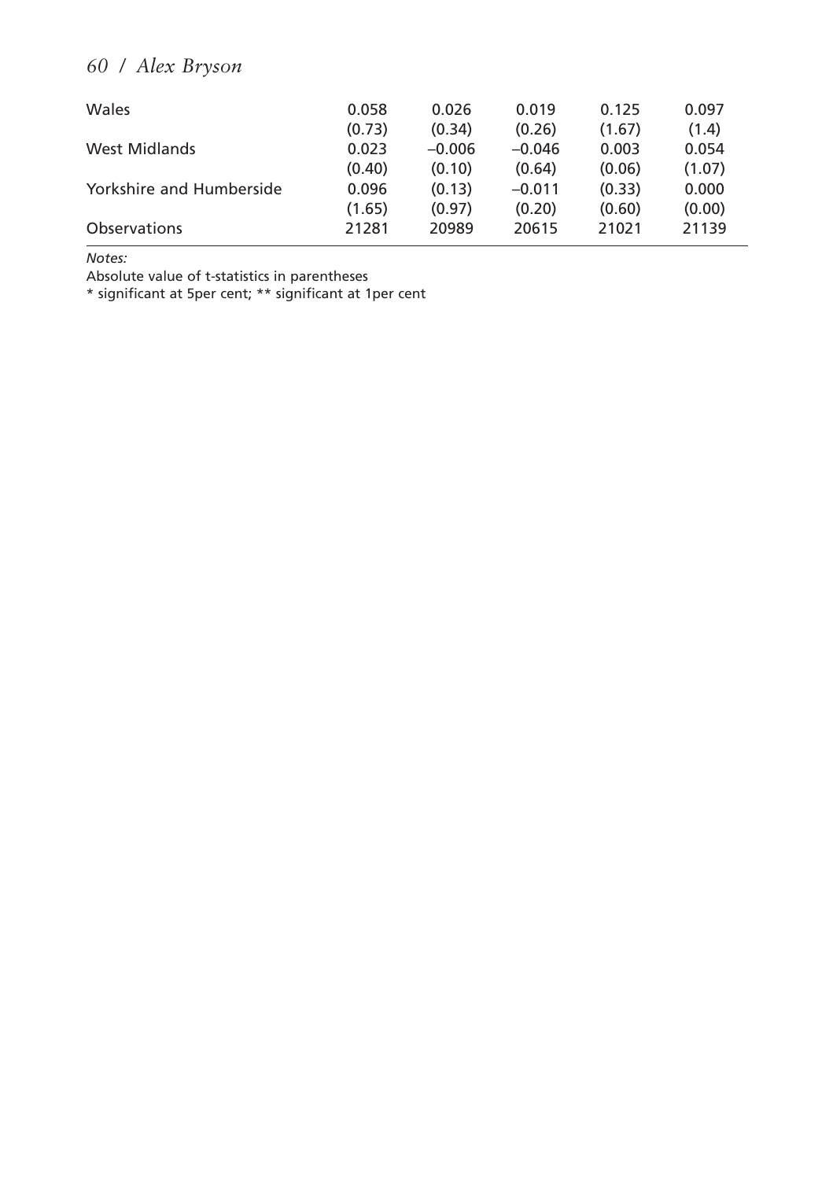| | | | | | |
|---|---|---|---|---|---|
| Wales | 0.058 | 0.026 | 0.019 | 0.125 | 0.097 |
| | (0.73) | (0.34) | (0.26) | (1.67) | (1.4) |
| West Midlands | 0.023 | −0.006 | −0.046 | 0.003 | 0.054 |
| | (0.40) | (0.10) | (0.64) | (0.06) | (1.07) |
| Yorkshire and Humberside | 0.096 | (0.13) | −0.011 | (0.33) | 0.000 |
| | (1.65) | (0.97) | (0.20) | (0.60) | (0.00) |
| Observations | 21281 | 20989 | 20615 | 21021 | 21139 |

*Notes:*

Absolute value of t-statistics in parentheses

* significant at 5per cent; ** significant at 1per cent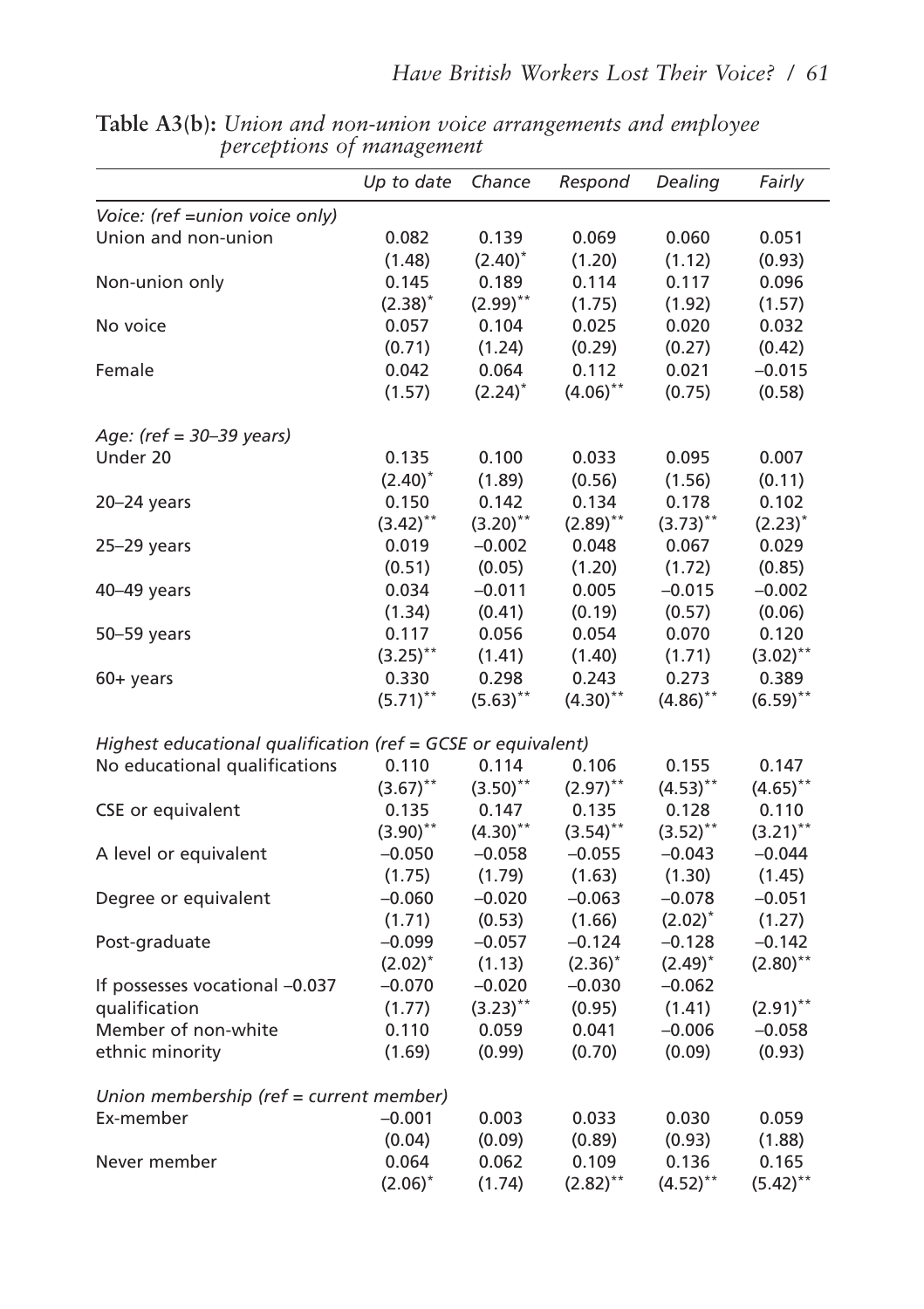**Table A3(b):** *Union and non-union voice arrangements and employee perceptions of management*

| | *Up to date* | *Chance* | *Respond* | *Dealing* | *Fairly* |
|---|---|---|---|---|---|
| *Voice: (ref =union voice only)* | | | | | |
| Union and non-union | 0.082 | 0.139 | 0.069 | 0.060 | 0.051 |
| | (1.48) | (2.40)* | (1.20) | (1.12) | (0.93) |
| Non-union only | 0.145 | 0.189 | 0.114 | 0.117 | 0.096 |
| | (2.38)* | (2.99)** | (1.75) | (1.92) | (1.57) |
| No voice | 0.057 | 0.104 | 0.025 | 0.020 | 0.032 |
| | (0.71) | (1.24) | (0.29) | (0.27) | (0.42) |
| Female | 0.042 | 0.064 | 0.112 | 0.021 | –0.015 |
| | (1.57) | (2.24)* | (4.06)** | (0.75) | (0.58) |
| *Age: (ref = 30–39 years)* | | | | | |
| Under 20 | 0.135 | 0.100 | 0.033 | 0.095 | 0.007 |
| | (2.40)* | (1.89) | (0.56) | (1.56) | (0.11) |
| 20–24 years | 0.150 | 0.142 | 0.134 | 0.178 | 0.102 |
| | (3.42)** | (3.20)** | (2.89)** | (3.73)** | (2.23)* |
| 25–29 years | 0.019 | –0.002 | 0.048 | 0.067 | 0.029 |
| | (0.51) | (0.05) | (1.20) | (1.72) | (0.85) |
| 40–49 years | 0.034 | –0.011 | 0.005 | –0.015 | –0.002 |
| | (1.34) | (0.41) | (0.19) | (0.57) | (0.06) |
| 50–59 years | 0.117 | 0.056 | 0.054 | 0.070 | 0.120 |
| | (3.25)** | (1.41) | (1.40) | (1.71) | (3.02)** |
| 60+ years | 0.330 | 0.298 | 0.243 | 0.273 | 0.389 |
| | (5.71)** | (5.63)** | (4.30)** | (4.86)** | (6.59)** |
| *Highest educational qualification (ref = GCSE or equivalent)* | | | | | |
| No educational qualifications | 0.110 | 0.114 | 0.106 | 0.155 | 0.147 |
| | (3.67)** | (3.50)** | (2.97)** | (4.53)** | (4.65)** |
| CSE or equivalent | 0.135 | 0.147 | 0.135 | 0.128 | 0.110 |
| | (3.90)** | (4.30)** | (3.54)** | (3.52)** | (3.21)** |
| A level or equivalent | –0.050 | –0.058 | –0.055 | –0.043 | –0.044 |
| | (1.75) | (1.79) | (1.63) | (1.30) | (1.45) |
| Degree or equivalent | –0.060 | –0.020 | –0.063 | –0.078 | –0.051 |
| | (1.71) | (0.53) | (1.66) | (2.02)* | (1.27) |
| Post-graduate | –0.099 | –0.057 | –0.124 | –0.128 | –0.142 |
| | (2.02)* | (1.13) | (2.36)* | (2.49)* | (2.80)** |
| If possesses vocational –0.037 | –0.070 | –0.020 | –0.030 | –0.062 | |
| qualification | (1.77) | (3.23)** | (0.95) | (1.41) | (2.91)** |
| Member of non-white | 0.110 | 0.059 | 0.041 | –0.006 | –0.058 |
| ethnic minority | (1.69) | (0.99) | (0.70) | (0.09) | (0.93) |
| *Union membership (ref = current member)* | | | | | |
| Ex-member | –0.001 | 0.003 | 0.033 | 0.030 | 0.059 |
| | (0.04) | (0.09) | (0.89) | (0.93) | (1.88) |
| Never member | 0.064 | 0.062 | 0.109 | 0.136 | 0.165 |
| | (2.06)* | (1.74) | (2.82)** | (4.52)** | (5.42)** |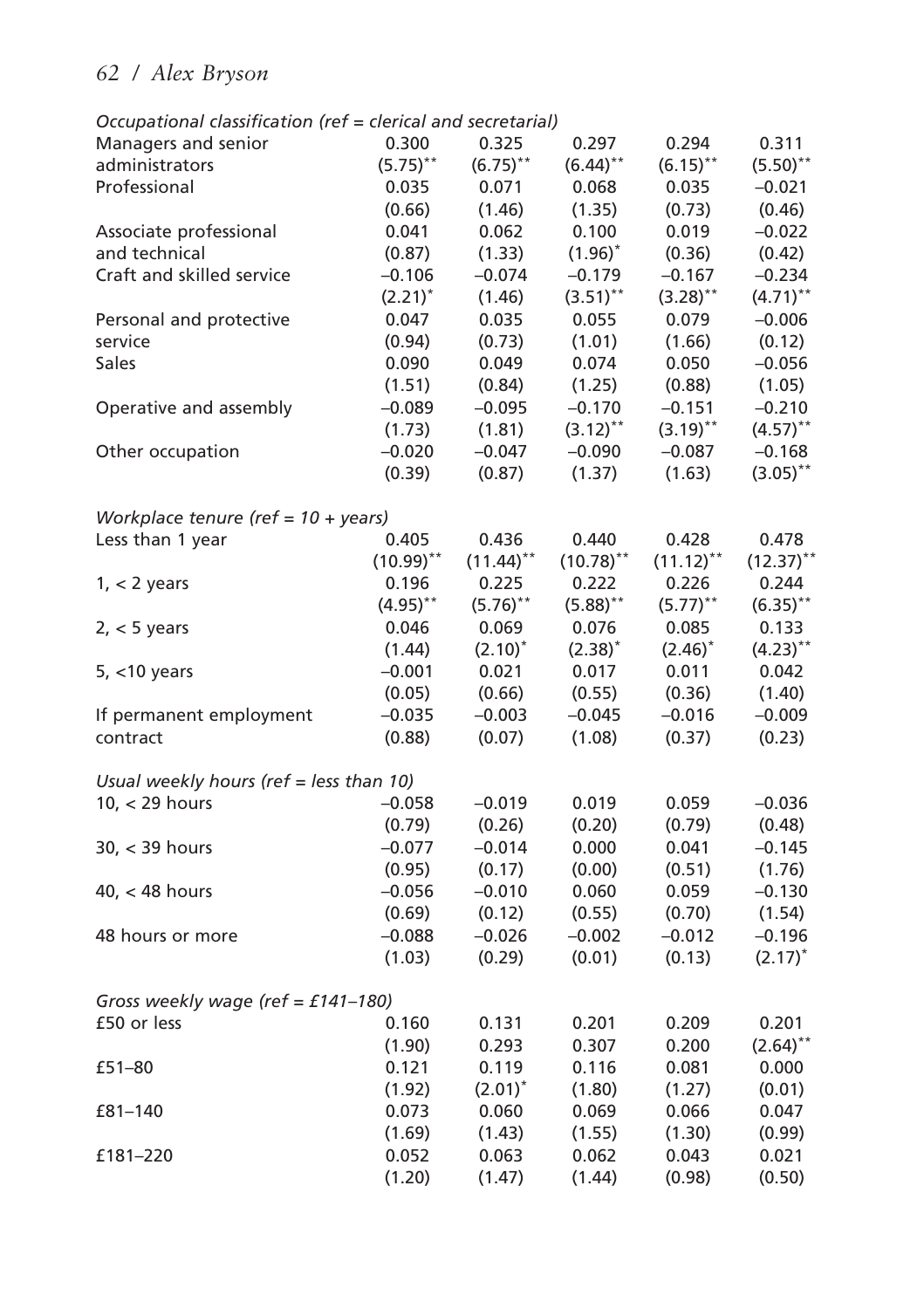| | | | | | |
|---|---|---|---|---|---|
| *Occupational classification (ref = clerical and secretarial)* | | | | | |
| Managers and senior | 0.300 | 0.325 | 0.297 | 0.294 | 0.311 |
| administrators | (5.75)** | (6.75)** | (6.44)** | (6.15)** | (5.50)** |
| Professional | 0.035 | 0.071 | 0.068 | 0.035 | –0.021 |
| | (0.66) | (1.46) | (1.35) | (0.73) | (0.46) |
| Associate professional | 0.041 | 0.062 | 0.100 | 0.019 | –0.022 |
| and technical | (0.87) | (1.33) | (1.96)* | (0.36) | (0.42) |
| Craft and skilled service | –0.106 | –0.074 | –0.179 | –0.167 | –0.234 |
| | (2.21)* | (1.46) | (3.51)** | (3.28)** | (4.71)** |
| Personal and protective | 0.047 | 0.035 | 0.055 | 0.079 | –0.006 |
| service | (0.94) | (0.73) | (1.01) | (1.66) | (0.12) |
| Sales | 0.090 | 0.049 | 0.074 | 0.050 | –0.056 |
| | (1.51) | (0.84) | (1.25) | (0.88) | (1.05) |
| Operative and assembly | –0.089 | –0.095 | –0.170 | –0.151 | –0.210 |
| | (1.73) | (1.81) | (3.12)** | (3.19)** | (4.57)** |
| Other occupation | –0.020 | –0.047 | –0.090 | –0.087 | –0.168 |
| | (0.39) | (0.87) | (1.37) | (1.63) | (3.05)** |
| *Workplace tenure (ref = 10 + years)* | | | | | |
| Less than 1 year | 0.405 | 0.436 | 0.440 | 0.428 | 0.478 |
| | (10.99)** | (11.44)** | (10.78)** | (11.12)** | (12.37)** |
| 1, < 2 years | 0.196 | 0.225 | 0.222 | 0.226 | 0.244 |
| | (4.95)** | (5.76)** | (5.88)** | (5.77)** | (6.35)** |
| 2, < 5 years | 0.046 | 0.069 | 0.076 | 0.085 | 0.133 |
| | (1.44) | (2.10)* | (2.38)* | (2.46)* | (4.23)** |
| 5, <10 years | –0.001 | 0.021 | 0.017 | 0.011 | 0.042 |
| | (0.05) | (0.66) | (0.55) | (0.36) | (1.40) |
| If permanent employment | –0.035 | –0.003 | –0.045 | –0.016 | –0.009 |
| contract | (0.88) | (0.07) | (1.08) | (0.37) | (0.23) |
| *Usual weekly hours (ref = less than 10)* | | | | | |
| 10, < 29 hours | –0.058 | –0.019 | 0.019 | 0.059 | –0.036 |
| | (0.79) | (0.26) | (0.20) | (0.79) | (0.48) |
| 30, < 39 hours | –0.077 | –0.014 | 0.000 | 0.041 | –0.145 |
| | (0.95) | (0.17) | (0.00) | (0.51) | (1.76) |
| 40, < 48 hours | –0.056 | –0.010 | 0.060 | 0.059 | –0.130 |
| | (0.69) | (0.12) | (0.55) | (0.70) | (1.54) |
| 48 hours or more | –0.088 | –0.026 | –0.002 | –0.012 | –0.196 |
| | (1.03) | (0.29) | (0.01) | (0.13) | (2.17)* |
| *Gross weekly wage (ref = £141–180)* | | | | | |
| £50 or less | 0.160 | 0.131 | 0.201 | 0.209 | 0.201 |
| | (1.90) | 0.293 | 0.307 | 0.200 | (2.64)** |
| £51–80 | 0.121 | 0.119 | 0.116 | 0.081 | 0.000 |
| | (1.92) | (2.01)* | (1.80) | (1.27) | (0.01) |
| £81–140 | 0.073 | 0.060 | 0.069 | 0.066 | 0.047 |
| | (1.69) | (1.43) | (1.55) | (1.30) | (0.99) |
| £181–220 | 0.052 | 0.063 | 0.062 | 0.043 | 0.021 |
| | (1.20) | (1.47) | (1.44) | (0.98) | (0.50) |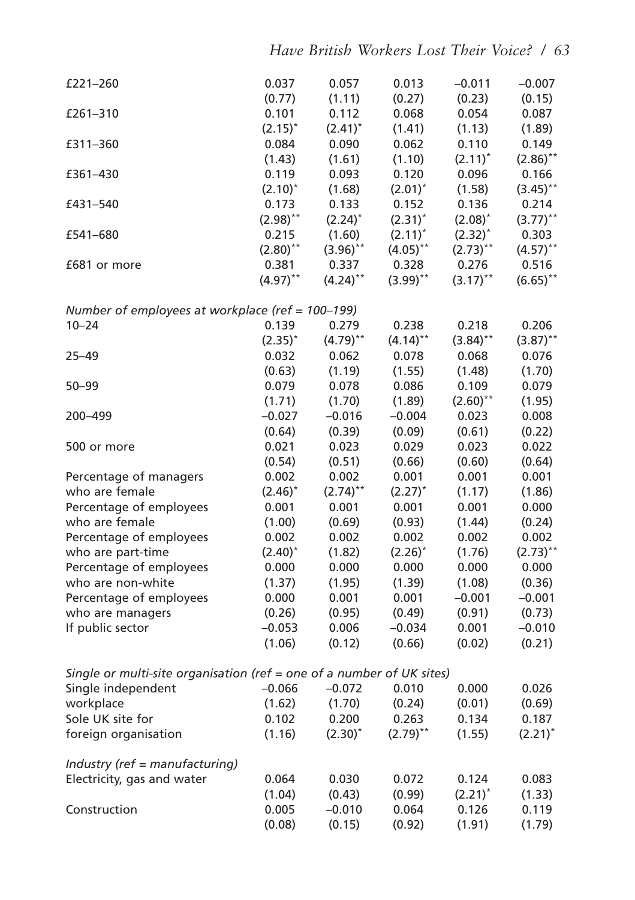| | | | | | |
|---|---|---|---|---|---|
| £221–260 | 0.037 | 0.057 | 0.013 | –0.011 | –0.007 |
| | (0.77) | (1.11) | (0.27) | (0.23) | (0.15) |
| £261–310 | 0.101 | 0.112 | 0.068 | 0.054 | 0.087 |
| | (2.15)* | (2.41)* | (1.41) | (1.13) | (1.89) |
| £311–360 | 0.084 | 0.090 | 0.062 | 0.110 | 0.149 |
| | (1.43) | (1.61) | (1.10) | (2.11)* | (2.86)** |
| £361–430 | 0.119 | 0.093 | 0.120 | 0.096 | 0.166 |
| | (2.10)* | (1.68) | (2.01)* | (1.58) | (3.45)** |
| £431–540 | 0.173 | 0.133 | 0.152 | 0.136 | 0.214 |
| | (2.98)** | (2.24)* | (2.31)* | (2.08)* | (3.77)** |
| £541–680 | 0.215 | (1.60) | (2.11)* | (2.32)* | 0.303 |
| | (2.80)** | (3.96)** | (4.05)** | (2.73)** | (4.57)** |
| £681 or more | 0.381 | 0.337 | 0.328 | 0.276 | 0.516 |
| | (4.97)** | (4.24)** | (3.99)** | (3.17)** | (6.65)** |
| *Number of employees at workplace (ref = 100–199)* | | | | | |
| 10–24 | 0.139 | 0.279 | 0.238 | 0.218 | 0.206 |
| | (2.35)* | (4.79)** | (4.14)** | (3.84)** | (3.87)** |
| 25–49 | 0.032 | 0.062 | 0.078 | 0.068 | 0.076 |
| | (0.63) | (1.19) | (1.55) | (1.48) | (1.70) |
| 50–99 | 0.079 | 0.078 | 0.086 | 0.109 | 0.079 |
| | (1.71) | (1.70) | (1.89) | (2.60)** | (1.95) |
| 200–499 | –0.027 | –0.016 | –0.004 | 0.023 | 0.008 |
| | (0.64) | (0.39) | (0.09) | (0.61) | (0.22) |
| 500 or more | 0.021 | 0.023 | 0.029 | 0.023 | 0.022 |
| | (0.54) | (0.51) | (0.66) | (0.60) | (0.64) |
| Percentage of managers | 0.002 | 0.002 | 0.001 | 0.001 | 0.001 |
| who are female | (2.46)* | (2.74)** | (2.27)* | (1.17) | (1.86) |
| Percentage of employees | 0.001 | 0.001 | 0.001 | 0.001 | 0.000 |
| who are female | (1.00) | (0.69) | (0.93) | (1.44) | (0.24) |
| Percentage of employees | 0.002 | 0.002 | 0.002 | 0.002 | 0.002 |
| who are part-time | (2.40)* | (1.82) | (2.26)* | (1.76) | (2.73)** |
| Percentage of employees | 0.000 | 0.000 | 0.000 | 0.000 | 0.000 |
| who are non-white | (1.37) | (1.95) | (1.39) | (1.08) | (0.36) |
| Percentage of employees | 0.000 | 0.001 | 0.001 | –0.001 | –0.001 |
| who are managers | (0.26) | (0.95) | (0.49) | (0.91) | (0.73) |
| If public sector | –0.053 | 0.006 | –0.034 | 0.001 | –0.010 |
| | (1.06) | (0.12) | (0.66) | (0.02) | (0.21) |
| *Single or multi-site organisation (ref = one of a number of UK sites)* | | | | | |
| Single independent | –0.066 | –0.072 | 0.010 | 0.000 | 0.026 |
| workplace | (1.62) | (1.70) | (0.24) | (0.01) | (0.69) |
| Sole UK site for | 0.102 | 0.200 | 0.263 | 0.134 | 0.187 |
| foreign organisation | (1.16) | (2.30)* | (2.79)** | (1.55) | (2.21)* |
| *Industry (ref = manufacturing)* | | | | | |
| Electricity, gas and water | 0.064 | 0.030 | 0.072 | 0.124 | 0.083 |
| | (1.04) | (0.43) | (0.99) | (2.21)* | (1.33) |
| Construction | 0.005 | –0.010 | 0.064 | 0.126 | 0.119 |
| | (0.08) | (0.15) | (0.92) | (1.91) | (1.79) |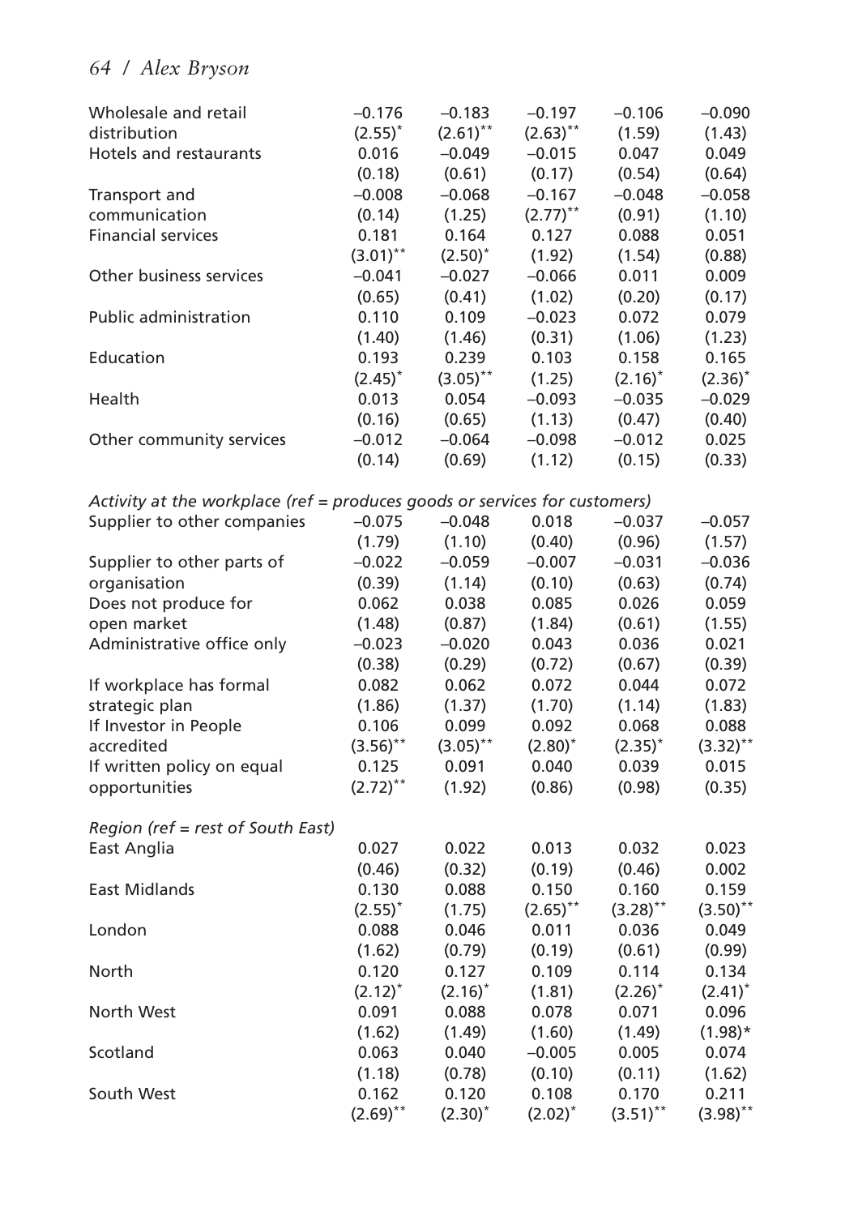| | | | | | |
|---|---|---|---|---|---|
| Wholesale and retail distribution | –0.176 | –0.183 | –0.197 | –0.106 | –0.090 |
| | (2.55)* | (2.61)** | (2.63)** | (1.59) | (1.43) |
| Hotels and restaurants | 0.016 | –0.049 | –0.015 | 0.047 | 0.049 |
| | (0.18) | (0.61) | (0.17) | (0.54) | (0.64) |
| Transport and communication | –0.008 | –0.068 | –0.167 | –0.048 | –0.058 |
| | (0.14) | (1.25) | (2.77)** | (0.91) | (1.10) |
| Financial services | 0.181 | 0.164 | 0.127 | 0.088 | 0.051 |
| | (3.01)** | (2.50)* | (1.92) | (1.54) | (0.88) |
| Other business services | –0.041 | –0.027 | –0.066 | 0.011 | 0.009 |
| | (0.65) | (0.41) | (1.02) | (0.20) | (0.17) |
| Public administration | 0.110 | 0.109 | –0.023 | 0.072 | 0.079 |
| | (1.40) | (1.46) | (0.31) | (1.06) | (1.23) |
| Education | 0.193 | 0.239 | 0.103 | 0.158 | 0.165 |
| | (2.45)* | (3.05)** | (1.25) | (2.16)* | (2.36)* |
| Health | 0.013 | 0.054 | –0.093 | –0.035 | –0.029 |
| | (0.16) | (0.65) | (1.13) | (0.47) | (0.40) |
| Other community services | –0.012 | –0.064 | –0.098 | –0.012 | 0.025 |
| | (0.14) | (0.69) | (1.12) | (0.15) | (0.33) |
| *Activity at the workplace (ref = produces goods or services for customers)* | | | | | |
| Supplier to other companies | –0.075 | –0.048 | 0.018 | –0.037 | –0.057 |
| | (1.79) | (1.10) | (0.40) | (0.96) | (1.57) |
| Supplier to other parts of organisation | –0.022 | –0.059 | –0.007 | –0.031 | –0.036 |
| | (0.39) | (1.14) | (0.10) | (0.63) | (0.74) |
| Does not produce for open market | 0.062 | 0.038 | 0.085 | 0.026 | 0.059 |
| | (1.48) | (0.87) | (1.84) | (0.61) | (1.55) |
| Administrative office only | –0.023 | –0.020 | 0.043 | 0.036 | 0.021 |
| | (0.38) | (0.29) | (0.72) | (0.67) | (0.39) |
| If workplace has formal strategic plan | 0.082 | 0.062 | 0.072 | 0.044 | 0.072 |
| | (1.86) | (1.37) | (1.70) | (1.14) | (1.83) |
| If Investor in People accredited | 0.106 | 0.099 | 0.092 | 0.068 | 0.088 |
| | (3.56)** | (3.05)** | (2.80)* | (2.35)* | (3.32)** |
| If written policy on equal opportunities | 0.125 | 0.091 | 0.040 | 0.039 | 0.015 |
| | (2.72)** | (1.92) | (0.86) | (0.98) | (0.35) |
| *Region (ref = rest of South East)* | | | | | |
| East Anglia | 0.027 | 0.022 | 0.013 | 0.032 | 0.023 |
| | (0.46) | (0.32) | (0.19) | (0.46) | 0.002 |
| East Midlands | 0.130 | 0.088 | 0.150 | 0.160 | 0.159 |
| | (2.55)* | (1.75) | (2.65)** | (3.28)** | (3.50)** |
| London | 0.088 | 0.046 | 0.011 | 0.036 | 0.049 |
| | (1.62) | (0.79) | (0.19) | (0.61) | (0.99) |
| North | 0.120 | 0.127 | 0.109 | 0.114 | 0.134 |
| | (2.12)* | (2.16)* | (1.81) | (2.26)* | (2.41)* |
| North West | 0.091 | 0.088 | 0.078 | 0.071 | 0.096 |
| | (1.62) | (1.49) | (1.60) | (1.49) | (1.98)* |
| Scotland | 0.063 | 0.040 | –0.005 | 0.005 | 0.074 |
| | (1.18) | (0.78) | (0.10) | (0.11) | (1.62) |
| South West | 0.162 | 0.120 | 0.108 | 0.170 | 0.211 |
| | (2.69)** | (2.30)* | (2.02)* | (3.51)** | (3.98)** |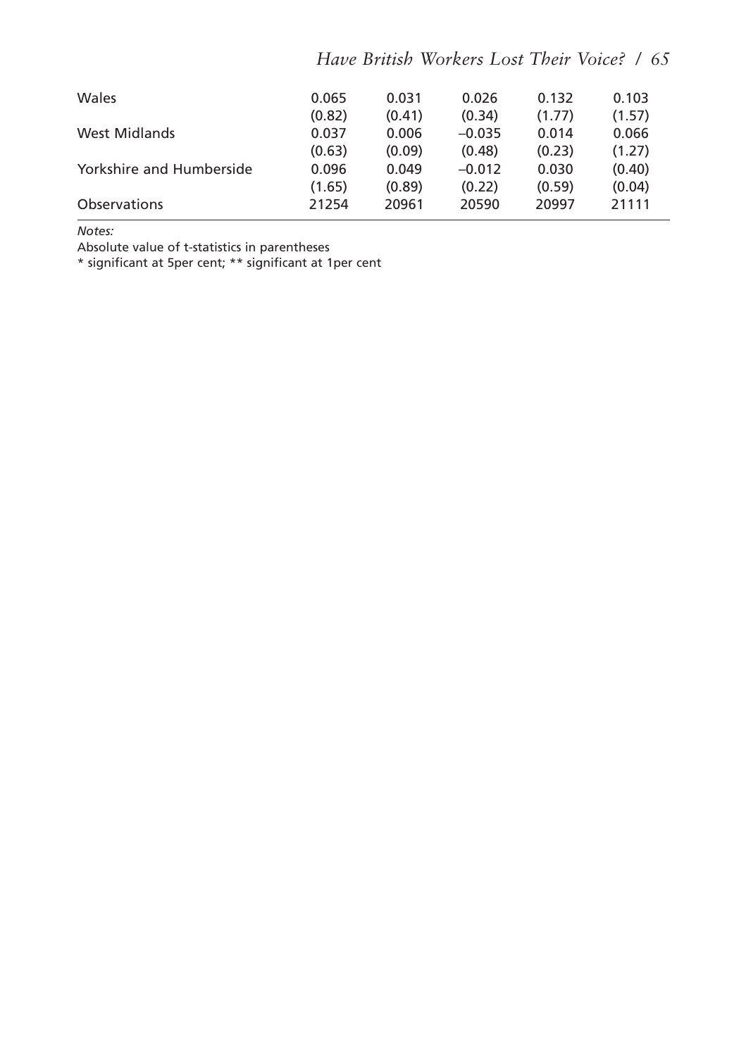| | | | | | |
|---|---|---|---|---|---|
| Wales | 0.065 | 0.031 | 0.026 | 0.132 | 0.103 |
| | (0.82) | (0.41) | (0.34) | (1.77) | (1.57) |
| West Midlands | 0.037 | 0.006 | –0.035 | 0.014 | 0.066 |
| | (0.63) | (0.09) | (0.48) | (0.23) | (1.27) |
| Yorkshire and Humberside | 0.096 | 0.049 | –0.012 | 0.030 | (0.40) |
| | (1.65) | (0.89) | (0.22) | (0.59) | (0.04) |
| Observations | 21254 | 20961 | 20590 | 20997 | 21111 |

*Notes:*

Absolute value of t-statistics in parentheses

* significant at 5per cent; ** significant at 1per cent